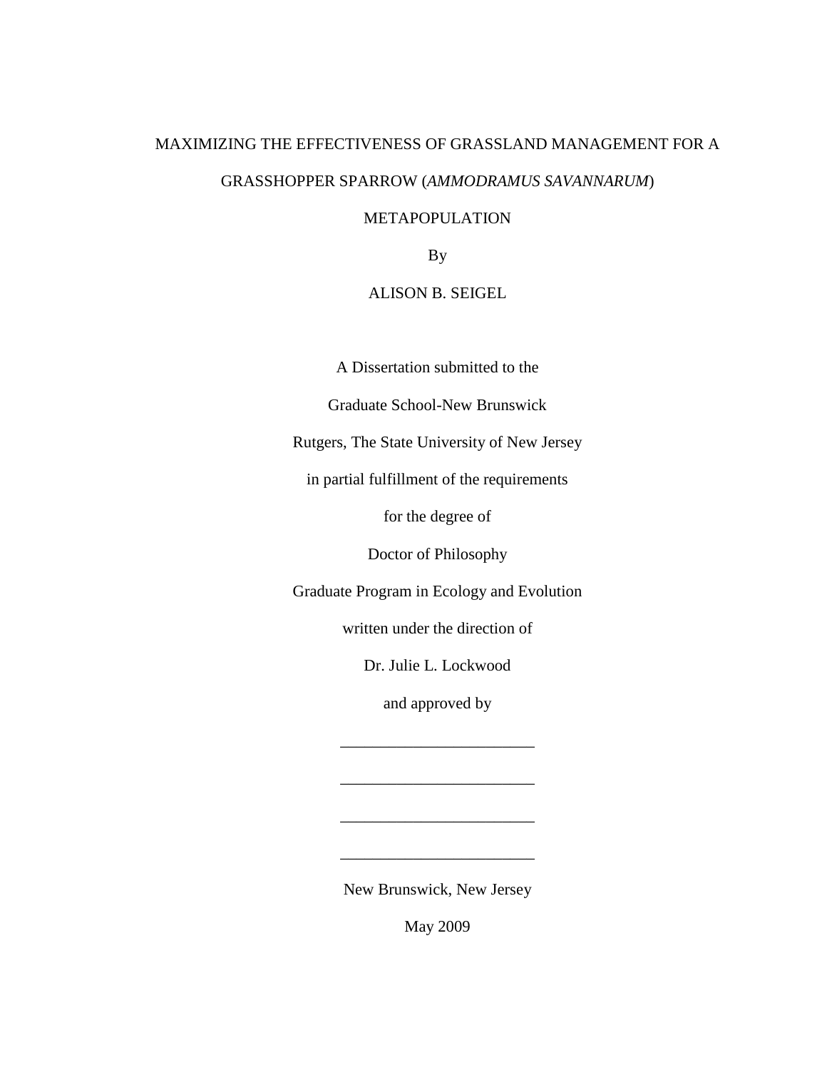# MAXIMIZING THE EFFECTIVENESS OF GRASSLAND MANAGEMENT FOR A GRASSHOPPER SPARROW (*AMMODRAMUS SAVANNARUM*) METAPOPULATION

By

ALISON B. SEIGEL

A Dissertation submitted to the

Graduate School-New Brunswick

Rutgers, The State University of New Jersey

in partial fulfillment of the requirements

for the degree of

Doctor of Philosophy

Graduate Program in Ecology and Evolution

written under the direction of

Dr. Julie L. Lockwood

and approved by

________________________

________________________

________________________

________________________

New Brunswick, New Jersey

May 2009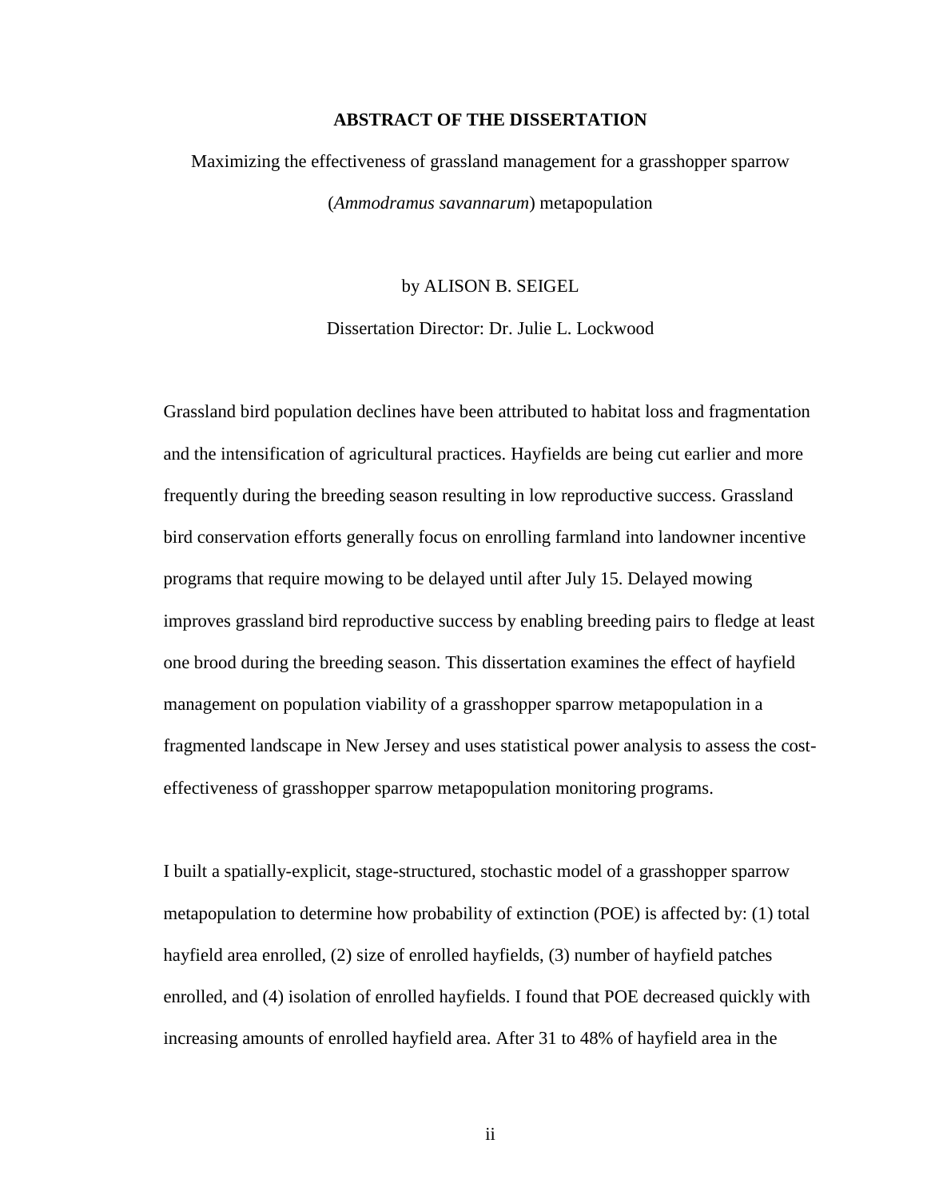## ABSTRACT OF THE DISSERTATION

Maximizing the effectiveness of grassland management for a grasshopper sparrow (*Ammodramus savannarum*) metapopulation

by ALISON B. SEIGEL

Dissertation Director: Dr. Julie L. Lockwood

Grassland bird population declines have been attributed to habitat loss and fragmentation and the intensification of agricultural practices. Hayfields are being cut earlier and more frequently during the breeding season resulting in low reproductive success. Grassland bird conservation efforts generally focus on enrolling farmland into landowner incentive programs that require mowing to be delayed until after July 15. Delayed mowing improves grassland bird reproductive success by enabling breeding pairs to fledge at least one brood during the breeding season. This dissertation examines the effect of hayfield management on population viability of a grasshopper sparrow metapopulation in a fragmented landscape in New Jersey and uses statistical power analysis to assess the cost-effectiveness of grasshopper sparrow metapopulation monitoring programs.

I built a spatially-explicit, stage-structured, stochastic model of a grasshopper sparrow metapopulation to determine how probability of extinction (POE) is affected by: (1) total hayfield area enrolled, (2) size of enrolled hayfields, (3) number of hayfield patches enrolled, and (4) isolation of enrolled hayfields. I found that POE decreased quickly with increasing amounts of enrolled hayfield area. After 31 to 48% of hayfield area in the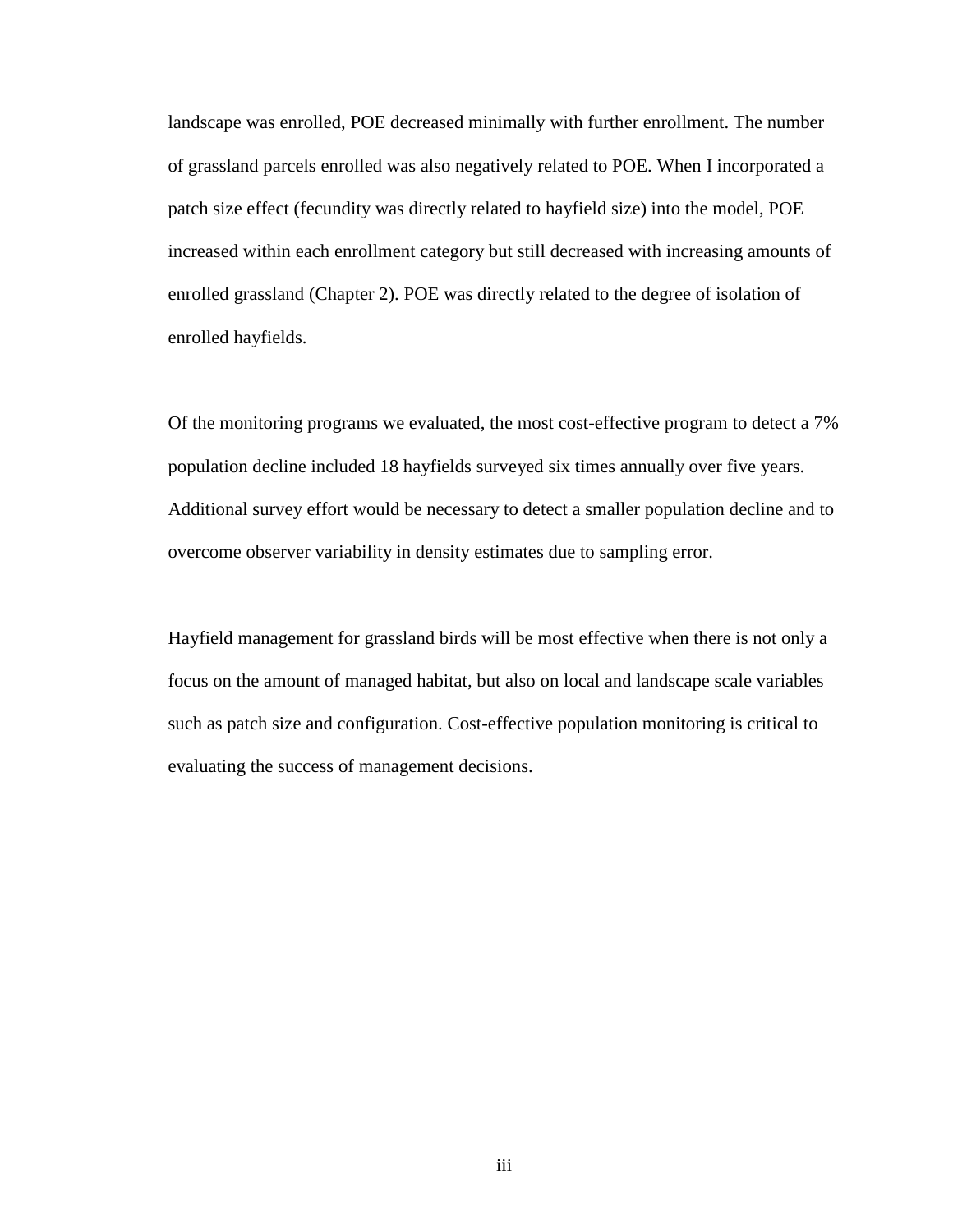landscape was enrolled, POE decreased minimally with further enrollment. The number of grassland parcels enrolled was also negatively related to POE. When I incorporated a patch size effect (fecundity was directly related to hayfield size) into the model, POE increased within each enrollment category but still decreased with increasing amounts of enrolled grassland (Chapter 2). POE was directly related to the degree of isolation of enrolled hayfields.

Of the monitoring programs we evaluated, the most cost-effective program to detect a 7% population decline included 18 hayfields surveyed six times annually over five years. Additional survey effort would be necessary to detect a smaller population decline and to overcome observer variability in density estimates due to sampling error.

Hayfield management for grassland birds will be most effective when there is not only a focus on the amount of managed habitat, but also on local and landscape scale variables such as patch size and configuration. Cost-effective population monitoring is critical to evaluating the success of management decisions.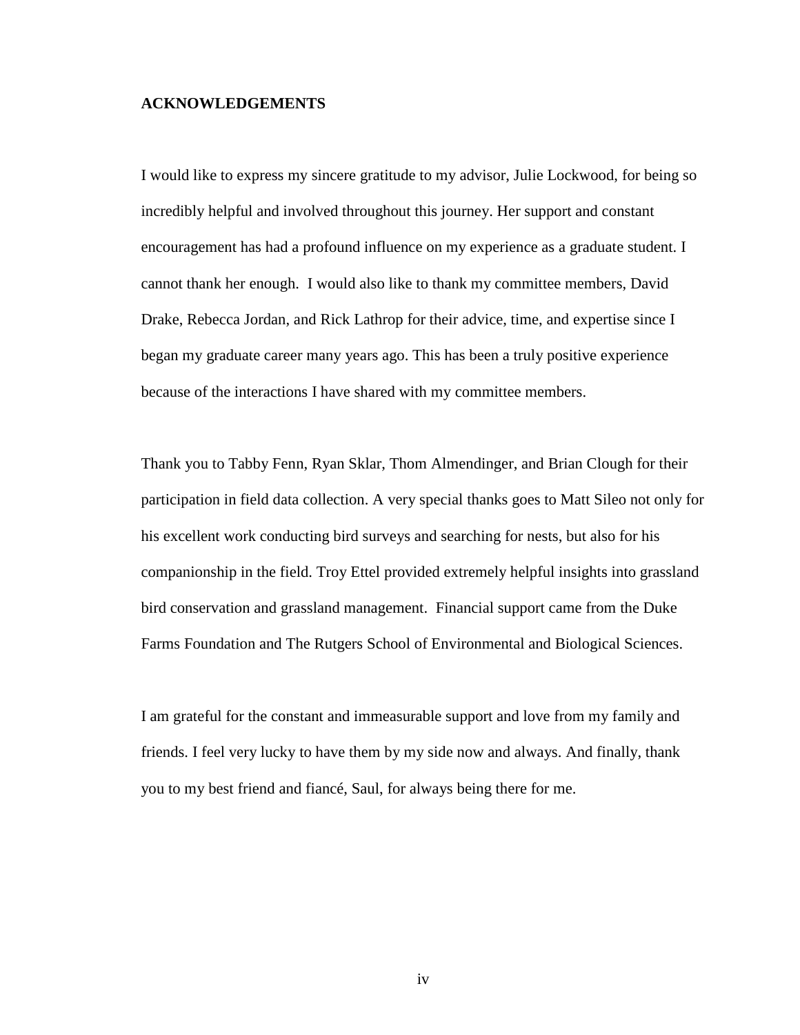## ACKNOWLEDGEMENTS

I would like to express my sincere gratitude to my advisor, Julie Lockwood, for being so incredibly helpful and involved throughout this journey. Her support and constant encouragement has had a profound influence on my experience as a graduate student. I cannot thank her enough. I would also like to thank my committee members, David Drake, Rebecca Jordan, and Rick Lathrop for their advice, time, and expertise since I began my graduate career many years ago. This has been a truly positive experience because of the interactions I have shared with my committee members.

Thank you to Tabby Fenn, Ryan Sklar, Thom Almendinger, and Brian Clough for their participation in field data collection. A very special thanks goes to Matt Sileo not only for his excellent work conducting bird surveys and searching for nests, but also for his companionship in the field. Troy Ettel provided extremely helpful insights into grassland bird conservation and grassland management. Financial support came from the Duke Farms Foundation and The Rutgers School of Environmental and Biological Sciences.

I am grateful for the constant and immeasurable support and love from my family and friends. I feel very lucky to have them by my side now and always. And finally, thank you to my best friend and fiancé, Saul, for always being there for me.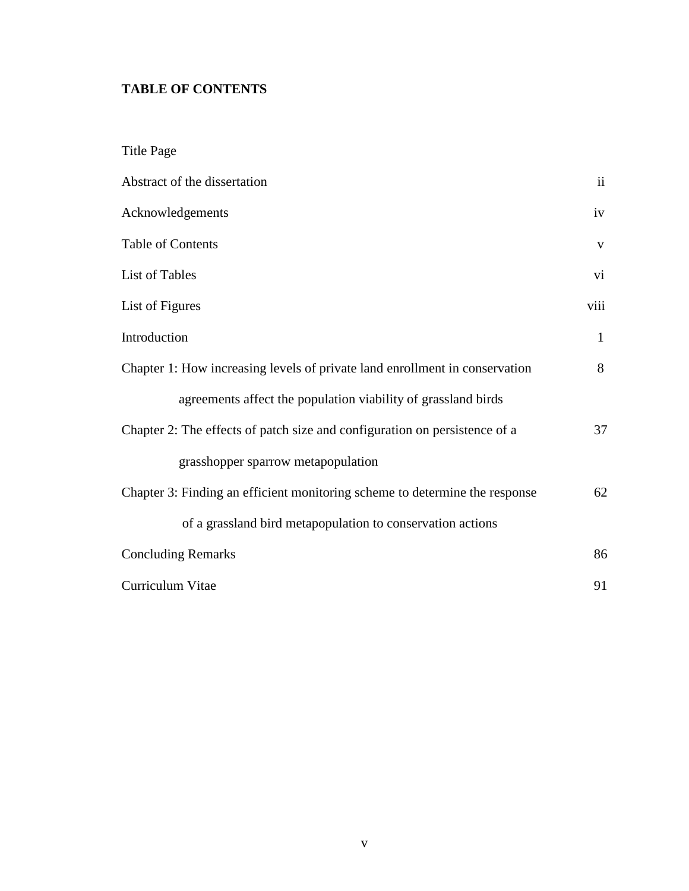# TABLE OF CONTENTS

| | |
|---|---|
| Title Page | |
| Abstract of the dissertation | ii |
| Acknowledgements | iv |
| Table of Contents | v |
| List of Tables | vi |
| List of Figures | viii |
| Introduction | 1 |
| Chapter 1: How increasing levels of private land enrollment in conservation agreements affect the population viability of grassland birds | 8 |
| Chapter 2: The effects of patch size and configuration on persistence of a grasshopper sparrow metapopulation | 37 |
| Chapter 3: Finding an efficient monitoring scheme to determine the response of a grassland bird metapopulation to conservation actions | 62 |
| Concluding Remarks | 86 |
| Curriculum Vitae | 91 |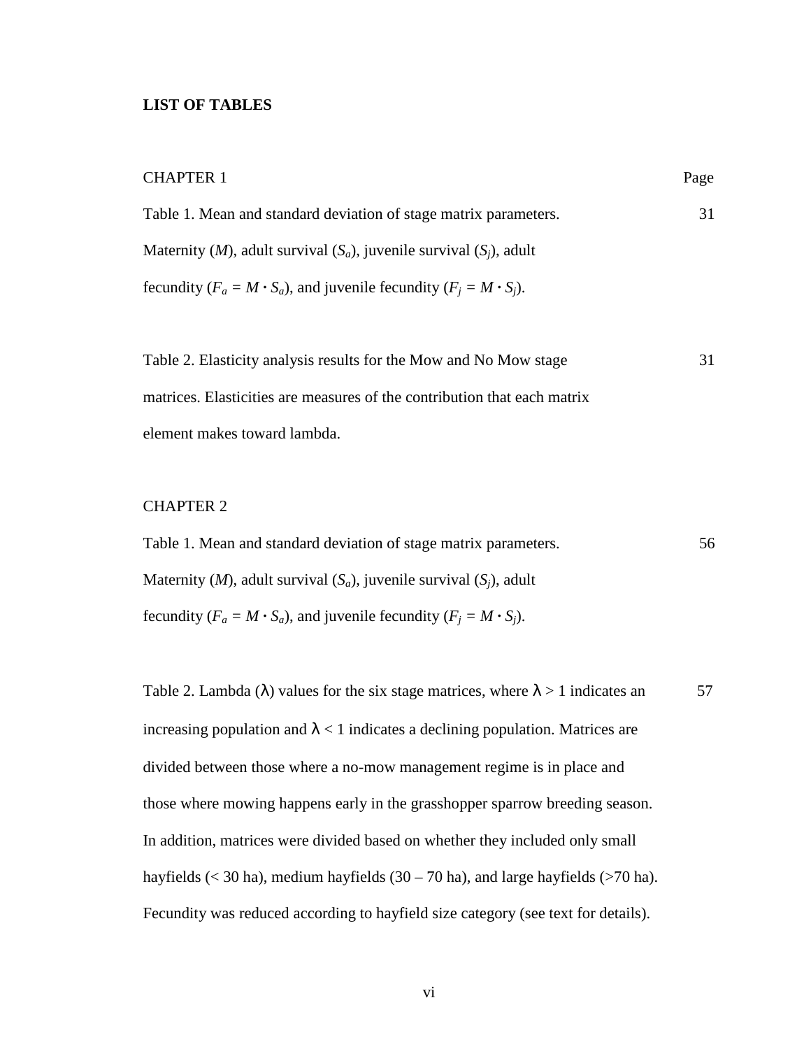**LIST OF TABLES**

CHAPTER 1 — Page

Table 1. Mean and standard deviation of stage matrix parameters. Maternity ($M$), adult survival ($S_a$), juvenile survival ($S_j$), adult fecundity ($F_a = M \cdot S_a$), and juvenile fecundity ($F_j = M \cdot S_j$). — 31

Table 2. Elasticity analysis results for the Mow and No Mow stage matrices. Elasticities are measures of the contribution that each matrix element makes toward lambda. — 31

CHAPTER 2

Table 1. Mean and standard deviation of stage matrix parameters. Maternity ($M$), adult survival ($S_a$), juvenile survival ($S_j$), adult fecundity ($F_a = M \cdot S_a$), and juvenile fecundity ($F_j = M \cdot S_j$). — 56

Table 2. Lambda ($\lambda$) values for the six stage matrices, where $\lambda > 1$ indicates an increasing population and $\lambda < 1$ indicates a declining population. Matrices are divided between those where a no-mow management regime is in place and those where mowing happens early in the grasshopper sparrow breeding season. In addition, matrices were divided based on whether they included only small hayfields (< 30 ha), medium hayfields (30 – 70 ha), and large hayfields (>70 ha). Fecundity was reduced according to hayfield size category (see text for details). — 57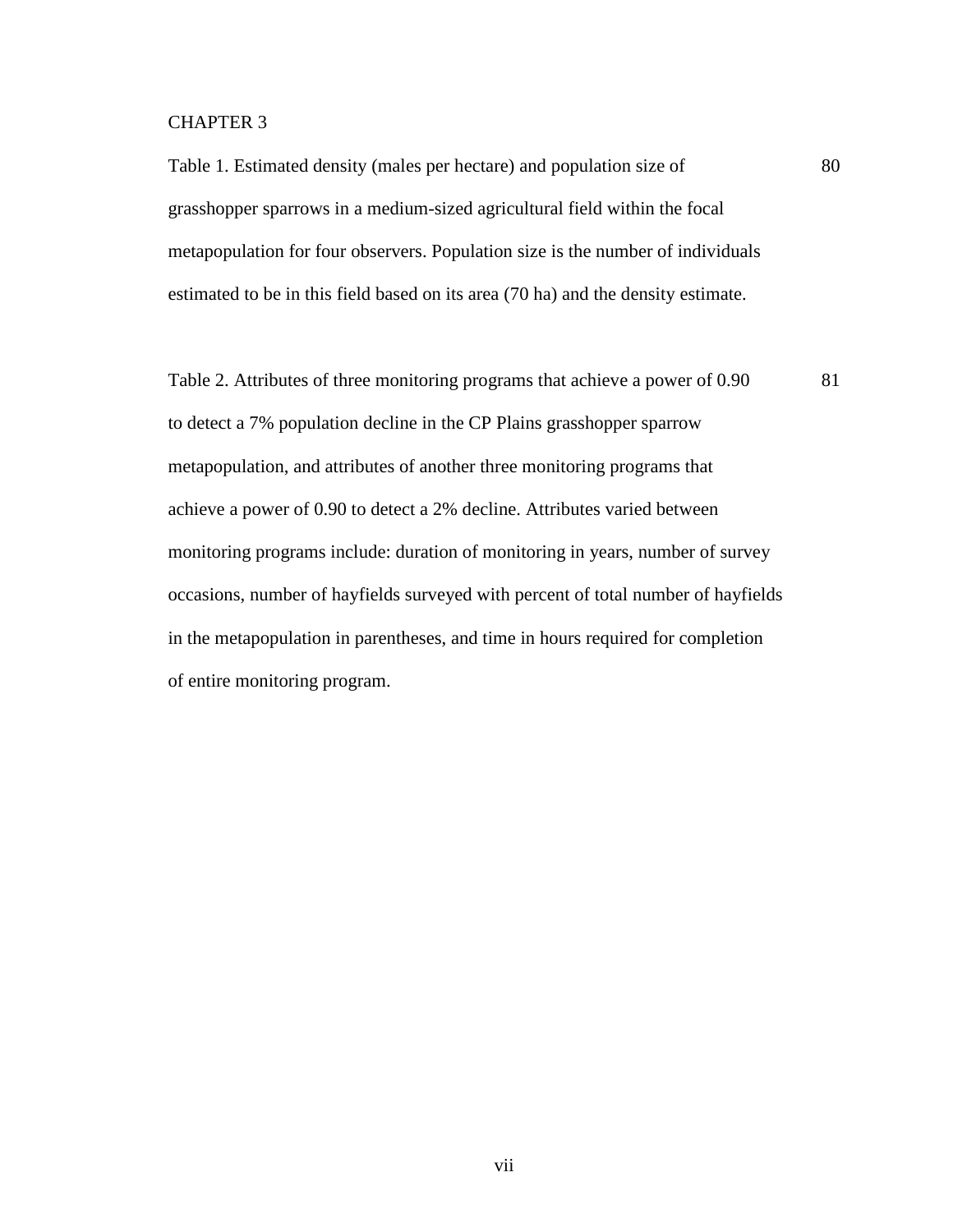CHAPTER 3

Table 1. Estimated density (males per hectare) and population size of grasshopper sparrows in a medium-sized agricultural field within the focal metapopulation for four observers. Population size is the number of individuals estimated to be in this field based on its area (70 ha) and the density estimate. 80

Table 2. Attributes of three monitoring programs that achieve a power of 0.90 to detect a 7% population decline in the CP Plains grasshopper sparrow metapopulation, and attributes of another three monitoring programs that achieve a power of 0.90 to detect a 2% decline. Attributes varied between monitoring programs include: duration of monitoring in years, number of survey occasions, number of hayfields surveyed with percent of total number of hayfields in the metapopulation in parentheses, and time in hours required for completion of entire monitoring program. 81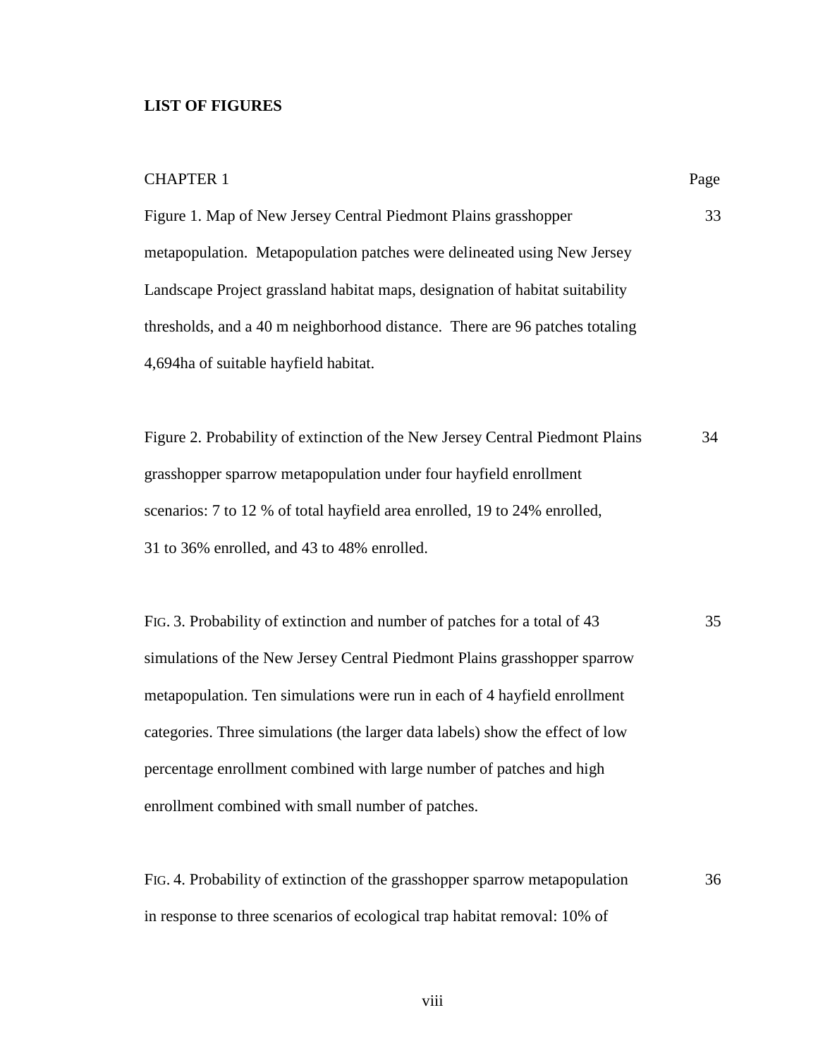**LIST OF FIGURES**

| CHAPTER 1 | Page |
|---|---|
| Figure 1. Map of New Jersey Central Piedmont Plains grasshopper metapopulation. Metapopulation patches were delineated using New Jersey Landscape Project grassland habitat maps, designation of habitat suitability thresholds, and a 40 m neighborhood distance. There are 96 patches totaling 4,694ha of suitable hayfield habitat. | 33 |
| Figure 2. Probability of extinction of the New Jersey Central Piedmont Plains grasshopper sparrow metapopulation under four hayfield enrollment scenarios: 7 to 12 % of total hayfield area enrolled, 19 to 24% enrolled, 31 to 36% enrolled, and 43 to 48% enrolled. | 34 |
| FIG. 3. Probability of extinction and number of patches for a total of 43 simulations of the New Jersey Central Piedmont Plains grasshopper sparrow metapopulation. Ten simulations were run in each of 4 hayfield enrollment categories. Three simulations (the larger data labels) show the effect of low percentage enrollment combined with large number of patches and high enrollment combined with small number of patches. | 35 |
| FIG. 4. Probability of extinction of the grasshopper sparrow metapopulation in response to three scenarios of ecological trap habitat removal: 10% of | 36 |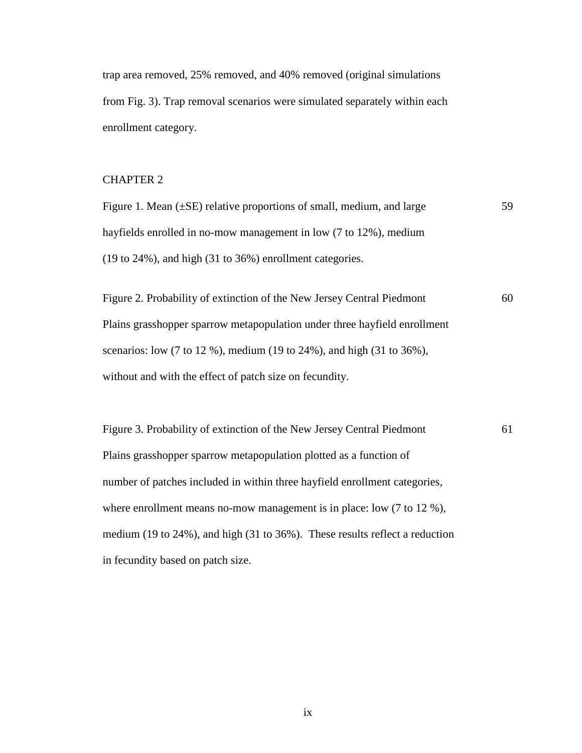trap area removed, 25% removed, and 40% removed (original simulations from Fig. 3). Trap removal scenarios were simulated separately within each enrollment category.

## CHAPTER 2

Figure 1. Mean (±SE) relative proportions of small, medium, and large hayfields enrolled in no-mow management in low (7 to 12%), medium (19 to 24%), and high (31 to 36%) enrollment categories. 59

Figure 2. Probability of extinction of the New Jersey Central Piedmont Plains grasshopper sparrow metapopulation under three hayfield enrollment scenarios: low (7 to 12 %), medium (19 to 24%), and high (31 to 36%), without and with the effect of patch size on fecundity. 60

Figure 3. Probability of extinction of the New Jersey Central Piedmont Plains grasshopper sparrow metapopulation plotted as a function of number of patches included in within three hayfield enrollment categories, where enrollment means no-mow management is in place: low (7 to 12 %), medium (19 to 24%), and high (31 to 36%). These results reflect a reduction in fecundity based on patch size. 61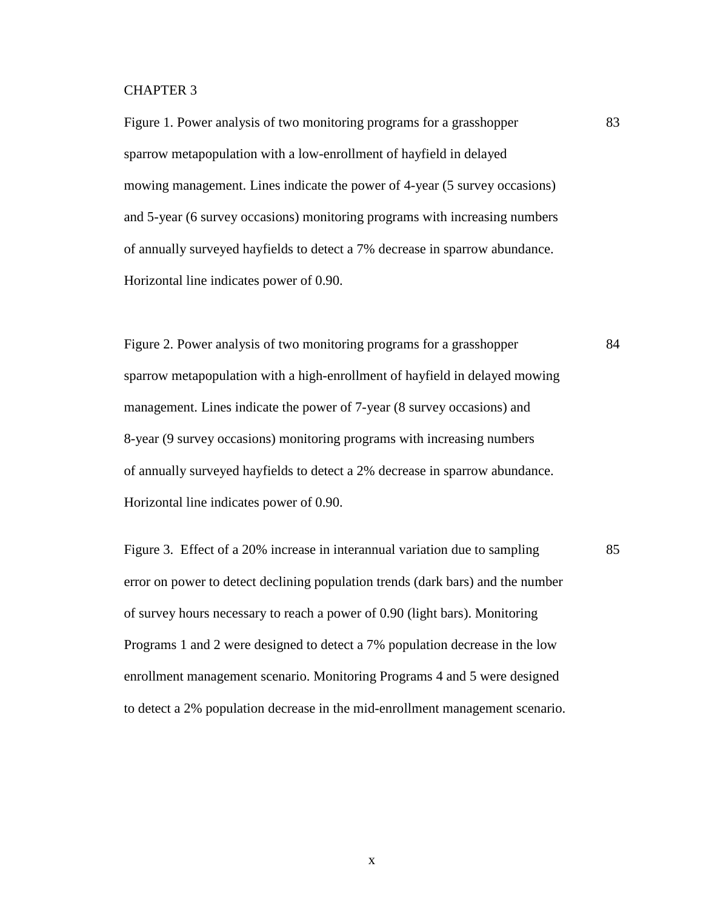CHAPTER 3

Figure 1. Power analysis of two monitoring programs for a grasshopper sparrow metapopulation with a low-enrollment of hayfield in delayed mowing management. Lines indicate the power of 4-year (5 survey occasions) and 5-year (6 survey occasions) monitoring programs with increasing numbers of annually surveyed hayfields to detect a 7% decrease in sparrow abundance. Horizontal line indicates power of 0.90. 83

Figure 2. Power analysis of two monitoring programs for a grasshopper sparrow metapopulation with a high-enrollment of hayfield in delayed mowing management. Lines indicate the power of 7-year (8 survey occasions) and 8-year (9 survey occasions) monitoring programs with increasing numbers of annually surveyed hayfields to detect a 2% decrease in sparrow abundance. Horizontal line indicates power of 0.90. 84

Figure 3. Effect of a 20% increase in interannual variation due to sampling error on power to detect declining population trends (dark bars) and the number of survey hours necessary to reach a power of 0.90 (light bars). Monitoring Programs 1 and 2 were designed to detect a 7% population decrease in the low enrollment management scenario. Monitoring Programs 4 and 5 were designed to detect a 2% population decrease in the mid-enrollment management scenario. 85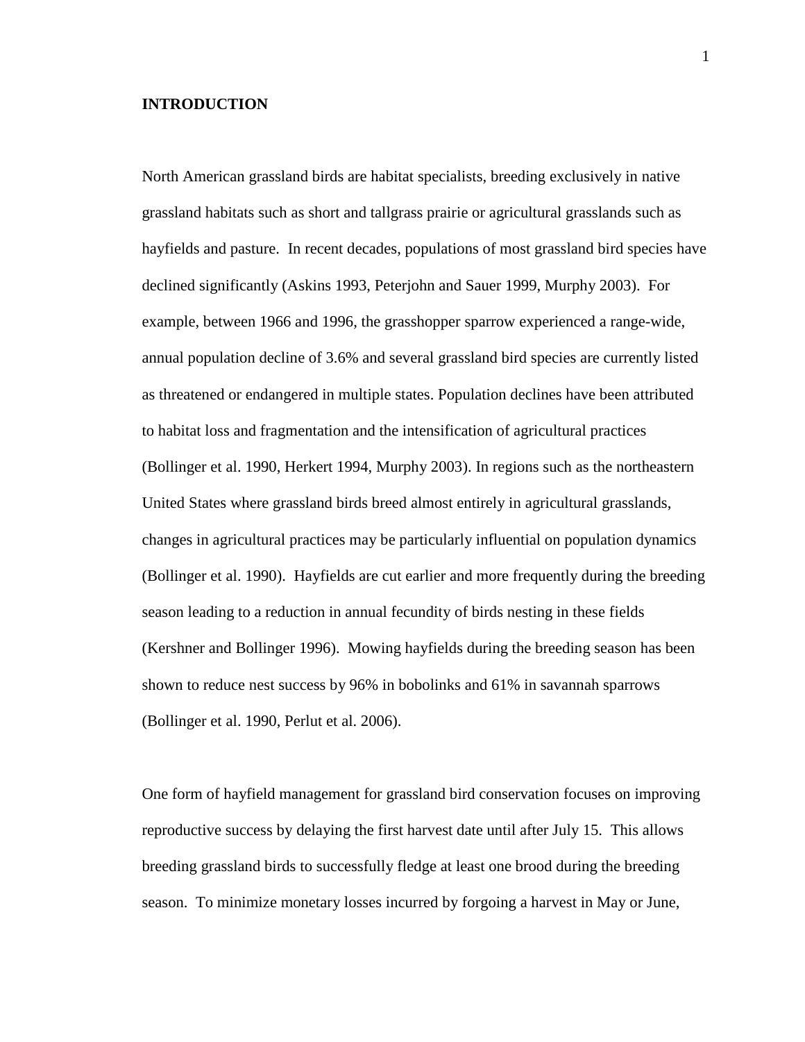# INTRODUCTION

North American grassland birds are habitat specialists, breeding exclusively in native grassland habitats such as short and tallgrass prairie or agricultural grasslands such as hayfields and pasture. In recent decades, populations of most grassland bird species have declined significantly (Askins 1993, Peterjohn and Sauer 1999, Murphy 2003). For example, between 1966 and 1996, the grasshopper sparrow experienced a range-wide, annual population decline of 3.6% and several grassland bird species are currently listed as threatened or endangered in multiple states. Population declines have been attributed to habitat loss and fragmentation and the intensification of agricultural practices (Bollinger et al. 1990, Herkert 1994, Murphy 2003). In regions such as the northeastern United States where grassland birds breed almost entirely in agricultural grasslands, changes in agricultural practices may be particularly influential on population dynamics (Bollinger et al. 1990). Hayfields are cut earlier and more frequently during the breeding season leading to a reduction in annual fecundity of birds nesting in these fields (Kershner and Bollinger 1996). Mowing hayfields during the breeding season has been shown to reduce nest success by 96% in bobolinks and 61% in savannah sparrows (Bollinger et al. 1990, Perlut et al. 2006).

One form of hayfield management for grassland bird conservation focuses on improving reproductive success by delaying the first harvest date until after July 15. This allows breeding grassland birds to successfully fledge at least one brood during the breeding season. To minimize monetary losses incurred by forgoing a harvest in May or June,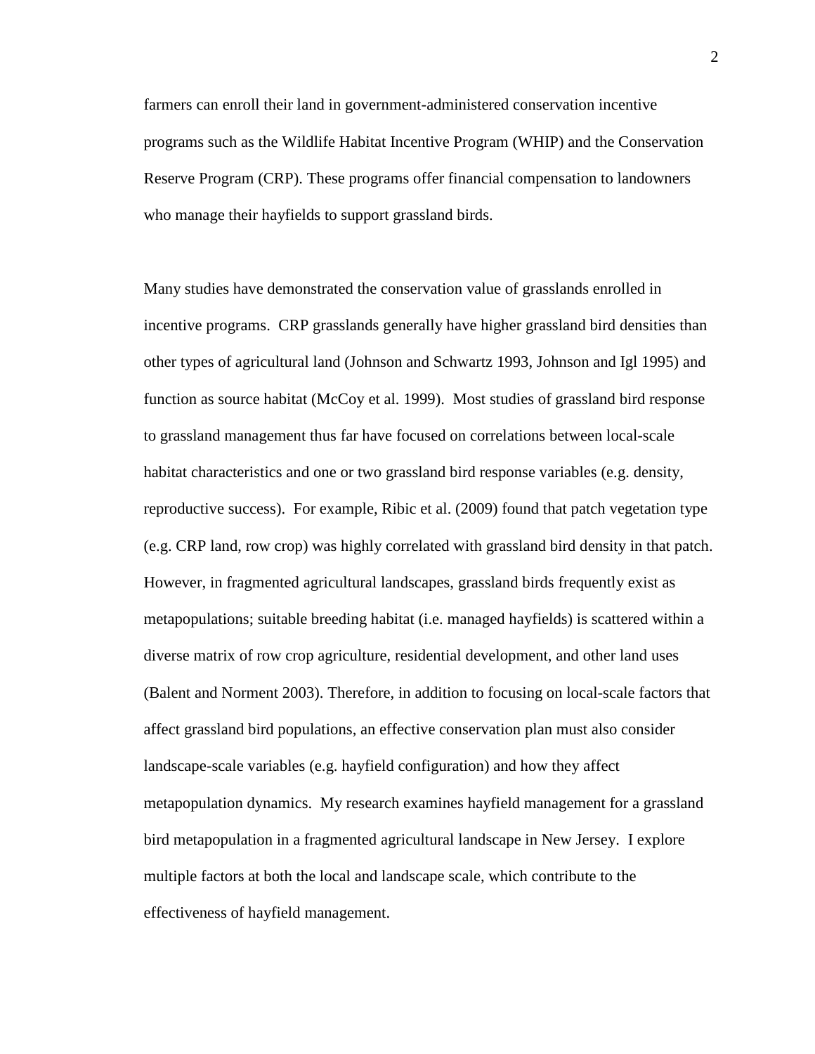farmers can enroll their land in government-administered conservation incentive programs such as the Wildlife Habitat Incentive Program (WHIP) and the Conservation Reserve Program (CRP). These programs offer financial compensation to landowners who manage their hayfields to support grassland birds.

Many studies have demonstrated the conservation value of grasslands enrolled in incentive programs. CRP grasslands generally have higher grassland bird densities than other types of agricultural land (Johnson and Schwartz 1993, Johnson and Igl 1995) and function as source habitat (McCoy et al. 1999). Most studies of grassland bird response to grassland management thus far have focused on correlations between local-scale habitat characteristics and one or two grassland bird response variables (e.g. density, reproductive success). For example, Ribic et al. (2009) found that patch vegetation type (e.g. CRP land, row crop) was highly correlated with grassland bird density in that patch. However, in fragmented agricultural landscapes, grassland birds frequently exist as metapopulations; suitable breeding habitat (i.e. managed hayfields) is scattered within a diverse matrix of row crop agriculture, residential development, and other land uses (Balent and Norment 2003). Therefore, in addition to focusing on local-scale factors that affect grassland bird populations, an effective conservation plan must also consider landscape-scale variables (e.g. hayfield configuration) and how they affect metapopulation dynamics. My research examines hayfield management for a grassland bird metapopulation in a fragmented agricultural landscape in New Jersey. I explore multiple factors at both the local and landscape scale, which contribute to the effectiveness of hayfield management.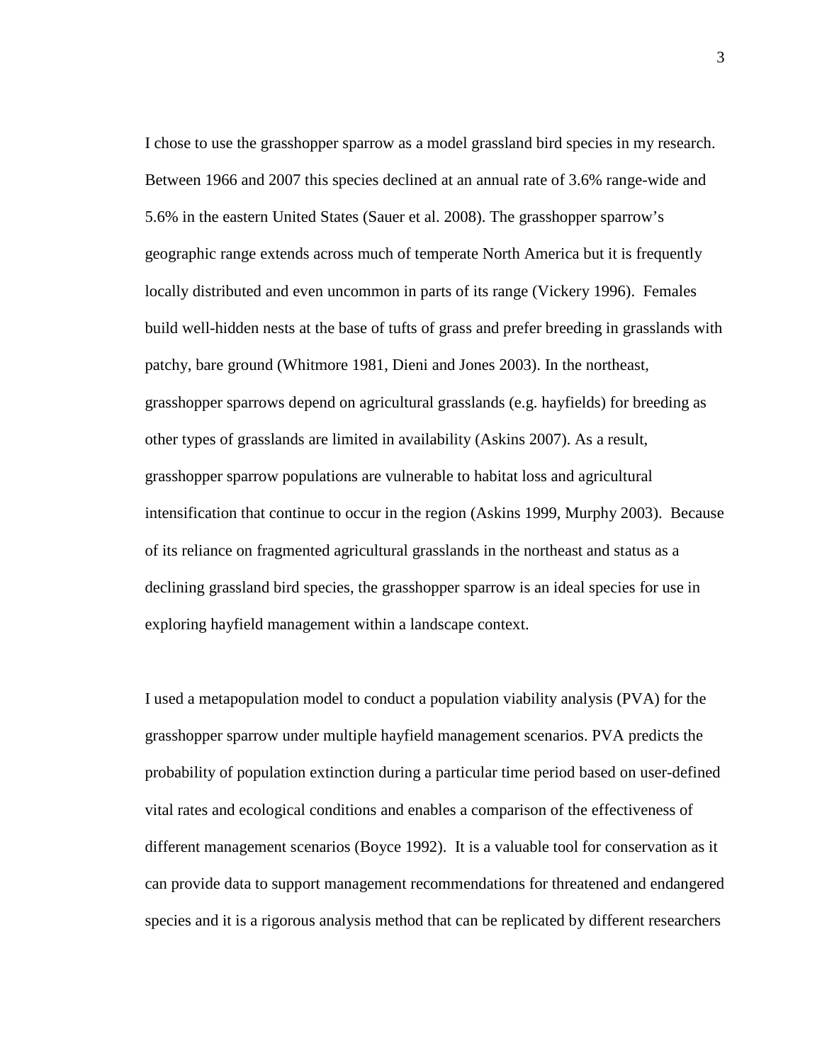I chose to use the grasshopper sparrow as a model grassland bird species in my research. Between 1966 and 2007 this species declined at an annual rate of 3.6% range-wide and 5.6% in the eastern United States (Sauer et al. 2008). The grasshopper sparrow's geographic range extends across much of temperate North America but it is frequently locally distributed and even uncommon in parts of its range (Vickery 1996). Females build well-hidden nests at the base of tufts of grass and prefer breeding in grasslands with patchy, bare ground (Whitmore 1981, Dieni and Jones 2003). In the northeast, grasshopper sparrows depend on agricultural grasslands (e.g. hayfields) for breeding as other types of grasslands are limited in availability (Askins 2007). As a result, grasshopper sparrow populations are vulnerable to habitat loss and agricultural intensification that continue to occur in the region (Askins 1999, Murphy 2003). Because of its reliance on fragmented agricultural grasslands in the northeast and status as a declining grassland bird species, the grasshopper sparrow is an ideal species for use in exploring hayfield management within a landscape context.

I used a metapopulation model to conduct a population viability analysis (PVA) for the grasshopper sparrow under multiple hayfield management scenarios. PVA predicts the probability of population extinction during a particular time period based on user-defined vital rates and ecological conditions and enables a comparison of the effectiveness of different management scenarios (Boyce 1992). It is a valuable tool for conservation as it can provide data to support management recommendations for threatened and endangered species and it is a rigorous analysis method that can be replicated by different researchers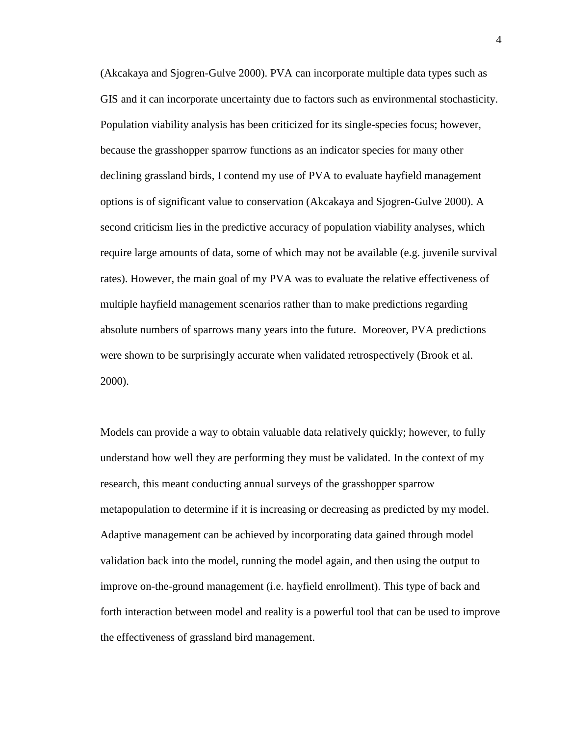(Akcakaya and Sjogren-Gulve 2000). PVA can incorporate multiple data types such as GIS and it can incorporate uncertainty due to factors such as environmental stochasticity. Population viability analysis has been criticized for its single-species focus; however, because the grasshopper sparrow functions as an indicator species for many other declining grassland birds, I contend my use of PVA to evaluate hayfield management options is of significant value to conservation (Akcakaya and Sjogren-Gulve 2000). A second criticism lies in the predictive accuracy of population viability analyses, which require large amounts of data, some of which may not be available (e.g. juvenile survival rates). However, the main goal of my PVA was to evaluate the relative effectiveness of multiple hayfield management scenarios rather than to make predictions regarding absolute numbers of sparrows many years into the future. Moreover, PVA predictions were shown to be surprisingly accurate when validated retrospectively (Brook et al. 2000).

Models can provide a way to obtain valuable data relatively quickly; however, to fully understand how well they are performing they must be validated. In the context of my research, this meant conducting annual surveys of the grasshopper sparrow metapopulation to determine if it is increasing or decreasing as predicted by my model. Adaptive management can be achieved by incorporating data gained through model validation back into the model, running the model again, and then using the output to improve on-the-ground management (i.e. hayfield enrollment). This type of back and forth interaction between model and reality is a powerful tool that can be used to improve the effectiveness of grassland bird management.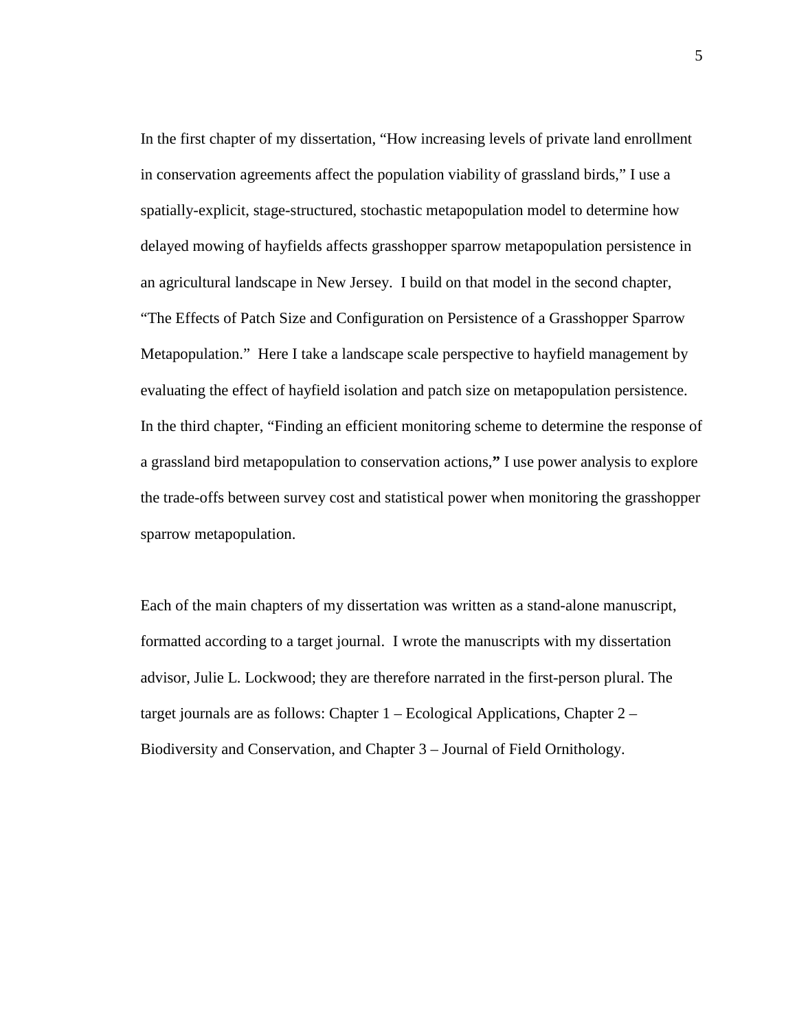In the first chapter of my dissertation, "How increasing levels of private land enrollment in conservation agreements affect the population viability of grassland birds," I use a spatially-explicit, stage-structured, stochastic metapopulation model to determine how delayed mowing of hayfields affects grasshopper sparrow metapopulation persistence in an agricultural landscape in New Jersey. I build on that model in the second chapter, "The Effects of Patch Size and Configuration on Persistence of a Grasshopper Sparrow Metapopulation." Here I take a landscape scale perspective to hayfield management by evaluating the effect of hayfield isolation and patch size on metapopulation persistence. In the third chapter, "Finding an efficient monitoring scheme to determine the response of a grassland bird metapopulation to conservation actions," I use power analysis to explore the trade-offs between survey cost and statistical power when monitoring the grasshopper sparrow metapopulation.

Each of the main chapters of my dissertation was written as a stand-alone manuscript, formatted according to a target journal. I wrote the manuscripts with my dissertation advisor, Julie L. Lockwood; they are therefore narrated in the first-person plural. The target journals are as follows: Chapter 1 – Ecological Applications, Chapter 2 – Biodiversity and Conservation, and Chapter 3 – Journal of Field Ornithology.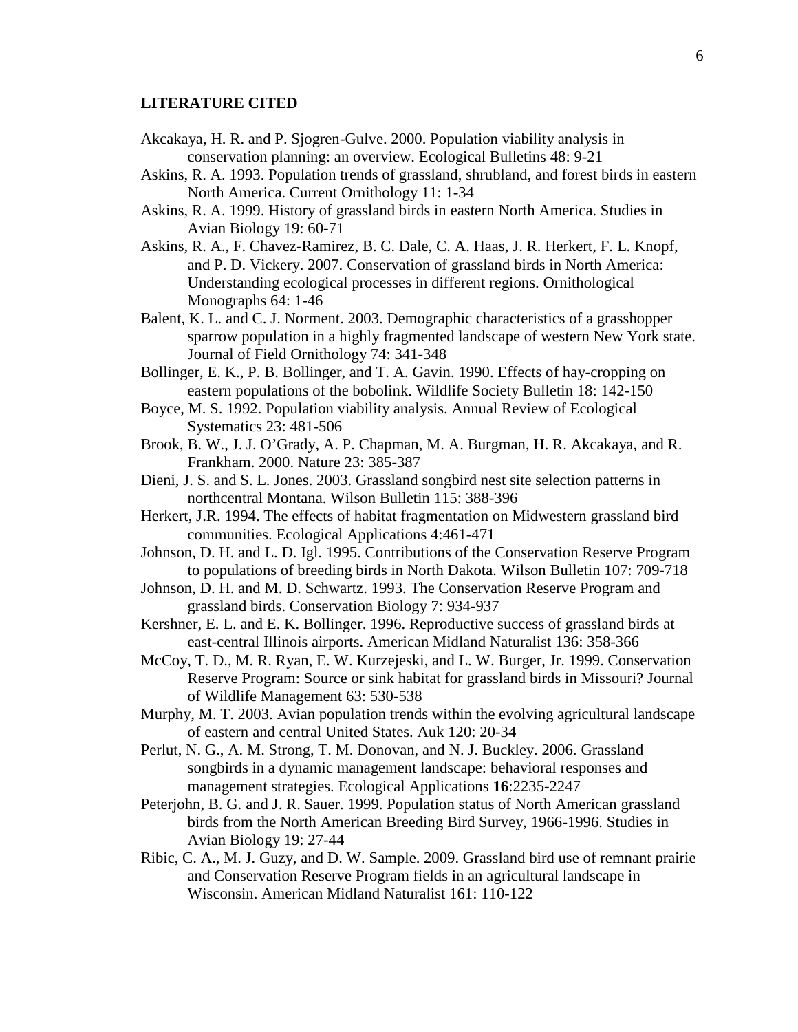## LITERATURE CITED

Akcakaya, H. R. and P. Sjogren-Gulve. 2000. Population viability analysis in conservation planning: an overview. Ecological Bulletins 48: 9-21

Askins, R. A. 1993. Population trends of grassland, shrubland, and forest birds in eastern North America. Current Ornithology 11: 1-34

Askins, R. A. 1999. History of grassland birds in eastern North America. Studies in Avian Biology 19: 60-71

Askins, R. A., F. Chavez-Ramirez, B. C. Dale, C. A. Haas, J. R. Herkert, F. L. Knopf, and P. D. Vickery. 2007. Conservation of grassland birds in North America: Understanding ecological processes in different regions. Ornithological Monographs 64: 1-46

Balent, K. L. and C. J. Norment. 2003. Demographic characteristics of a grasshopper sparrow population in a highly fragmented landscape of western New York state. Journal of Field Ornithology 74: 341-348

Bollinger, E. K., P. B. Bollinger, and T. A. Gavin. 1990. Effects of hay-cropping on eastern populations of the bobolink. Wildlife Society Bulletin 18: 142-150

Boyce, M. S. 1992. Population viability analysis. Annual Review of Ecological Systematics 23: 481-506

Brook, B. W., J. J. O'Grady, A. P. Chapman, M. A. Burgman, H. R. Akcakaya, and R. Frankham. 2000. Nature 23: 385-387

Dieni, J. S. and S. L. Jones. 2003. Grassland songbird nest site selection patterns in northcentral Montana. Wilson Bulletin 115: 388-396

Herkert, J.R. 1994. The effects of habitat fragmentation on Midwestern grassland bird communities. Ecological Applications 4:461-471

Johnson, D. H. and L. D. Igl. 1995. Contributions of the Conservation Reserve Program to populations of breeding birds in North Dakota. Wilson Bulletin 107: 709-718

Johnson, D. H. and M. D. Schwartz. 1993. The Conservation Reserve Program and grassland birds. Conservation Biology 7: 934-937

Kershner, E. L. and E. K. Bollinger. 1996. Reproductive success of grassland birds at east-central Illinois airports. American Midland Naturalist 136: 358-366

McCoy, T. D., M. R. Ryan, E. W. Kurzejeski, and L. W. Burger, Jr. 1999. Conservation Reserve Program: Source or sink habitat for grassland birds in Missouri? Journal of Wildlife Management 63: 530-538

Murphy, M. T. 2003. Avian population trends within the evolving agricultural landscape of eastern and central United States. Auk 120: 20-34

Perlut, N. G., A. M. Strong, T. M. Donovan, and N. J. Buckley. 2006. Grassland songbirds in a dynamic management landscape: behavioral responses and management strategies. Ecological Applications **16**:2235-2247

Peterjohn, B. G. and J. R. Sauer. 1999. Population status of North American grassland birds from the North American Breeding Bird Survey, 1966-1996. Studies in Avian Biology 19: 27-44

Ribic, C. A., M. J. Guzy, and D. W. Sample. 2009. Grassland bird use of remnant prairie and Conservation Reserve Program fields in an agricultural landscape in Wisconsin. American Midland Naturalist 161: 110-122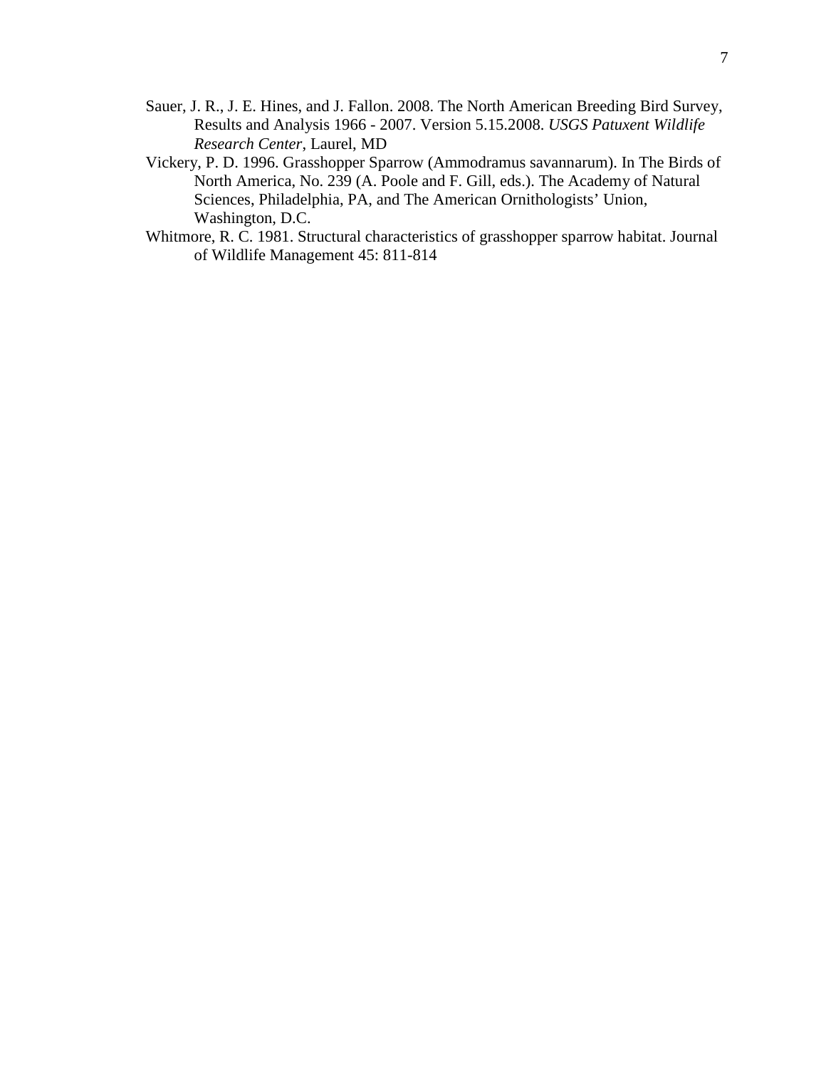Sauer, J. R., J. E. Hines, and J. Fallon. 2008. The North American Breeding Bird Survey, Results and Analysis 1966 - 2007. Version 5.15.2008. *USGS Patuxent Wildlife Research Center*, Laurel, MD

Vickery, P. D. 1996. Grasshopper Sparrow (Ammodramus savannarum). In The Birds of North America, No. 239 (A. Poole and F. Gill, eds.). The Academy of Natural Sciences, Philadelphia, PA, and The American Ornithologists' Union, Washington, D.C.

Whitmore, R. C. 1981. Structural characteristics of grasshopper sparrow habitat. Journal of Wildlife Management 45: 811-814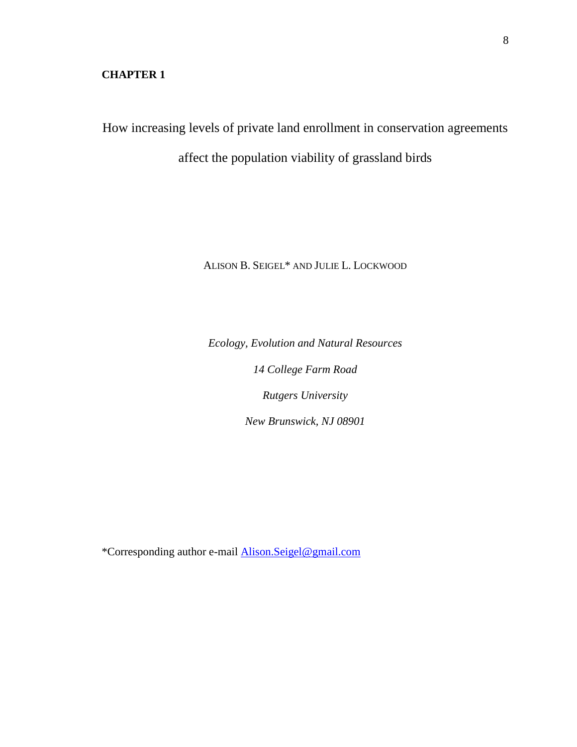**CHAPTER 1**

# How increasing levels of private land enrollment in conservation agreements affect the population viability of grassland birds

ALISON B. SEIGEL* AND JULIE L. LOCKWOOD

*Ecology, Evolution and Natural Resources*

*14 College Farm Road*

*Rutgers University*

*New Brunswick, NJ 08901*

*Corresponding author e-mail Alison.Seigel@gmail.com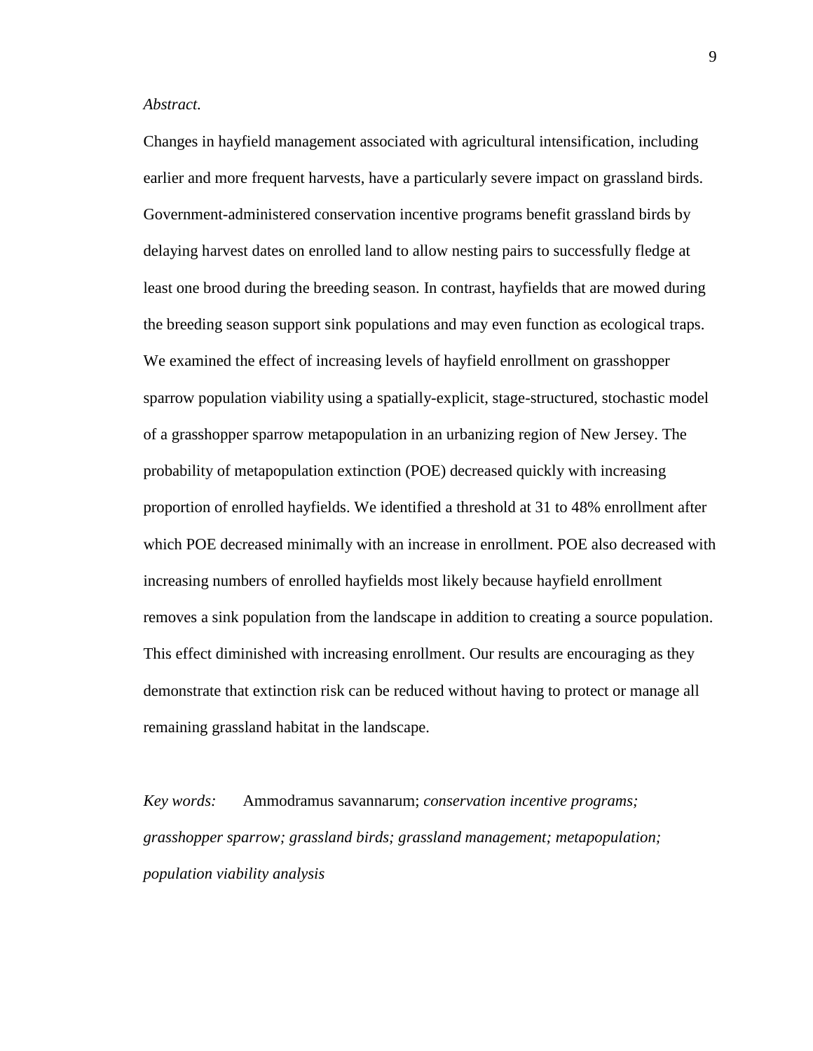*Abstract.*

Changes in hayfield management associated with agricultural intensification, including earlier and more frequent harvests, have a particularly severe impact on grassland birds. Government-administered conservation incentive programs benefit grassland birds by delaying harvest dates on enrolled land to allow nesting pairs to successfully fledge at least one brood during the breeding season. In contrast, hayfields that are mowed during the breeding season support sink populations and may even function as ecological traps. We examined the effect of increasing levels of hayfield enrollment on grasshopper sparrow population viability using a spatially-explicit, stage-structured, stochastic model of a grasshopper sparrow metapopulation in an urbanizing region of New Jersey. The probability of metapopulation extinction (POE) decreased quickly with increasing proportion of enrolled hayfields. We identified a threshold at 31 to 48% enrollment after which POE decreased minimally with an increase in enrollment. POE also decreased with increasing numbers of enrolled hayfields most likely because hayfield enrollment removes a sink population from the landscape in addition to creating a source population. This effect diminished with increasing enrollment. Our results are encouraging as they demonstrate that extinction risk can be reduced without having to protect or manage all remaining grassland habitat in the landscape.

*Key words:* Ammodramus savannarum; *conservation incentive programs; grasshopper sparrow; grassland birds; grassland management; metapopulation; population viability analysis*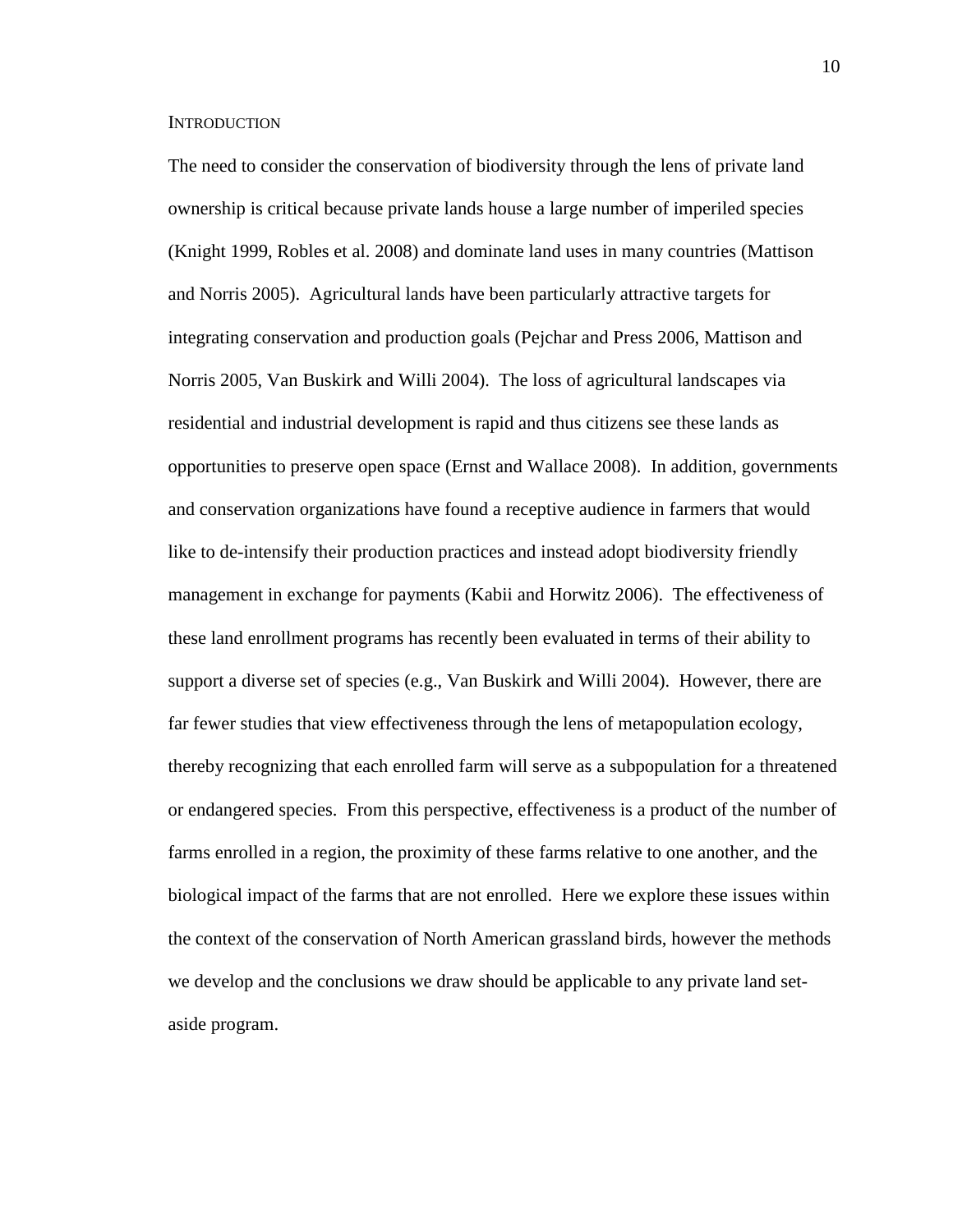## Introduction

The need to consider the conservation of biodiversity through the lens of private land ownership is critical because private lands house a large number of imperiled species (Knight 1999, Robles et al. 2008) and dominate land uses in many countries (Mattison and Norris 2005). Agricultural lands have been particularly attractive targets for integrating conservation and production goals (Pejchar and Press 2006, Mattison and Norris 2005, Van Buskirk and Willi 2004). The loss of agricultural landscapes via residential and industrial development is rapid and thus citizens see these lands as opportunities to preserve open space (Ernst and Wallace 2008). In addition, governments and conservation organizations have found a receptive audience in farmers that would like to de-intensify their production practices and instead adopt biodiversity friendly management in exchange for payments (Kabii and Horwitz 2006). The effectiveness of these land enrollment programs has recently been evaluated in terms of their ability to support a diverse set of species (e.g., Van Buskirk and Willi 2004). However, there are far fewer studies that view effectiveness through the lens of metapopulation ecology, thereby recognizing that each enrolled farm will serve as a subpopulation for a threatened or endangered species. From this perspective, effectiveness is a product of the number of farms enrolled in a region, the proximity of these farms relative to one another, and the biological impact of the farms that are not enrolled. Here we explore these issues within the context of the conservation of North American grassland birds, however the methods we develop and the conclusions we draw should be applicable to any private land set-aside program.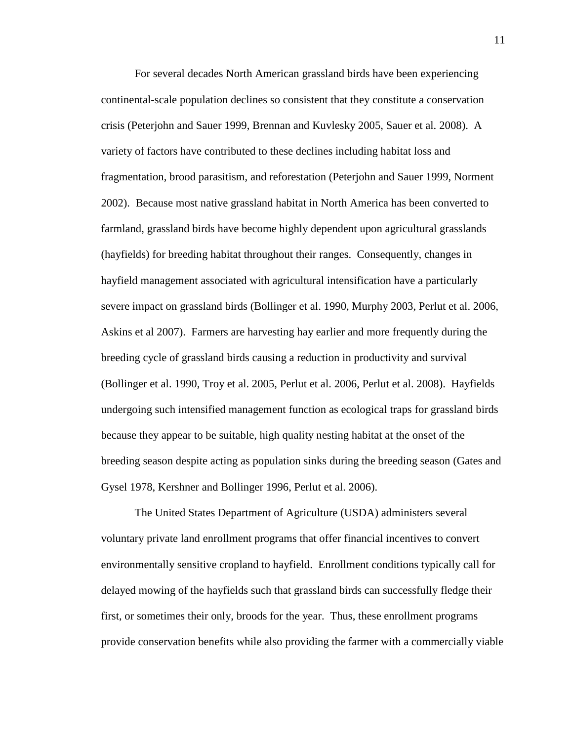For several decades North American grassland birds have been experiencing continental-scale population declines so consistent that they constitute a conservation crisis (Peterjohn and Sauer 1999, Brennan and Kuvlesky 2005, Sauer et al. 2008). A variety of factors have contributed to these declines including habitat loss and fragmentation, brood parasitism, and reforestation (Peterjohn and Sauer 1999, Norment 2002). Because most native grassland habitat in North America has been converted to farmland, grassland birds have become highly dependent upon agricultural grasslands (hayfields) for breeding habitat throughout their ranges. Consequently, changes in hayfield management associated with agricultural intensification have a particularly severe impact on grassland birds (Bollinger et al. 1990, Murphy 2003, Perlut et al. 2006, Askins et al 2007). Farmers are harvesting hay earlier and more frequently during the breeding cycle of grassland birds causing a reduction in productivity and survival (Bollinger et al. 1990, Troy et al. 2005, Perlut et al. 2006, Perlut et al. 2008). Hayfields undergoing such intensified management function as ecological traps for grassland birds because they appear to be suitable, high quality nesting habitat at the onset of the breeding season despite acting as population sinks during the breeding season (Gates and Gysel 1978, Kershner and Bollinger 1996, Perlut et al. 2006).

The United States Department of Agriculture (USDA) administers several voluntary private land enrollment programs that offer financial incentives to convert environmentally sensitive cropland to hayfield. Enrollment conditions typically call for delayed mowing of the hayfields such that grassland birds can successfully fledge their first, or sometimes their only, broods for the year. Thus, these enrollment programs provide conservation benefits while also providing the farmer with a commercially viable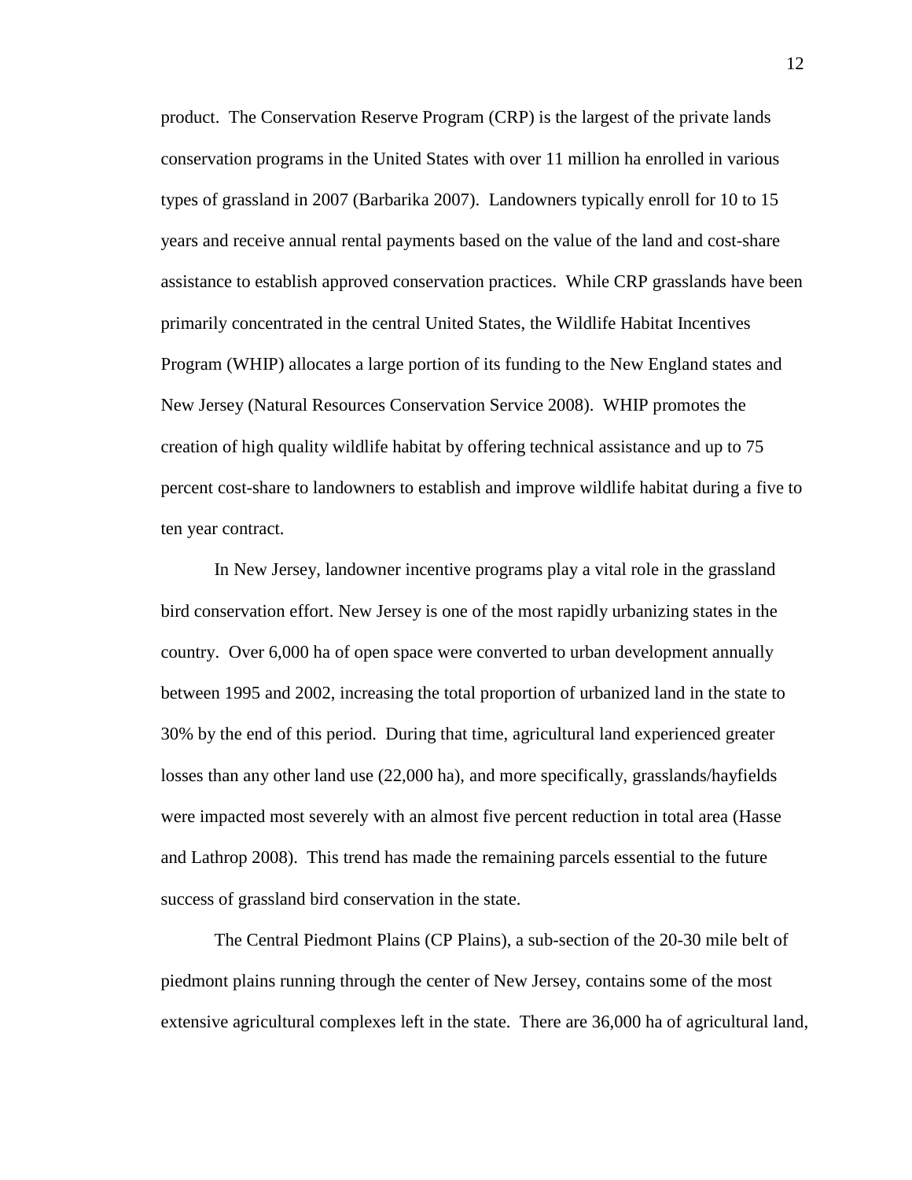product. The Conservation Reserve Program (CRP) is the largest of the private lands conservation programs in the United States with over 11 million ha enrolled in various types of grassland in 2007 (Barbarika 2007). Landowners typically enroll for 10 to 15 years and receive annual rental payments based on the value of the land and cost-share assistance to establish approved conservation practices. While CRP grasslands have been primarily concentrated in the central United States, the Wildlife Habitat Incentives Program (WHIP) allocates a large portion of its funding to the New England states and New Jersey (Natural Resources Conservation Service 2008). WHIP promotes the creation of high quality wildlife habitat by offering technical assistance and up to 75 percent cost-share to landowners to establish and improve wildlife habitat during a five to ten year contract.

In New Jersey, landowner incentive programs play a vital role in the grassland bird conservation effort. New Jersey is one of the most rapidly urbanizing states in the country. Over 6,000 ha of open space were converted to urban development annually between 1995 and 2002, increasing the total proportion of urbanized land in the state to 30% by the end of this period. During that time, agricultural land experienced greater losses than any other land use (22,000 ha), and more specifically, grasslands/hayfields were impacted most severely with an almost five percent reduction in total area (Hasse and Lathrop 2008). This trend has made the remaining parcels essential to the future success of grassland bird conservation in the state.

The Central Piedmont Plains (CP Plains), a sub-section of the 20-30 mile belt of piedmont plains running through the center of New Jersey, contains some of the most extensive agricultural complexes left in the state. There are 36,000 ha of agricultural land,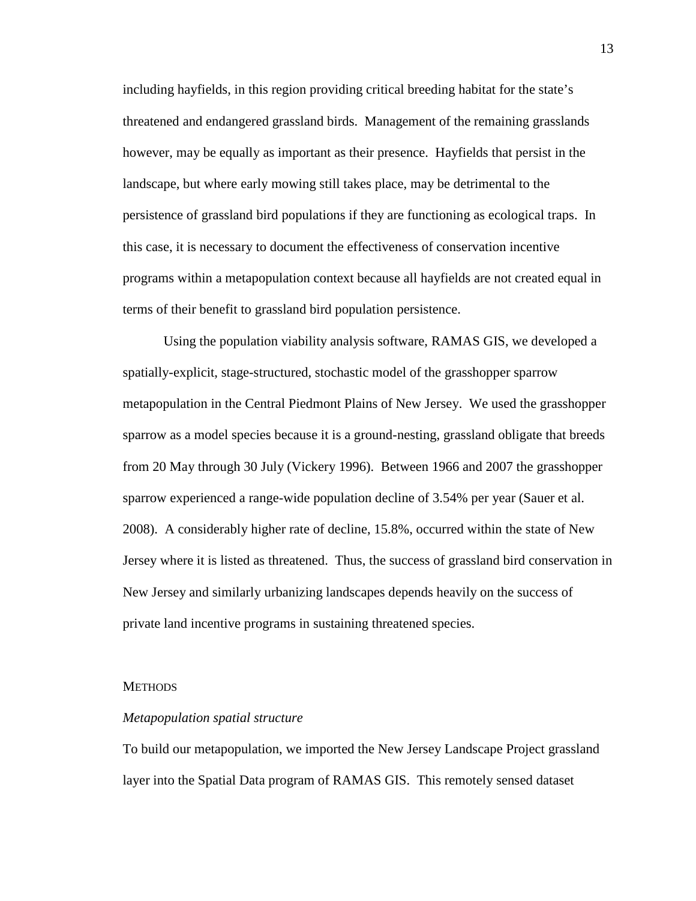including hayfields, in this region providing critical breeding habitat for the state's threatened and endangered grassland birds. Management of the remaining grasslands however, may be equally as important as their presence. Hayfields that persist in the landscape, but where early mowing still takes place, may be detrimental to the persistence of grassland bird populations if they are functioning as ecological traps. In this case, it is necessary to document the effectiveness of conservation incentive programs within a metapopulation context because all hayfields are not created equal in terms of their benefit to grassland bird population persistence.

Using the population viability analysis software, RAMAS GIS, we developed a spatially-explicit, stage-structured, stochastic model of the grasshopper sparrow metapopulation in the Central Piedmont Plains of New Jersey. We used the grasshopper sparrow as a model species because it is a ground-nesting, grassland obligate that breeds from 20 May through 30 July (Vickery 1996). Between 1966 and 2007 the grasshopper sparrow experienced a range-wide population decline of 3.54% per year (Sauer et al. 2008). A considerably higher rate of decline, 15.8%, occurred within the state of New Jersey where it is listed as threatened. Thus, the success of grassland bird conservation in New Jersey and similarly urbanizing landscapes depends heavily on the success of private land incentive programs in sustaining threatened species.

## METHODS

### *Metapopulation spatial structure*

To build our metapopulation, we imported the New Jersey Landscape Project grassland layer into the Spatial Data program of RAMAS GIS. This remotely sensed dataset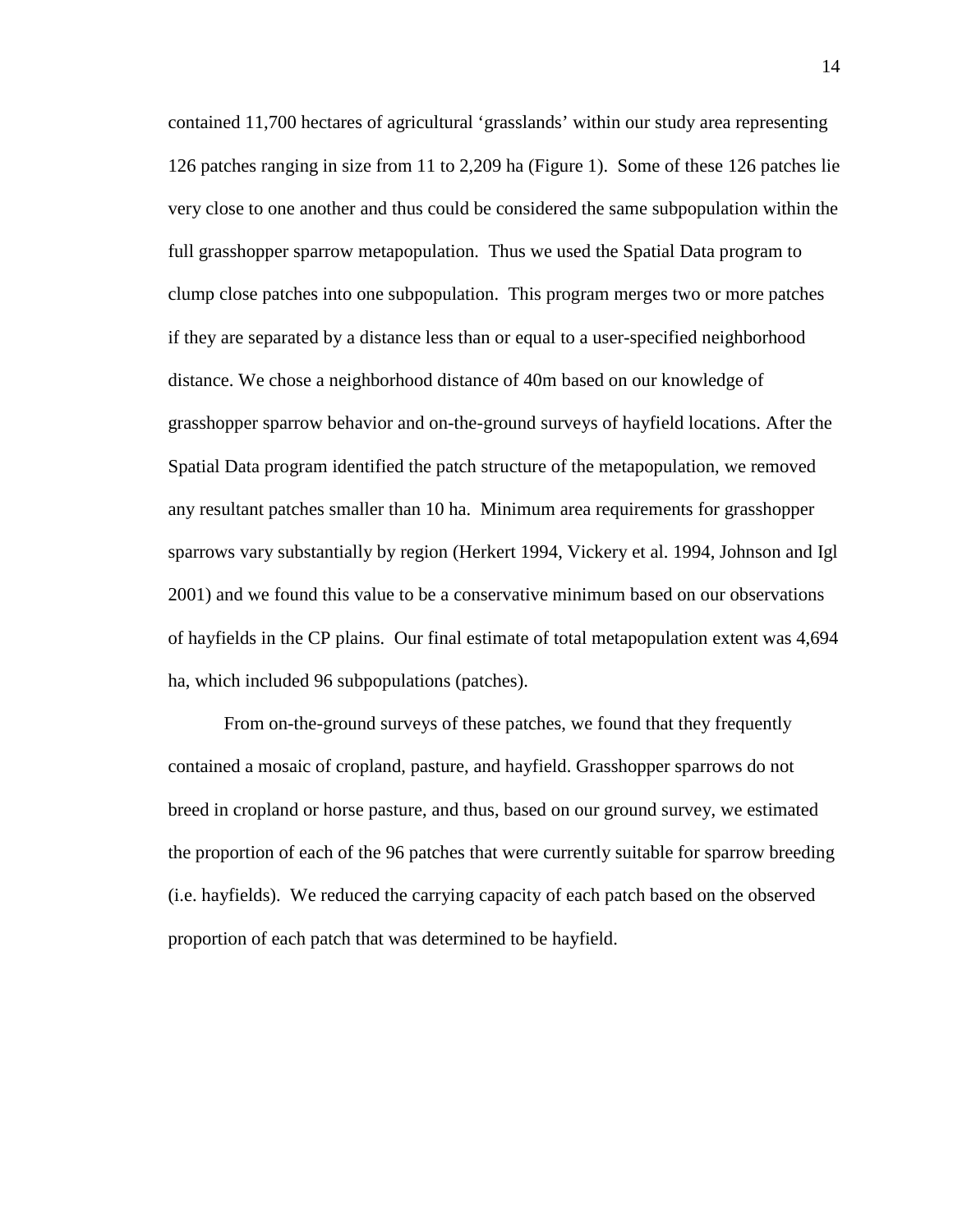contained 11,700 hectares of agricultural 'grasslands' within our study area representing 126 patches ranging in size from 11 to 2,209 ha (Figure 1). Some of these 126 patches lie very close to one another and thus could be considered the same subpopulation within the full grasshopper sparrow metapopulation. Thus we used the Spatial Data program to clump close patches into one subpopulation. This program merges two or more patches if they are separated by a distance less than or equal to a user-specified neighborhood distance. We chose a neighborhood distance of 40m based on our knowledge of grasshopper sparrow behavior and on-the-ground surveys of hayfield locations. After the Spatial Data program identified the patch structure of the metapopulation, we removed any resultant patches smaller than 10 ha. Minimum area requirements for grasshopper sparrows vary substantially by region (Herkert 1994, Vickery et al. 1994, Johnson and Igl 2001) and we found this value to be a conservative minimum based on our observations of hayfields in the CP plains. Our final estimate of total metapopulation extent was 4,694 ha, which included 96 subpopulations (patches).

From on-the-ground surveys of these patches, we found that they frequently contained a mosaic of cropland, pasture, and hayfield. Grasshopper sparrows do not breed in cropland or horse pasture, and thus, based on our ground survey, we estimated the proportion of each of the 96 patches that were currently suitable for sparrow breeding (i.e. hayfields). We reduced the carrying capacity of each patch based on the observed proportion of each patch that was determined to be hayfield.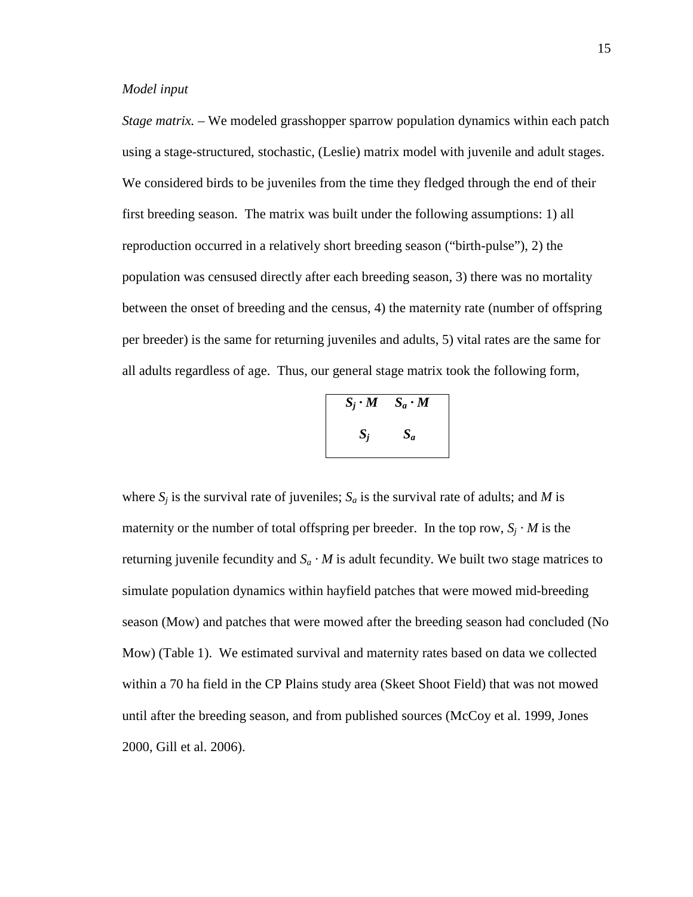*Model input*

*Stage matrix.* – We modeled grasshopper sparrow population dynamics within each patch using a stage-structured, stochastic, (Leslie) matrix model with juvenile and adult stages. We considered birds to be juveniles from the time they fledged through the end of their first breeding season. The matrix was built under the following assumptions: 1) all reproduction occurred in a relatively short breeding season ("birth-pulse"), 2) the population was censused directly after each breeding season, 3) there was no mortality between the onset of breeding and the census, 4) the maternity rate (number of offspring per breeder) is the same for returning juveniles and adults, 5) vital rates are the same for all adults regardless of age. Thus, our general stage matrix took the following form,

$$\begin{bmatrix} S_j \cdot M & S_a \cdot M \\ S_j & S_a \end{bmatrix}$$

where $S_j$ is the survival rate of juveniles; $S_a$ is the survival rate of adults; and $M$ is maternity or the number of total offspring per breeder. In the top row, $S_j \cdot M$ is the returning juvenile fecundity and $S_a \cdot M$ is adult fecundity. We built two stage matrices to simulate population dynamics within hayfield patches that were mowed mid-breeding season (Mow) and patches that were mowed after the breeding season had concluded (No Mow) (Table 1). We estimated survival and maternity rates based on data we collected within a 70 ha field in the CP Plains study area (Skeet Shoot Field) that was not mowed until after the breeding season, and from published sources (McCoy et al. 1999, Jones 2000, Gill et al. 2006).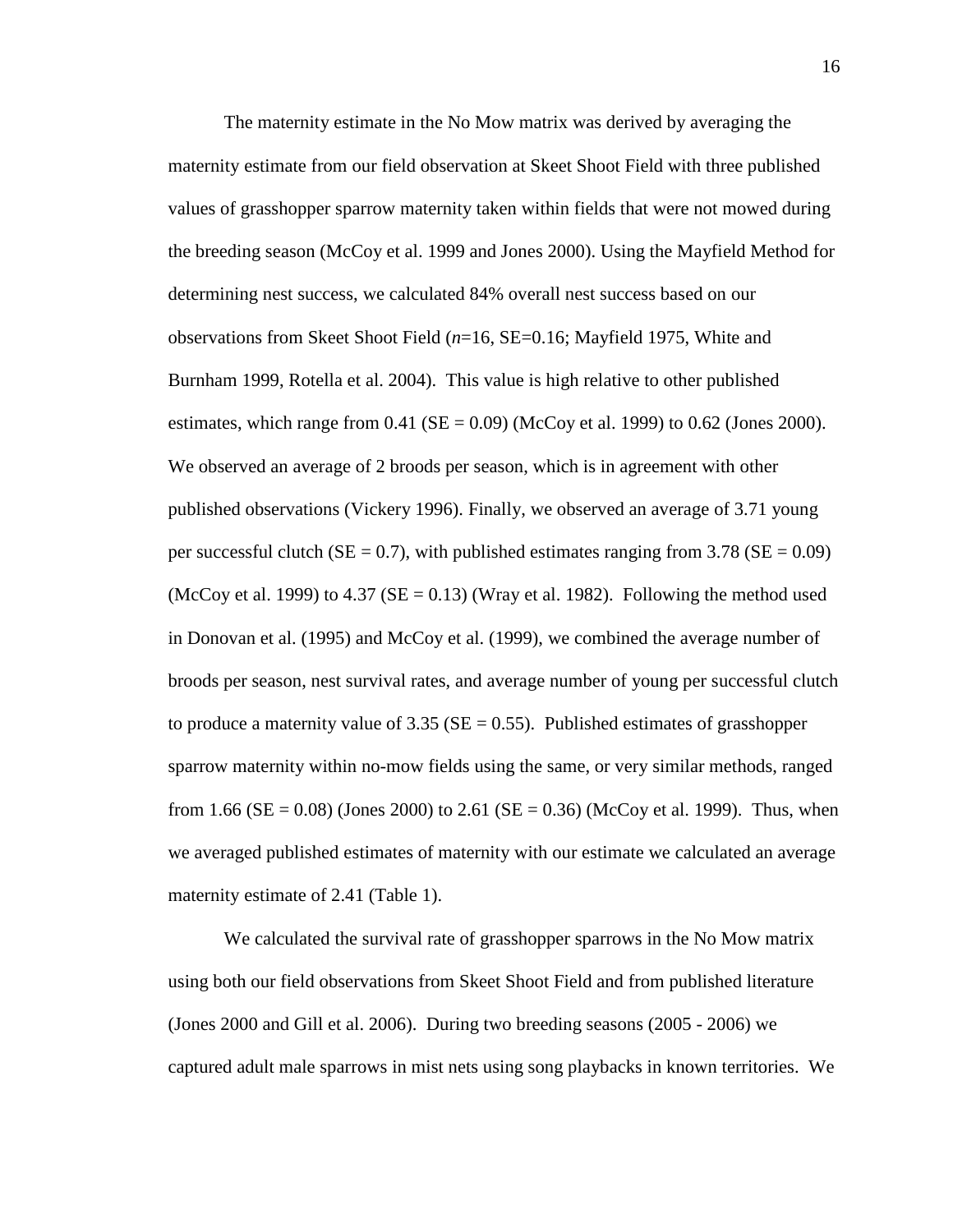The maternity estimate in the No Mow matrix was derived by averaging the maternity estimate from our field observation at Skeet Shoot Field with three published values of grasshopper sparrow maternity taken within fields that were not mowed during the breeding season (McCoy et al. 1999 and Jones 2000). Using the Mayfield Method for determining nest success, we calculated 84% overall nest success based on our observations from Skeet Shoot Field (*n*=16, SE=0.16; Mayfield 1975, White and Burnham 1999, Rotella et al. 2004). This value is high relative to other published estimates, which range from 0.41 (SE = 0.09) (McCoy et al. 1999) to 0.62 (Jones 2000). We observed an average of 2 broods per season, which is in agreement with other published observations (Vickery 1996). Finally, we observed an average of 3.71 young per successful clutch (SE = 0.7), with published estimates ranging from 3.78 (SE = 0.09) (McCoy et al. 1999) to 4.37 (SE = 0.13) (Wray et al. 1982). Following the method used in Donovan et al. (1995) and McCoy et al. (1999), we combined the average number of broods per season, nest survival rates, and average number of young per successful clutch to produce a maternity value of 3.35 (SE = 0.55). Published estimates of grasshopper sparrow maternity within no-mow fields using the same, or very similar methods, ranged from 1.66 (SE = 0.08) (Jones 2000) to 2.61 (SE = 0.36) (McCoy et al. 1999). Thus, when we averaged published estimates of maternity with our estimate we calculated an average maternity estimate of 2.41 (Table 1).

We calculated the survival rate of grasshopper sparrows in the No Mow matrix using both our field observations from Skeet Shoot Field and from published literature (Jones 2000 and Gill et al. 2006). During two breeding seasons (2005 - 2006) we captured adult male sparrows in mist nets using song playbacks in known territories. We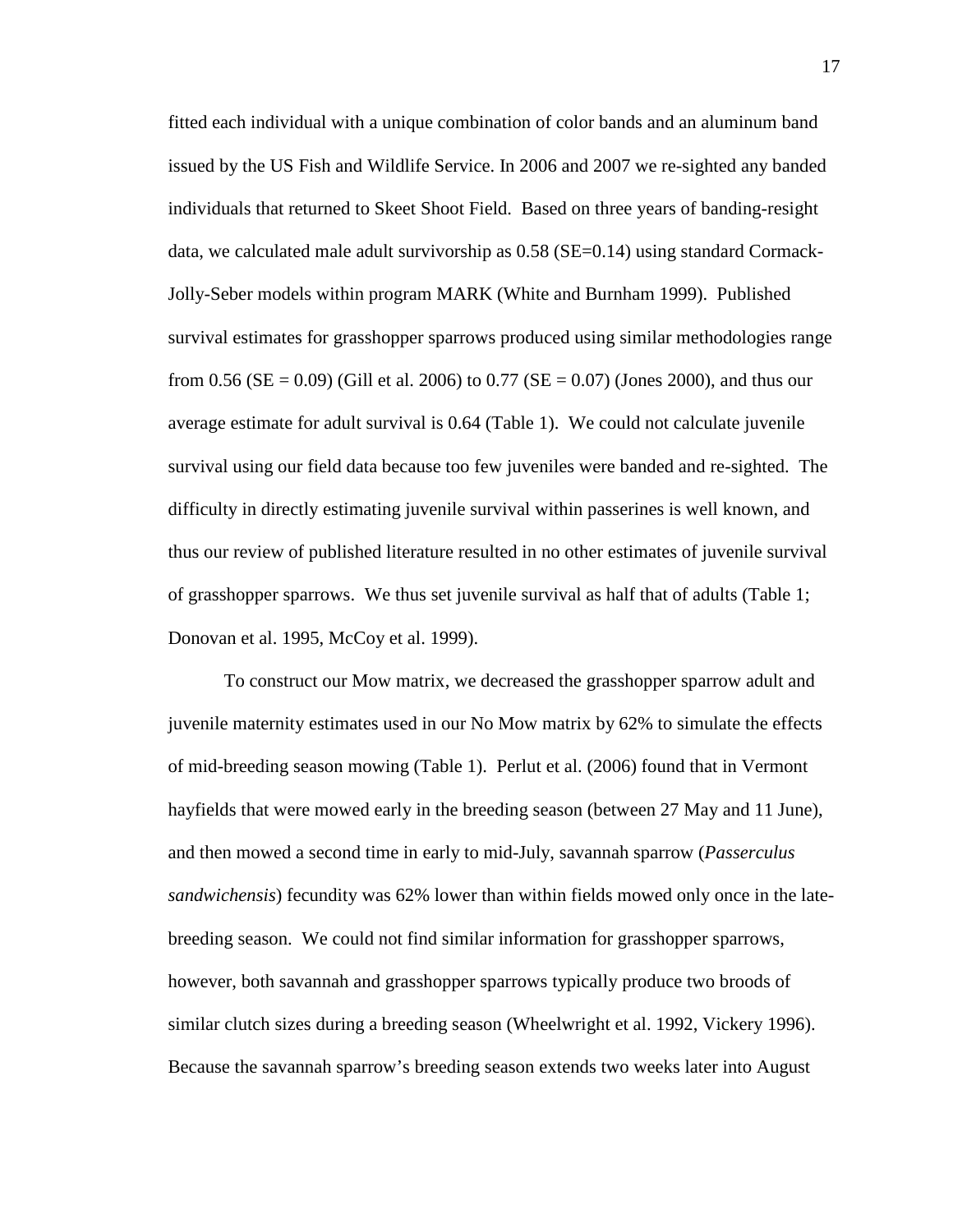fitted each individual with a unique combination of color bands and an aluminum band issued by the US Fish and Wildlife Service. In 2006 and 2007 we re-sighted any banded individuals that returned to Skeet Shoot Field. Based on three years of banding-resight data, we calculated male adult survivorship as 0.58 (SE=0.14) using standard Cormack-Jolly-Seber models within program MARK (White and Burnham 1999). Published survival estimates for grasshopper sparrows produced using similar methodologies range from 0.56 (SE = 0.09) (Gill et al. 2006) to 0.77 (SE = 0.07) (Jones 2000), and thus our average estimate for adult survival is 0.64 (Table 1). We could not calculate juvenile survival using our field data because too few juveniles were banded and re-sighted. The difficulty in directly estimating juvenile survival within passerines is well known, and thus our review of published literature resulted in no other estimates of juvenile survival of grasshopper sparrows. We thus set juvenile survival as half that of adults (Table 1; Donovan et al. 1995, McCoy et al. 1999).

To construct our Mow matrix, we decreased the grasshopper sparrow adult and juvenile maternity estimates used in our No Mow matrix by 62% to simulate the effects of mid-breeding season mowing (Table 1). Perlut et al. (2006) found that in Vermont hayfields that were mowed early in the breeding season (between 27 May and 11 June), and then mowed a second time in early to mid-July, savannah sparrow (*Passerculus sandwichensis*) fecundity was 62% lower than within fields mowed only once in the late-breeding season. We could not find similar information for grasshopper sparrows, however, both savannah and grasshopper sparrows typically produce two broods of similar clutch sizes during a breeding season (Wheelwright et al. 1992, Vickery 1996). Because the savannah sparrow's breeding season extends two weeks later into August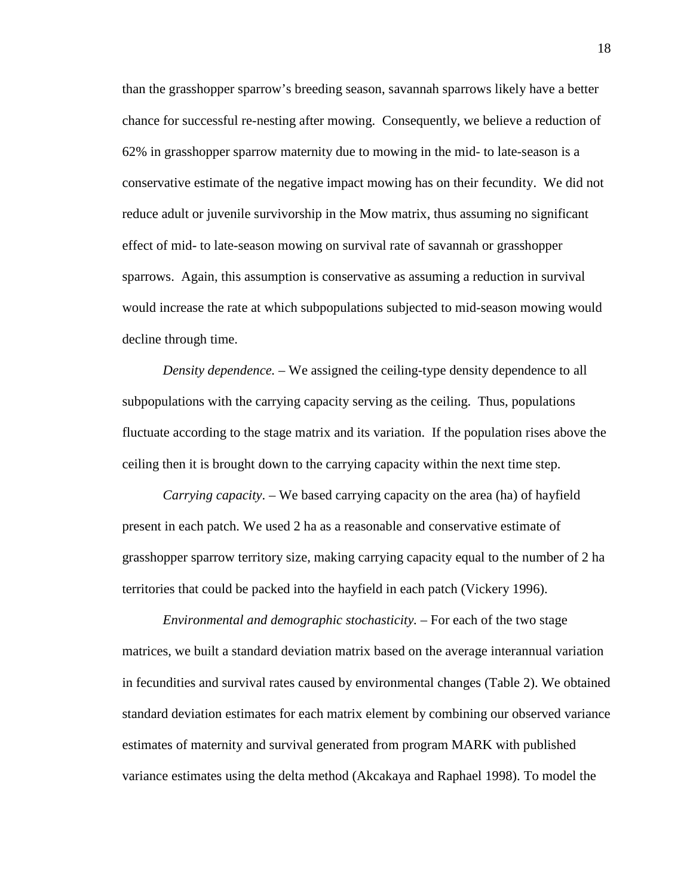than the grasshopper sparrow's breeding season, savannah sparrows likely have a better chance for successful re-nesting after mowing. Consequently, we believe a reduction of 62% in grasshopper sparrow maternity due to mowing in the mid- to late-season is a conservative estimate of the negative impact mowing has on their fecundity. We did not reduce adult or juvenile survivorship in the Mow matrix, thus assuming no significant effect of mid- to late-season mowing on survival rate of savannah or grasshopper sparrows. Again, this assumption is conservative as assuming a reduction in survival would increase the rate at which subpopulations subjected to mid-season mowing would decline through time.

*Density dependence.* – We assigned the ceiling-type density dependence to all subpopulations with the carrying capacity serving as the ceiling. Thus, populations fluctuate according to the stage matrix and its variation. If the population rises above the ceiling then it is brought down to the carrying capacity within the next time step.

*Carrying capacity*. – We based carrying capacity on the area (ha) of hayfield present in each patch. We used 2 ha as a reasonable and conservative estimate of grasshopper sparrow territory size, making carrying capacity equal to the number of 2 ha territories that could be packed into the hayfield in each patch (Vickery 1996).

*Environmental and demographic stochasticity.* – For each of the two stage matrices, we built a standard deviation matrix based on the average interannual variation in fecundities and survival rates caused by environmental changes (Table 2). We obtained standard deviation estimates for each matrix element by combining our observed variance estimates of maternity and survival generated from program MARK with published variance estimates using the delta method (Akcakaya and Raphael 1998). To model the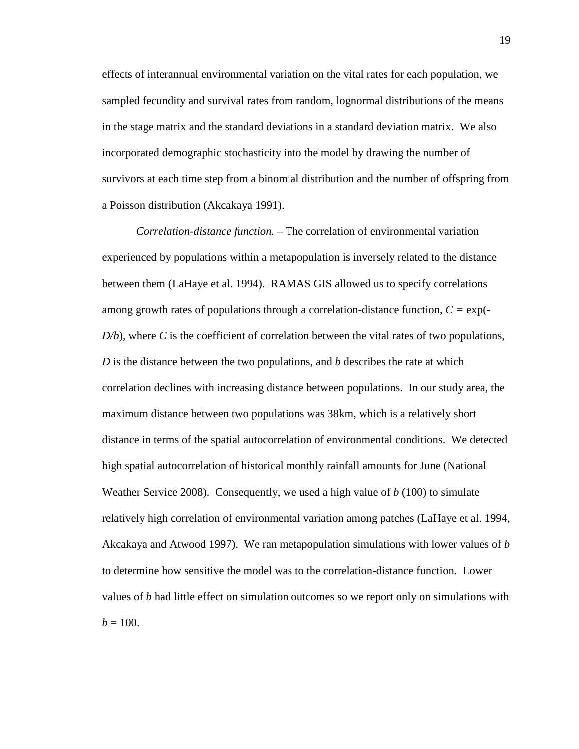effects of interannual environmental variation on the vital rates for each population, we sampled fecundity and survival rates from random, lognormal distributions of the means in the stage matrix and the standard deviations in a standard deviation matrix. We also incorporated demographic stochasticity into the model by drawing the number of survivors at each time step from a binomial distribution and the number of offspring from a Poisson distribution (Akcakaya 1991).

*Correlation-distance function.* – The correlation of environmental variation experienced by populations within a metapopulation is inversely related to the distance between them (LaHaye et al. 1994). RAMAS GIS allowed us to specify correlations among growth rates of populations through a correlation-distance function, $C = \exp(-D/b)$, where $C$ is the coefficient of correlation between the vital rates of two populations, $D$ is the distance between the two populations, and $b$ describes the rate at which correlation declines with increasing distance between populations. In our study area, the maximum distance between two populations was 38km, which is a relatively short distance in terms of the spatial autocorrelation of environmental conditions. We detected high spatial autocorrelation of historical monthly rainfall amounts for June (National Weather Service 2008). Consequently, we used a high value of $b$ (100) to simulate relatively high correlation of environmental variation among patches (LaHaye et al. 1994, Akcakaya and Atwood 1997). We ran metapopulation simulations with lower values of $b$ to determine how sensitive the model was to the correlation-distance function. Lower values of $b$ had little effect on simulation outcomes so we report only on simulations with $b = 100$.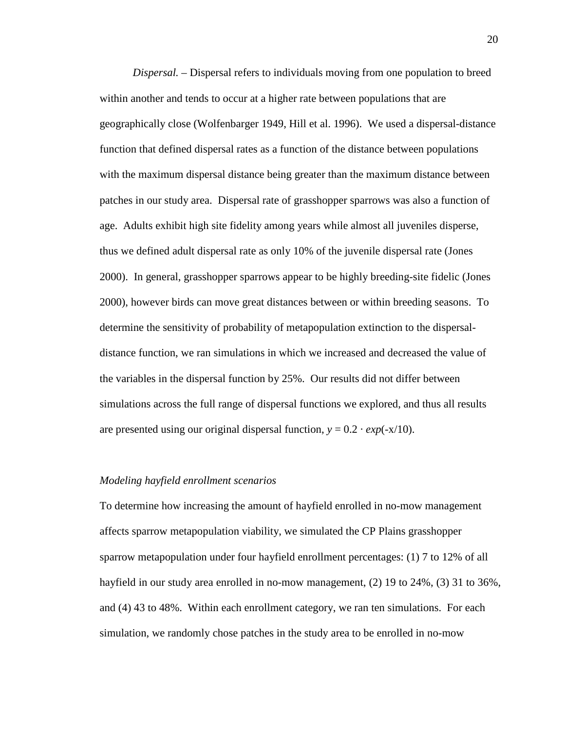*Dispersal.* – Dispersal refers to individuals moving from one population to breed within another and tends to occur at a higher rate between populations that are geographically close (Wolfenbarger 1949, Hill et al. 1996). We used a dispersal-distance function that defined dispersal rates as a function of the distance between populations with the maximum dispersal distance being greater than the maximum distance between patches in our study area. Dispersal rate of grasshopper sparrows was also a function of age. Adults exhibit high site fidelity among years while almost all juveniles disperse, thus we defined adult dispersal rate as only 10% of the juvenile dispersal rate (Jones 2000). In general, grasshopper sparrows appear to be highly breeding-site fidelic (Jones 2000), however birds can move great distances between or within breeding seasons. To determine the sensitivity of probability of metapopulation extinction to the dispersal-distance function, we ran simulations in which we increased and decreased the value of the variables in the dispersal function by 25%. Our results did not differ between simulations across the full range of dispersal functions we explored, and thus all results are presented using our original dispersal function, $y = 0.2 \cdot exp(-x/10)$.

*Modeling hayfield enrollment scenarios*

To determine how increasing the amount of hayfield enrolled in no-mow management affects sparrow metapopulation viability, we simulated the CP Plains grasshopper sparrow metapopulation under four hayfield enrollment percentages: (1) 7 to 12% of all hayfield in our study area enrolled in no-mow management, (2) 19 to 24%, (3) 31 to 36%, and (4) 43 to 48%. Within each enrollment category, we ran ten simulations. For each simulation, we randomly chose patches in the study area to be enrolled in no-mow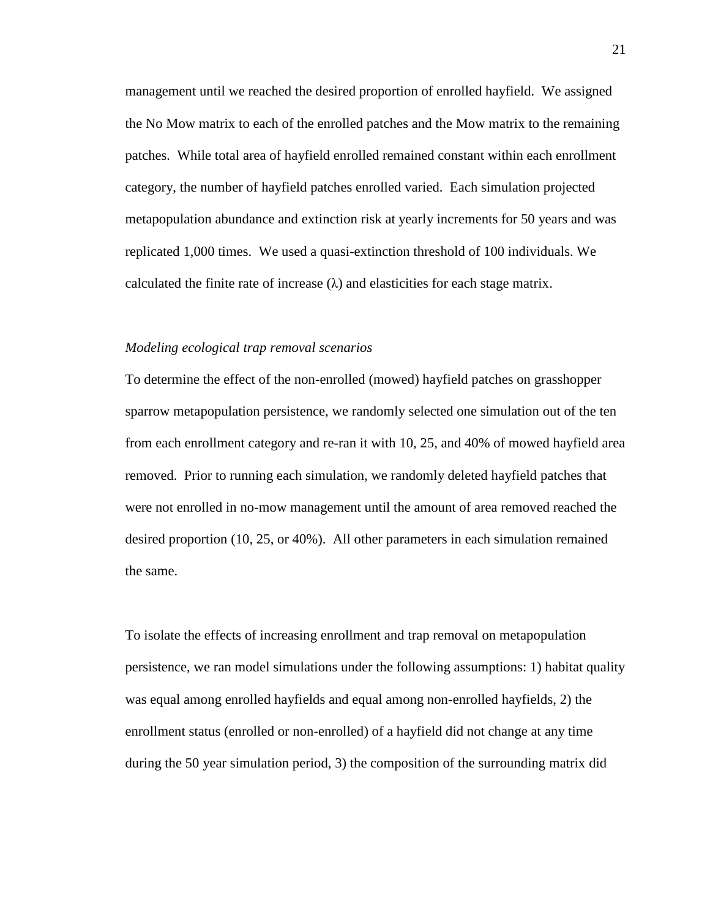management until we reached the desired proportion of enrolled hayfield. We assigned the No Mow matrix to each of the enrolled patches and the Mow matrix to the remaining patches. While total area of hayfield enrolled remained constant within each enrollment category, the number of hayfield patches enrolled varied. Each simulation projected metapopulation abundance and extinction risk at yearly increments for 50 years and was replicated 1,000 times. We used a quasi-extinction threshold of 100 individuals. We calculated the finite rate of increase ($\lambda$) and elasticities for each stage matrix.

*Modeling ecological trap removal scenarios*

To determine the effect of the non-enrolled (mowed) hayfield patches on grasshopper sparrow metapopulation persistence, we randomly selected one simulation out of the ten from each enrollment category and re-ran it with 10, 25, and 40% of mowed hayfield area removed. Prior to running each simulation, we randomly deleted hayfield patches that were not enrolled in no-mow management until the amount of area removed reached the desired proportion (10, 25, or 40%). All other parameters in each simulation remained the same.

To isolate the effects of increasing enrollment and trap removal on metapopulation persistence, we ran model simulations under the following assumptions: 1) habitat quality was equal among enrolled hayfields and equal among non-enrolled hayfields, 2) the enrollment status (enrolled or non-enrolled) of a hayfield did not change at any time during the 50 year simulation period, 3) the composition of the surrounding matrix did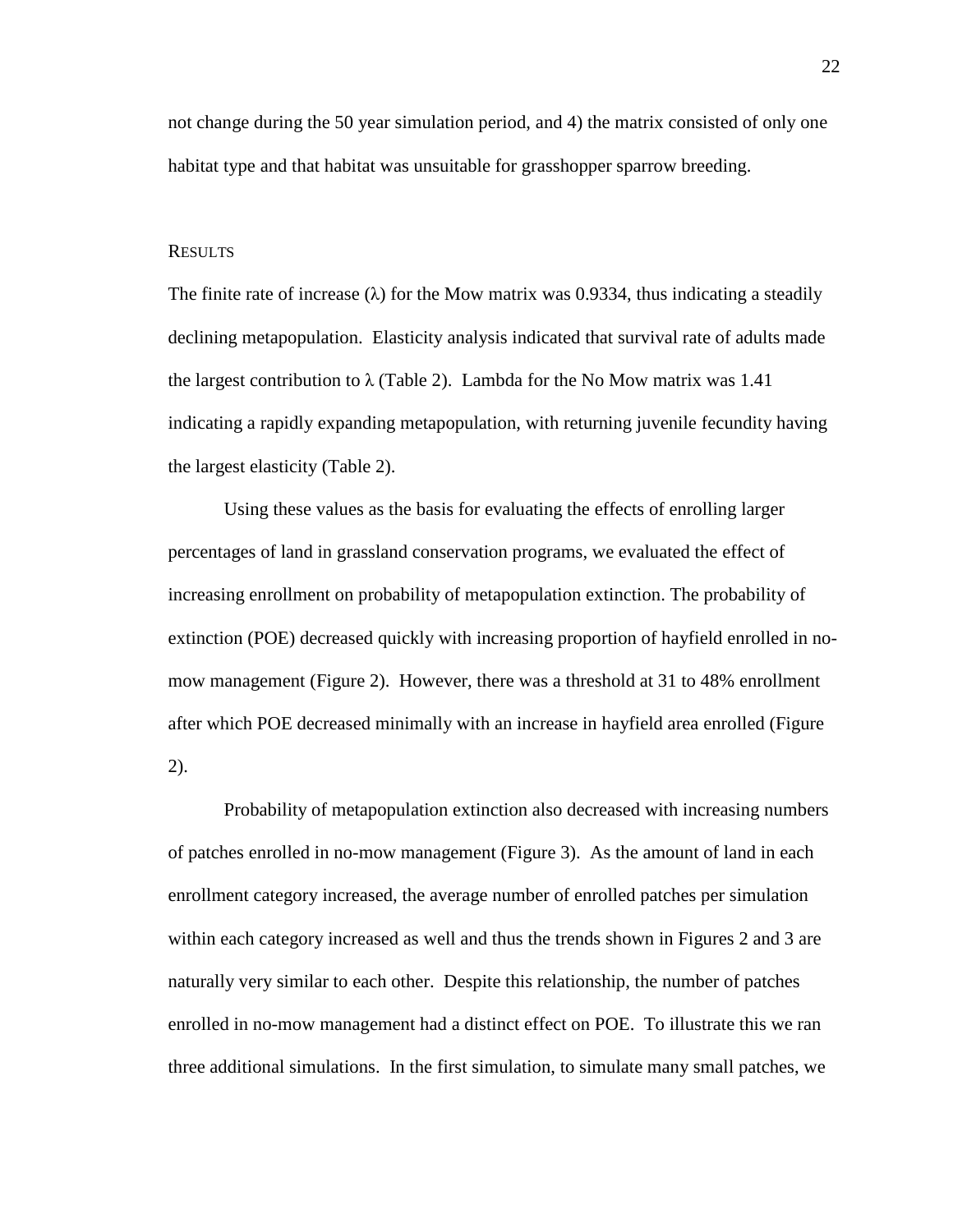not change during the 50 year simulation period, and 4) the matrix consisted of only one habitat type and that habitat was unsuitable for grasshopper sparrow breeding.

## RESULTS

The finite rate of increase ($\lambda$) for the Mow matrix was 0.9334, thus indicating a steadily declining metapopulation. Elasticity analysis indicated that survival rate of adults made the largest contribution to $\lambda$ (Table 2). Lambda for the No Mow matrix was 1.41 indicating a rapidly expanding metapopulation, with returning juvenile fecundity having the largest elasticity (Table 2).

Using these values as the basis for evaluating the effects of enrolling larger percentages of land in grassland conservation programs, we evaluated the effect of increasing enrollment on probability of metapopulation extinction. The probability of extinction (POE) decreased quickly with increasing proportion of hayfield enrolled in no-mow management (Figure 2). However, there was a threshold at 31 to 48% enrollment after which POE decreased minimally with an increase in hayfield area enrolled (Figure 2).

Probability of metapopulation extinction also decreased with increasing numbers of patches enrolled in no-mow management (Figure 3). As the amount of land in each enrollment category increased, the average number of enrolled patches per simulation within each category increased as well and thus the trends shown in Figures 2 and 3 are naturally very similar to each other. Despite this relationship, the number of patches enrolled in no-mow management had a distinct effect on POE. To illustrate this we ran three additional simulations. In the first simulation, to simulate many small patches, we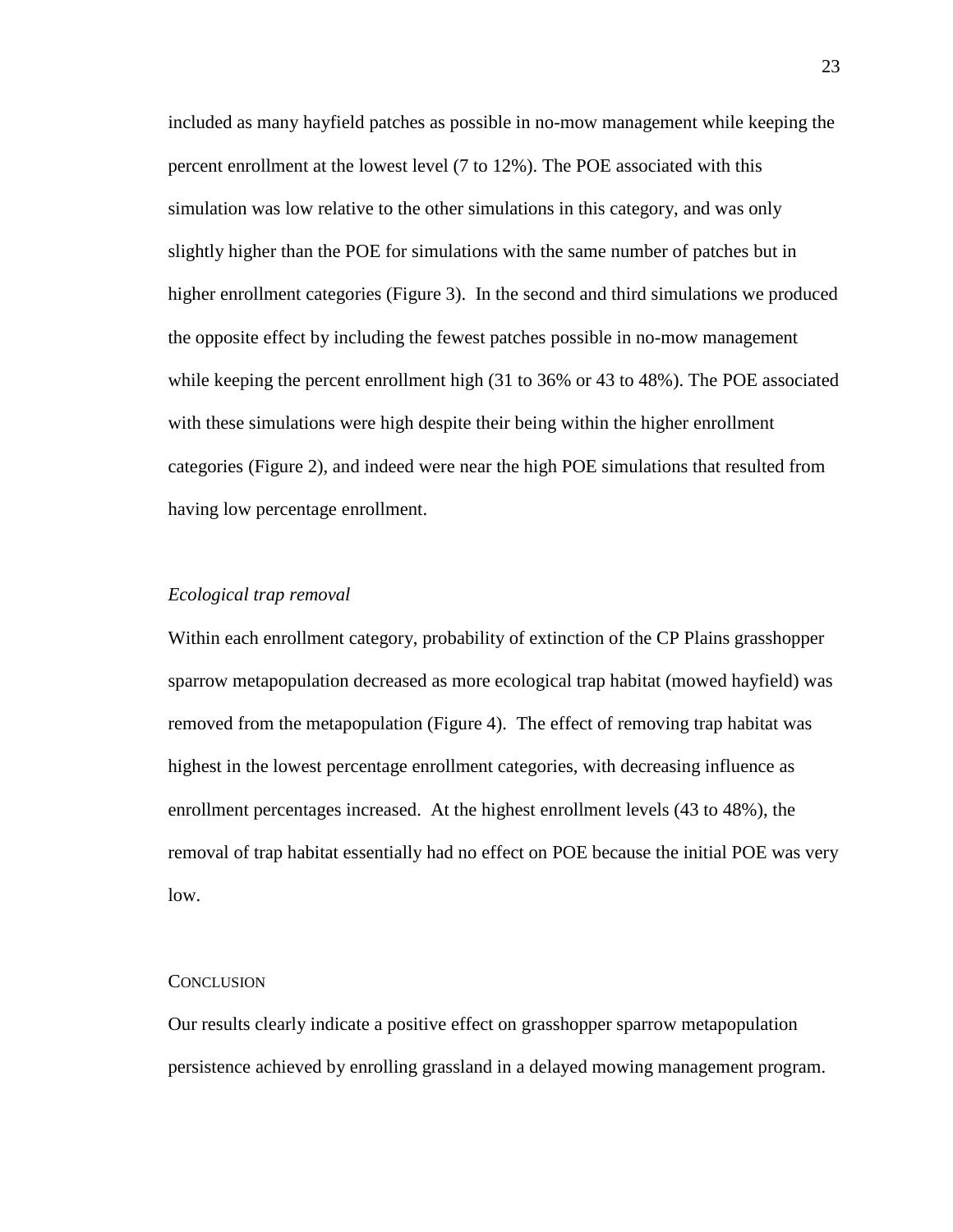included as many hayfield patches as possible in no-mow management while keeping the percent enrollment at the lowest level (7 to 12%). The POE associated with this simulation was low relative to the other simulations in this category, and was only slightly higher than the POE for simulations with the same number of patches but in higher enrollment categories (Figure 3). In the second and third simulations we produced the opposite effect by including the fewest patches possible in no-mow management while keeping the percent enrollment high (31 to 36% or 43 to 48%). The POE associated with these simulations were high despite their being within the higher enrollment categories (Figure 2), and indeed were near the high POE simulations that resulted from having low percentage enrollment.

### *Ecological trap removal*

Within each enrollment category, probability of extinction of the CP Plains grasshopper sparrow metapopulation decreased as more ecological trap habitat (mowed hayfield) was removed from the metapopulation (Figure 4). The effect of removing trap habitat was highest in the lowest percentage enrollment categories, with decreasing influence as enrollment percentages increased. At the highest enrollment levels (43 to 48%), the removal of trap habitat essentially had no effect on POE because the initial POE was very low.

## CONCLUSION

Our results clearly indicate a positive effect on grasshopper sparrow metapopulation persistence achieved by enrolling grassland in a delayed mowing management program.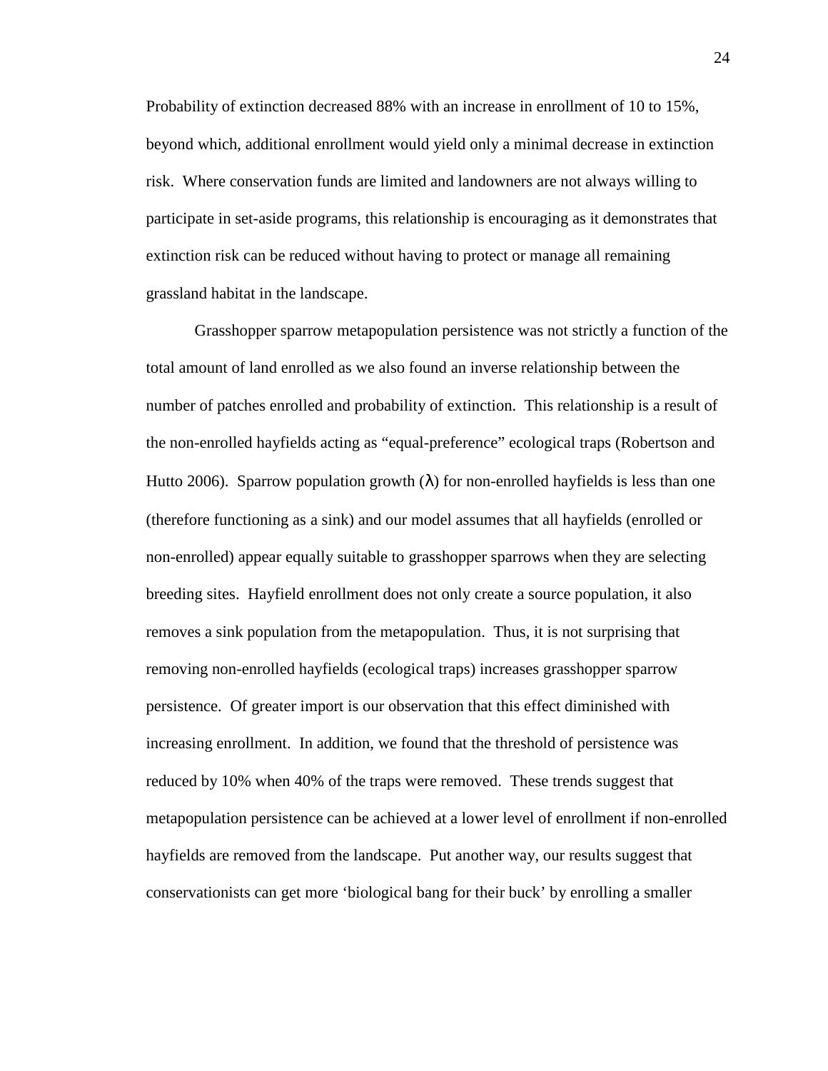Probability of extinction decreased 88% with an increase in enrollment of 10 to 15%, beyond which, additional enrollment would yield only a minimal decrease in extinction risk. Where conservation funds are limited and landowners are not always willing to participate in set-aside programs, this relationship is encouraging as it demonstrates that extinction risk can be reduced without having to protect or manage all remaining grassland habitat in the landscape.

Grasshopper sparrow metapopulation persistence was not strictly a function of the total amount of land enrolled as we also found an inverse relationship between the number of patches enrolled and probability of extinction. This relationship is a result of the non-enrolled hayfields acting as "equal-preference" ecological traps (Robertson and Hutto 2006). Sparrow population growth ($\lambda$) for non-enrolled hayfields is less than one (therefore functioning as a sink) and our model assumes that all hayfields (enrolled or non-enrolled) appear equally suitable to grasshopper sparrows when they are selecting breeding sites. Hayfield enrollment does not only create a source population, it also removes a sink population from the metapopulation. Thus, it is not surprising that removing non-enrolled hayfields (ecological traps) increases grasshopper sparrow persistence. Of greater import is our observation that this effect diminished with increasing enrollment. In addition, we found that the threshold of persistence was reduced by 10% when 40% of the traps were removed. These trends suggest that metapopulation persistence can be achieved at a lower level of enrollment if non-enrolled hayfields are removed from the landscape. Put another way, our results suggest that conservationists can get more 'biological bang for their buck' by enrolling a smaller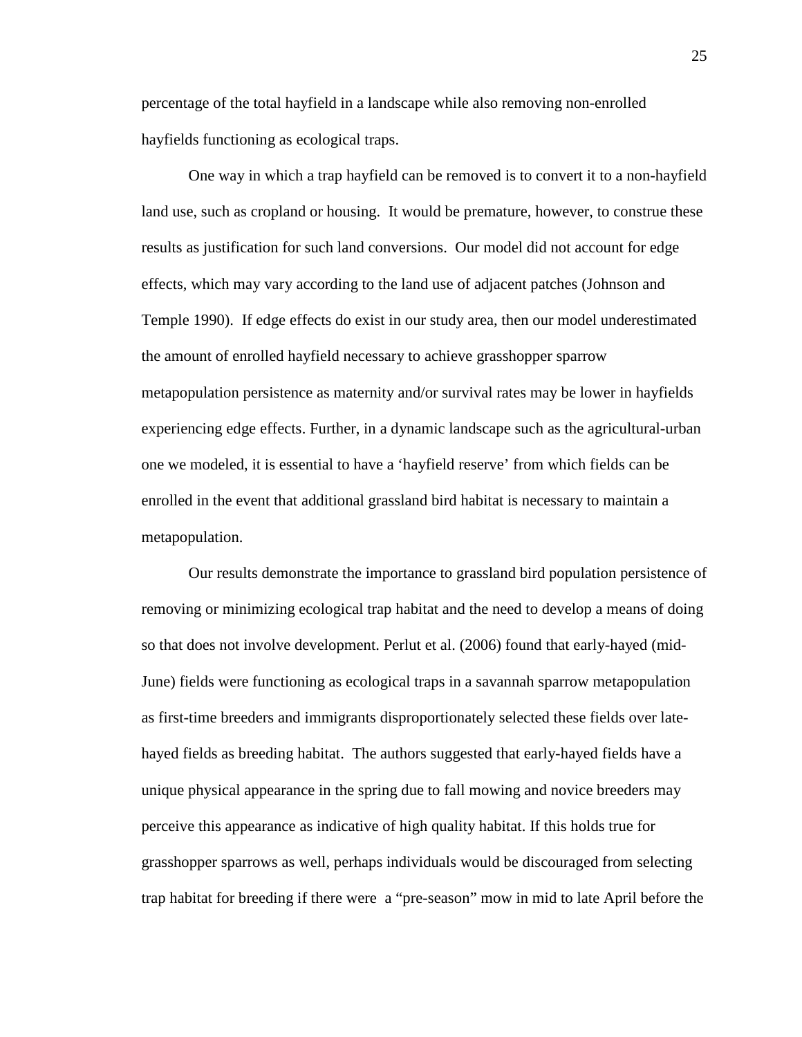percentage of the total hayfield in a landscape while also removing non-enrolled hayfields functioning as ecological traps.

One way in which a trap hayfield can be removed is to convert it to a non-hayfield land use, such as cropland or housing. It would be premature, however, to construe these results as justification for such land conversions. Our model did not account for edge effects, which may vary according to the land use of adjacent patches (Johnson and Temple 1990). If edge effects do exist in our study area, then our model underestimated the amount of enrolled hayfield necessary to achieve grasshopper sparrow metapopulation persistence as maternity and/or survival rates may be lower in hayfields experiencing edge effects. Further, in a dynamic landscape such as the agricultural-urban one we modeled, it is essential to have a 'hayfield reserve' from which fields can be enrolled in the event that additional grassland bird habitat is necessary to maintain a metapopulation.

Our results demonstrate the importance to grassland bird population persistence of removing or minimizing ecological trap habitat and the need to develop a means of doing so that does not involve development. Perlut et al. (2006) found that early-hayed (mid-June) fields were functioning as ecological traps in a savannah sparrow metapopulation as first-time breeders and immigrants disproportionately selected these fields over late-hayed fields as breeding habitat. The authors suggested that early-hayed fields have a unique physical appearance in the spring due to fall mowing and novice breeders may perceive this appearance as indicative of high quality habitat. If this holds true for grasshopper sparrows as well, perhaps individuals would be discouraged from selecting trap habitat for breeding if there were a "pre-season" mow in mid to late April before the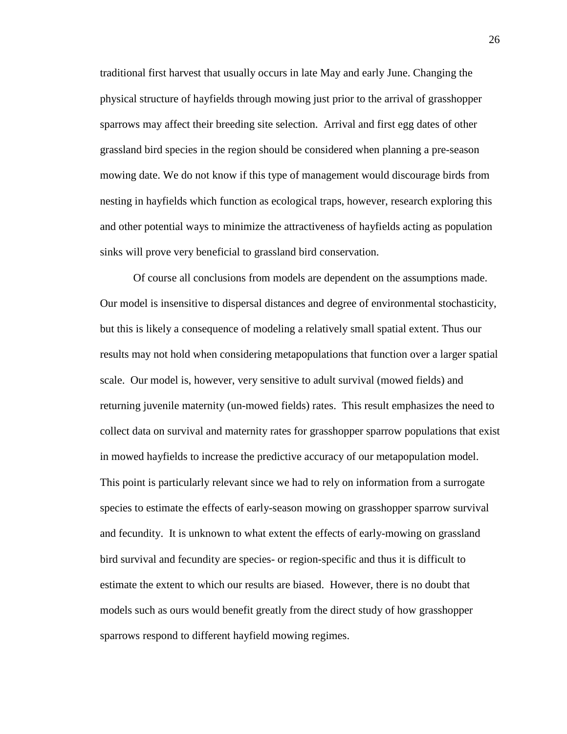traditional first harvest that usually occurs in late May and early June. Changing the physical structure of hayfields through mowing just prior to the arrival of grasshopper sparrows may affect their breeding site selection. Arrival and first egg dates of other grassland bird species in the region should be considered when planning a pre-season mowing date. We do not know if this type of management would discourage birds from nesting in hayfields which function as ecological traps, however, research exploring this and other potential ways to minimize the attractiveness of hayfields acting as population sinks will prove very beneficial to grassland bird conservation.

Of course all conclusions from models are dependent on the assumptions made. Our model is insensitive to dispersal distances and degree of environmental stochasticity, but this is likely a consequence of modeling a relatively small spatial extent. Thus our results may not hold when considering metapopulations that function over a larger spatial scale. Our model is, however, very sensitive to adult survival (mowed fields) and returning juvenile maternity (un-mowed fields) rates. This result emphasizes the need to collect data on survival and maternity rates for grasshopper sparrow populations that exist in mowed hayfields to increase the predictive accuracy of our metapopulation model. This point is particularly relevant since we had to rely on information from a surrogate species to estimate the effects of early-season mowing on grasshopper sparrow survival and fecundity. It is unknown to what extent the effects of early-mowing on grassland bird survival and fecundity are species- or region-specific and thus it is difficult to estimate the extent to which our results are biased. However, there is no doubt that models such as ours would benefit greatly from the direct study of how grasshopper sparrows respond to different hayfield mowing regimes.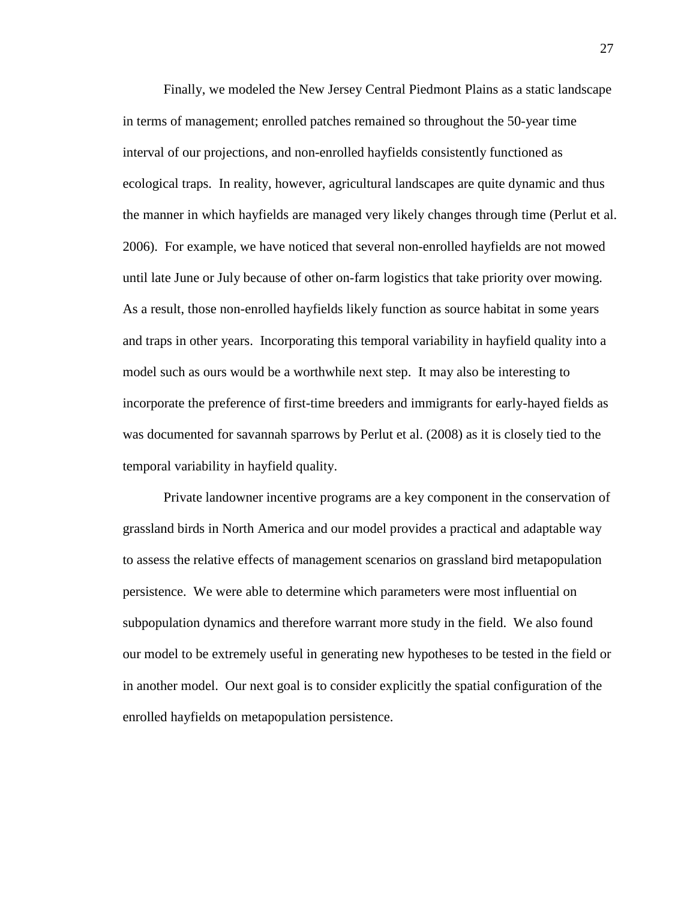Finally, we modeled the New Jersey Central Piedmont Plains as a static landscape in terms of management; enrolled patches remained so throughout the 50-year time interval of our projections, and non-enrolled hayfields consistently functioned as ecological traps. In reality, however, agricultural landscapes are quite dynamic and thus the manner in which hayfields are managed very likely changes through time (Perlut et al. 2006). For example, we have noticed that several non-enrolled hayfields are not mowed until late June or July because of other on-farm logistics that take priority over mowing. As a result, those non-enrolled hayfields likely function as source habitat in some years and traps in other years. Incorporating this temporal variability in hayfield quality into a model such as ours would be a worthwhile next step. It may also be interesting to incorporate the preference of first-time breeders and immigrants for early-hayed fields as was documented for savannah sparrows by Perlut et al. (2008) as it is closely tied to the temporal variability in hayfield quality.

Private landowner incentive programs are a key component in the conservation of grassland birds in North America and our model provides a practical and adaptable way to assess the relative effects of management scenarios on grassland bird metapopulation persistence. We were able to determine which parameters were most influential on subpopulation dynamics and therefore warrant more study in the field. We also found our model to be extremely useful in generating new hypotheses to be tested in the field or in another model. Our next goal is to consider explicitly the spatial configuration of the enrolled hayfields on metapopulation persistence.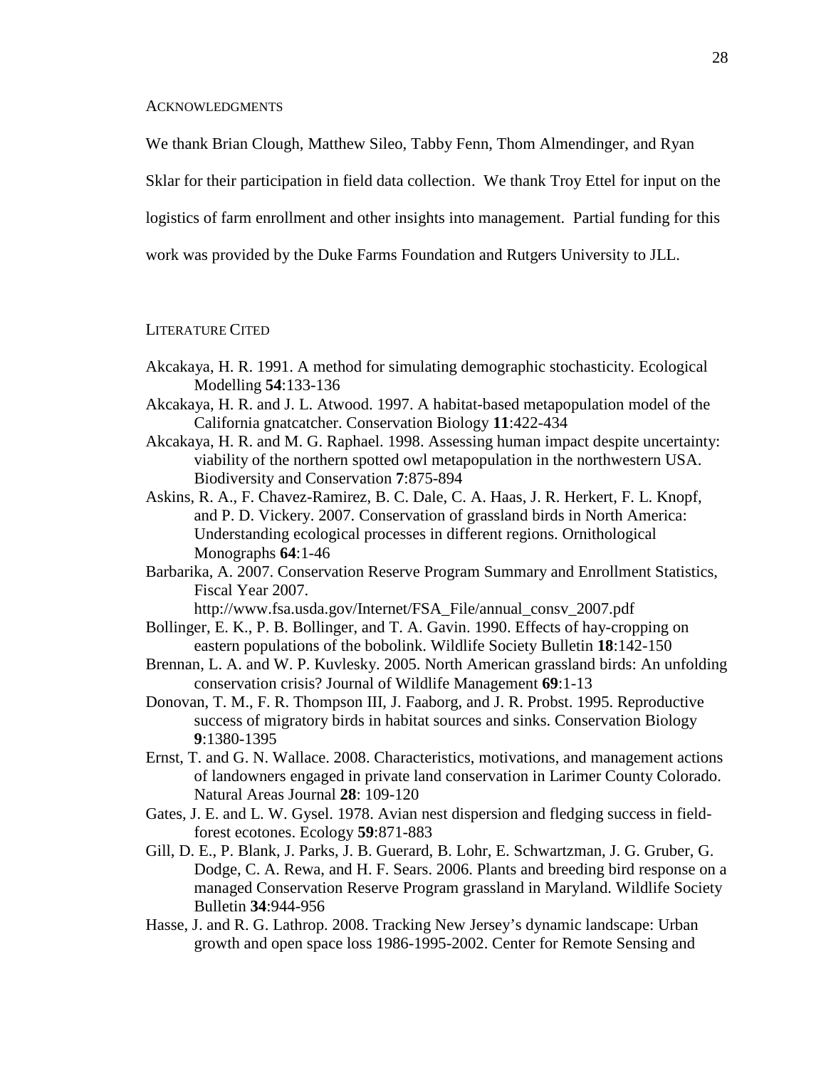## Acknowledgments

We thank Brian Clough, Matthew Sileo, Tabby Fenn, Thom Almendinger, and Ryan Sklar for their participation in field data collection. We thank Troy Ettel for input on the logistics of farm enrollment and other insights into management. Partial funding for this work was provided by the Duke Farms Foundation and Rutgers University to JLL.

## Literature Cited

Akcakaya, H. R. 1991. A method for simulating demographic stochasticity. Ecological Modelling **54**:133-136

Akcakaya, H. R. and J. L. Atwood. 1997. A habitat-based metapopulation model of the California gnatcatcher. Conservation Biology **11**:422-434

Akcakaya, H. R. and M. G. Raphael. 1998. Assessing human impact despite uncertainty: viability of the northern spotted owl metapopulation in the northwestern USA. Biodiversity and Conservation **7**:875-894

Askins, R. A., F. Chavez-Ramirez, B. C. Dale, C. A. Haas, J. R. Herkert, F. L. Knopf, and P. D. Vickery. 2007. Conservation of grassland birds in North America: Understanding ecological processes in different regions. Ornithological Monographs **64**:1-46

Barbarika, A. 2007. Conservation Reserve Program Summary and Enrollment Statistics, Fiscal Year 2007. http://www.fsa.usda.gov/Internet/FSA_File/annual_consv_2007.pdf

Bollinger, E. K., P. B. Bollinger, and T. A. Gavin. 1990. Effects of hay-cropping on eastern populations of the bobolink. Wildlife Society Bulletin **18**:142-150

Brennan, L. A. and W. P. Kuvlesky. 2005. North American grassland birds: An unfolding conservation crisis? Journal of Wildlife Management **69**:1-13

Donovan, T. M., F. R. Thompson III, J. Faaborg, and J. R. Probst. 1995. Reproductive success of migratory birds in habitat sources and sinks. Conservation Biology **9**:1380-1395

Ernst, T. and G. N. Wallace. 2008. Characteristics, motivations, and management actions of landowners engaged in private land conservation in Larimer County Colorado. Natural Areas Journal **28**: 109-120

Gates, J. E. and L. W. Gysel. 1978. Avian nest dispersion and fledging success in field-forest ecotones. Ecology **59**:871-883

Gill, D. E., P. Blank, J. Parks, J. B. Guerard, B. Lohr, E. Schwartzman, J. G. Gruber, G. Dodge, C. A. Rewa, and H. F. Sears. 2006. Plants and breeding bird response on a managed Conservation Reserve Program grassland in Maryland. Wildlife Society Bulletin **34**:944-956

Hasse, J. and R. G. Lathrop. 2008. Tracking New Jersey's dynamic landscape: Urban growth and open space loss 1986-1995-2002. Center for Remote Sensing and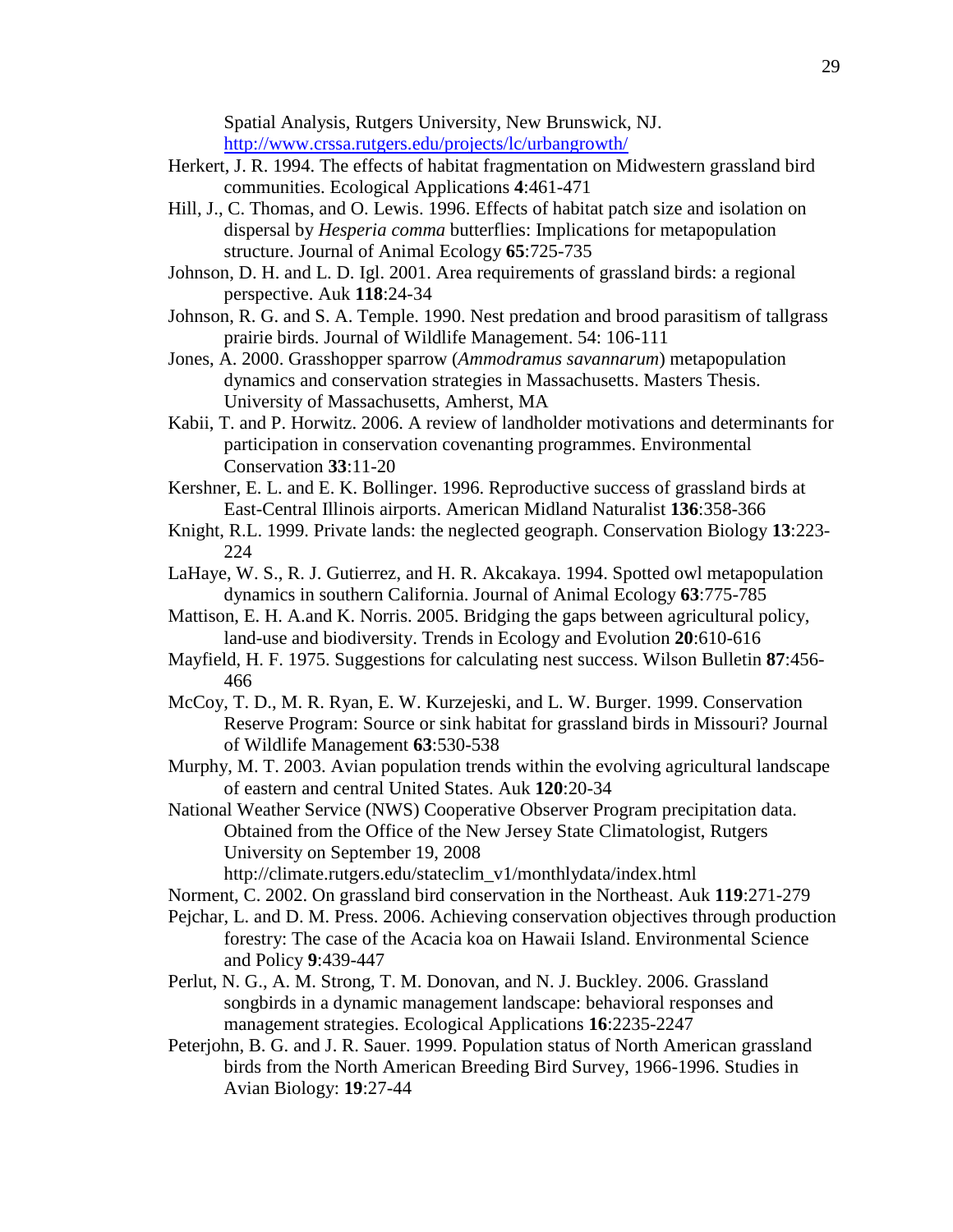Spatial Analysis, Rutgers University, New Brunswick, NJ. http://www.crssa.rutgers.edu/projects/lc/urbangrowth/

Herkert, J. R. 1994. The effects of habitat fragmentation on Midwestern grassland bird communities. Ecological Applications **4**:461-471

Hill, J., C. Thomas, and O. Lewis. 1996. Effects of habitat patch size and isolation on dispersal by *Hesperia comma* butterflies: Implications for metapopulation structure. Journal of Animal Ecology **65**:725-735

Johnson, D. H. and L. D. Igl. 2001. Area requirements of grassland birds: a regional perspective. Auk **118**:24-34

Johnson, R. G. and S. A. Temple. 1990. Nest predation and brood parasitism of tallgrass prairie birds. Journal of Wildlife Management. 54: 106-111

Jones, A. 2000. Grasshopper sparrow (*Ammodramus savannarum*) metapopulation dynamics and conservation strategies in Massachusetts. Masters Thesis. University of Massachusetts, Amherst, MA

Kabii, T. and P. Horwitz. 2006. A review of landholder motivations and determinants for participation in conservation covenanting programmes. Environmental Conservation **33**:11-20

Kershner, E. L. and E. K. Bollinger. 1996. Reproductive success of grassland birds at East-Central Illinois airports. American Midland Naturalist **136**:358-366

Knight, R.L. 1999. Private lands: the neglected geograph. Conservation Biology **13**:223-224

LaHaye, W. S., R. J. Gutierrez, and H. R. Akcakaya. 1994. Spotted owl metapopulation dynamics in southern California. Journal of Animal Ecology **63**:775-785

Mattison, E. H. A.and K. Norris. 2005. Bridging the gaps between agricultural policy, land-use and biodiversity. Trends in Ecology and Evolution **20**:610-616

Mayfield, H. F. 1975. Suggestions for calculating nest success. Wilson Bulletin **87**:456-466

McCoy, T. D., M. R. Ryan, E. W. Kurzejeski, and L. W. Burger. 1999. Conservation Reserve Program: Source or sink habitat for grassland birds in Missouri? Journal of Wildlife Management **63**:530-538

Murphy, M. T. 2003. Avian population trends within the evolving agricultural landscape of eastern and central United States. Auk **120**:20-34

National Weather Service (NWS) Cooperative Observer Program precipitation data. Obtained from the Office of the New Jersey State Climatologist, Rutgers University on September 19, 2008 http://climate.rutgers.edu/stateclim_v1/monthlydata/index.html

Norment, C. 2002. On grassland bird conservation in the Northeast. Auk **119**:271-279

Pejchar, L. and D. M. Press. 2006. Achieving conservation objectives through production forestry: The case of the Acacia koa on Hawaii Island. Environmental Science and Policy **9**:439-447

Perlut, N. G., A. M. Strong, T. M. Donovan, and N. J. Buckley. 2006. Grassland songbirds in a dynamic management landscape: behavioral responses and management strategies. Ecological Applications **16**:2235-2247

Peterjohn, B. G. and J. R. Sauer. 1999. Population status of North American grassland birds from the North American Breeding Bird Survey, 1966-1996. Studies in Avian Biology: **19**:27-44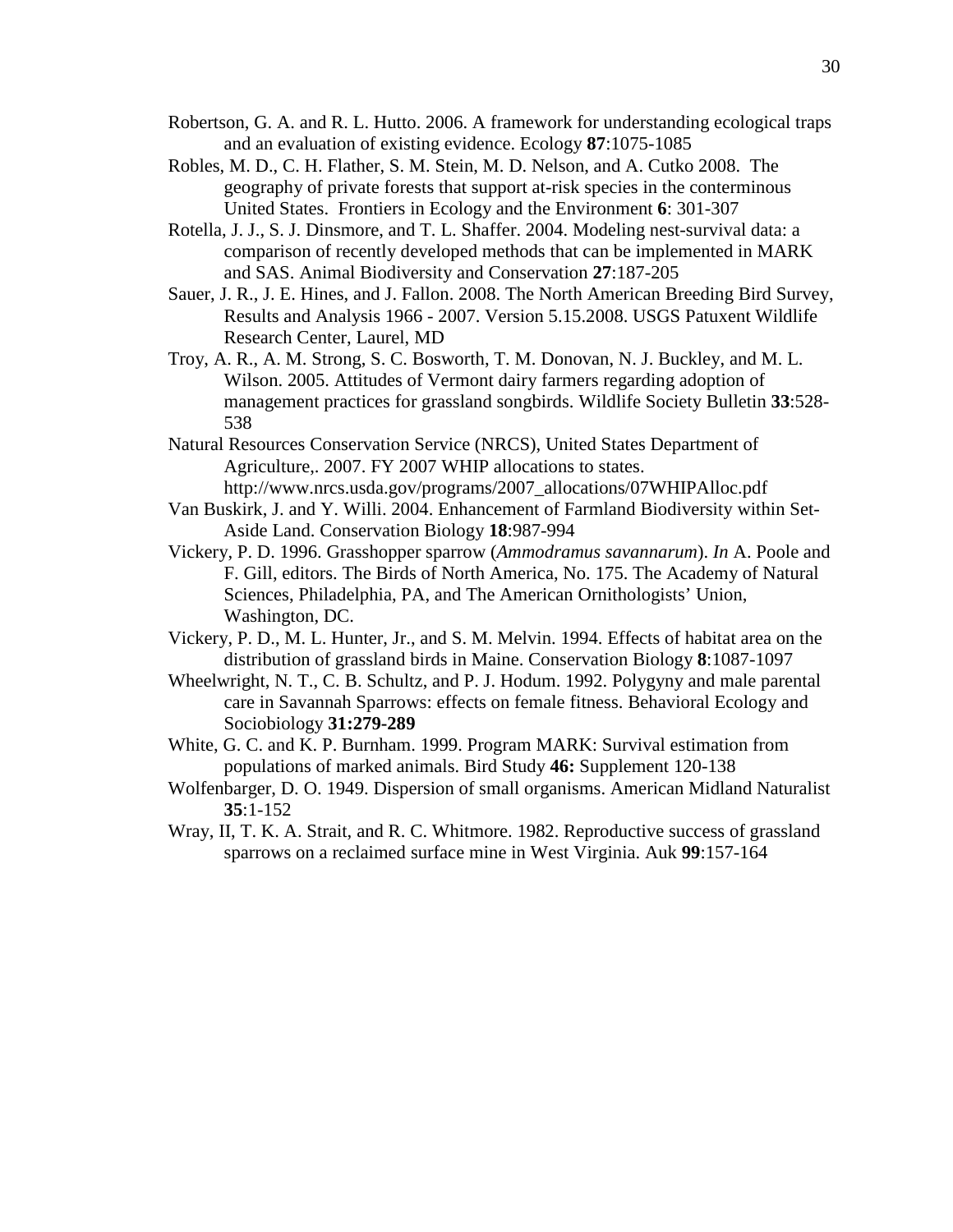Robertson, G. A. and R. L. Hutto. 2006. A framework for understanding ecological traps and an evaluation of existing evidence. Ecology **87**:1075-1085

Robles, M. D., C. H. Flather, S. M. Stein, M. D. Nelson, and A. Cutko 2008. The geography of private forests that support at-risk species in the conterminous United States. Frontiers in Ecology and the Environment **6**: 301-307

Rotella, J. J., S. J. Dinsmore, and T. L. Shaffer. 2004. Modeling nest-survival data: a comparison of recently developed methods that can be implemented in MARK and SAS. Animal Biodiversity and Conservation **27**:187-205

Sauer, J. R., J. E. Hines, and J. Fallon. 2008. The North American Breeding Bird Survey, Results and Analysis 1966 - 2007. Version 5.15.2008. USGS Patuxent Wildlife Research Center, Laurel, MD

Troy, A. R., A. M. Strong, S. C. Bosworth, T. M. Donovan, N. J. Buckley, and M. L. Wilson. 2005. Attitudes of Vermont dairy farmers regarding adoption of management practices for grassland songbirds. Wildlife Society Bulletin **33**:528-538

Natural Resources Conservation Service (NRCS), United States Department of Agriculture,. 2007. FY 2007 WHIP allocations to states. http://www.nrcs.usda.gov/programs/2007_allocations/07WHIPAlloc.pdf

Van Buskirk, J. and Y. Willi. 2004. Enhancement of Farmland Biodiversity within Set-Aside Land. Conservation Biology **18**:987-994

Vickery, P. D. 1996. Grasshopper sparrow (*Ammodramus savannarum*). *In* A. Poole and F. Gill, editors. The Birds of North America, No. 175. The Academy of Natural Sciences, Philadelphia, PA, and The American Ornithologists' Union, Washington, DC.

Vickery, P. D., M. L. Hunter, Jr., and S. M. Melvin. 1994. Effects of habitat area on the distribution of grassland birds in Maine. Conservation Biology **8**:1087-1097

Wheelwright, N. T., C. B. Schultz, and P. J. Hodum. 1992. Polygyny and male parental care in Savannah Sparrows: effects on female fitness. Behavioral Ecology and Sociobiology **31:279-289**

White, G. C. and K. P. Burnham. 1999. Program MARK: Survival estimation from populations of marked animals. Bird Study **46:** Supplement 120-138

Wolfenbarger, D. O. 1949. Dispersion of small organisms. American Midland Naturalist **35**:1-152

Wray, II, T. K. A. Strait, and R. C. Whitmore. 1982. Reproductive success of grassland sparrows on a reclaimed surface mine in West Virginia. Auk **99**:157-164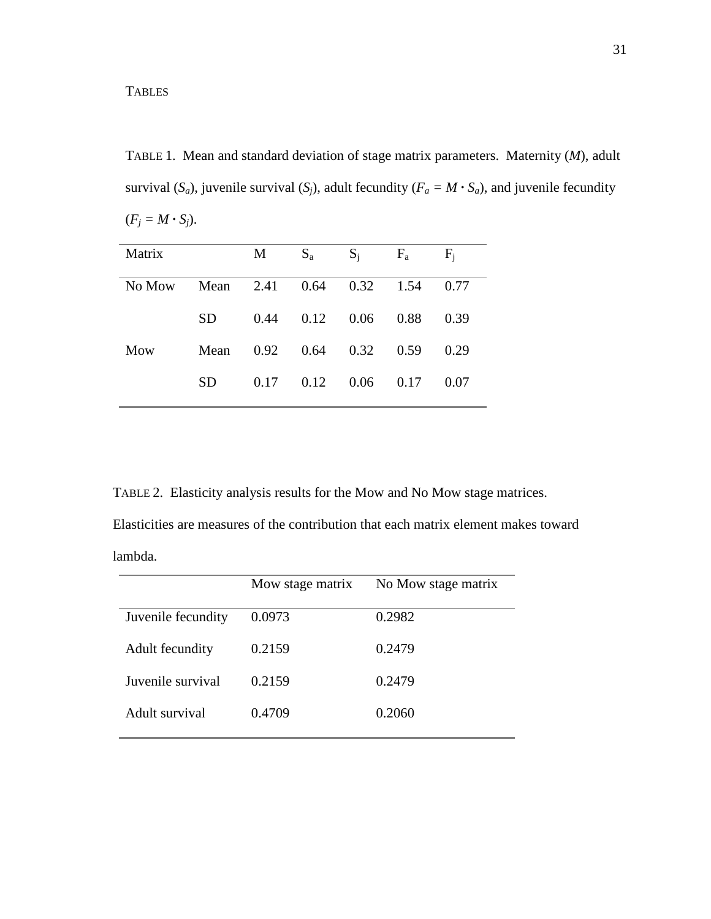## Tables

Table 1. Mean and standard deviation of stage matrix parameters. Maternity (*M*), adult survival ($S_a$), juvenile survival ($S_j$), adult fecundity ($F_a = M \cdot S_a$), and juvenile fecundity ($F_j = M \cdot S_j$).

| Matrix | | M | $S_a$ | $S_j$ | $F_a$ | $F_j$ |
|---|---|---|---|---|---|---|
| No Mow | Mean | 2.41 | 0.64 | 0.32 | 1.54 | 0.77 |
| | SD | 0.44 | 0.12 | 0.06 | 0.88 | 0.39 |
| Mow | Mean | 0.92 | 0.64 | 0.32 | 0.59 | 0.29 |
| | SD | 0.17 | 0.12 | 0.06 | 0.17 | 0.07 |

Table 2. Elasticity analysis results for the Mow and No Mow stage matrices. Elasticities are measures of the contribution that each matrix element makes toward lambda.

| | Mow stage matrix | No Mow stage matrix |
|---|---|---|
| Juvenile fecundity | 0.0973 | 0.2982 |
| Adult fecundity | 0.2159 | 0.2479 |
| Juvenile survival | 0.2159 | 0.2479 |
| Adult survival | 0.4709 | 0.2060 |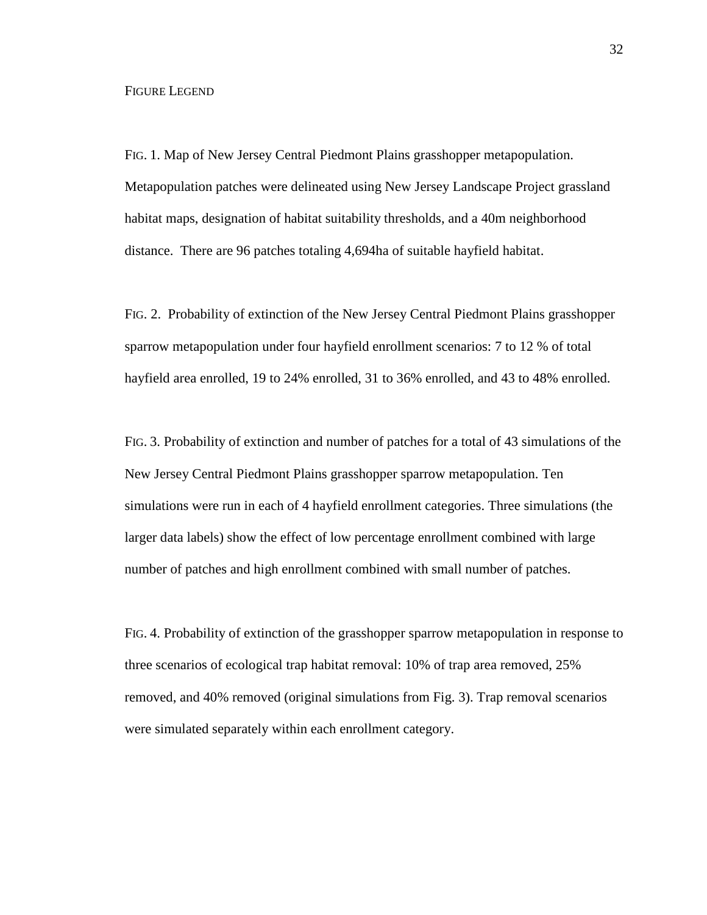FIGURE LEGEND

FIG. 1. Map of New Jersey Central Piedmont Plains grasshopper metapopulation. Metapopulation patches were delineated using New Jersey Landscape Project grassland habitat maps, designation of habitat suitability thresholds, and a 40m neighborhood distance. There are 96 patches totaling 4,694ha of suitable hayfield habitat.

FIG. 2. Probability of extinction of the New Jersey Central Piedmont Plains grasshopper sparrow metapopulation under four hayfield enrollment scenarios: 7 to 12 % of total hayfield area enrolled, 19 to 24% enrolled, 31 to 36% enrolled, and 43 to 48% enrolled.

FIG. 3. Probability of extinction and number of patches for a total of 43 simulations of the New Jersey Central Piedmont Plains grasshopper sparrow metapopulation. Ten simulations were run in each of 4 hayfield enrollment categories. Three simulations (the larger data labels) show the effect of low percentage enrollment combined with large number of patches and high enrollment combined with small number of patches.

FIG. 4. Probability of extinction of the grasshopper sparrow metapopulation in response to three scenarios of ecological trap habitat removal: 10% of trap area removed, 25% removed, and 40% removed (original simulations from Fig. 3). Trap removal scenarios were simulated separately within each enrollment category.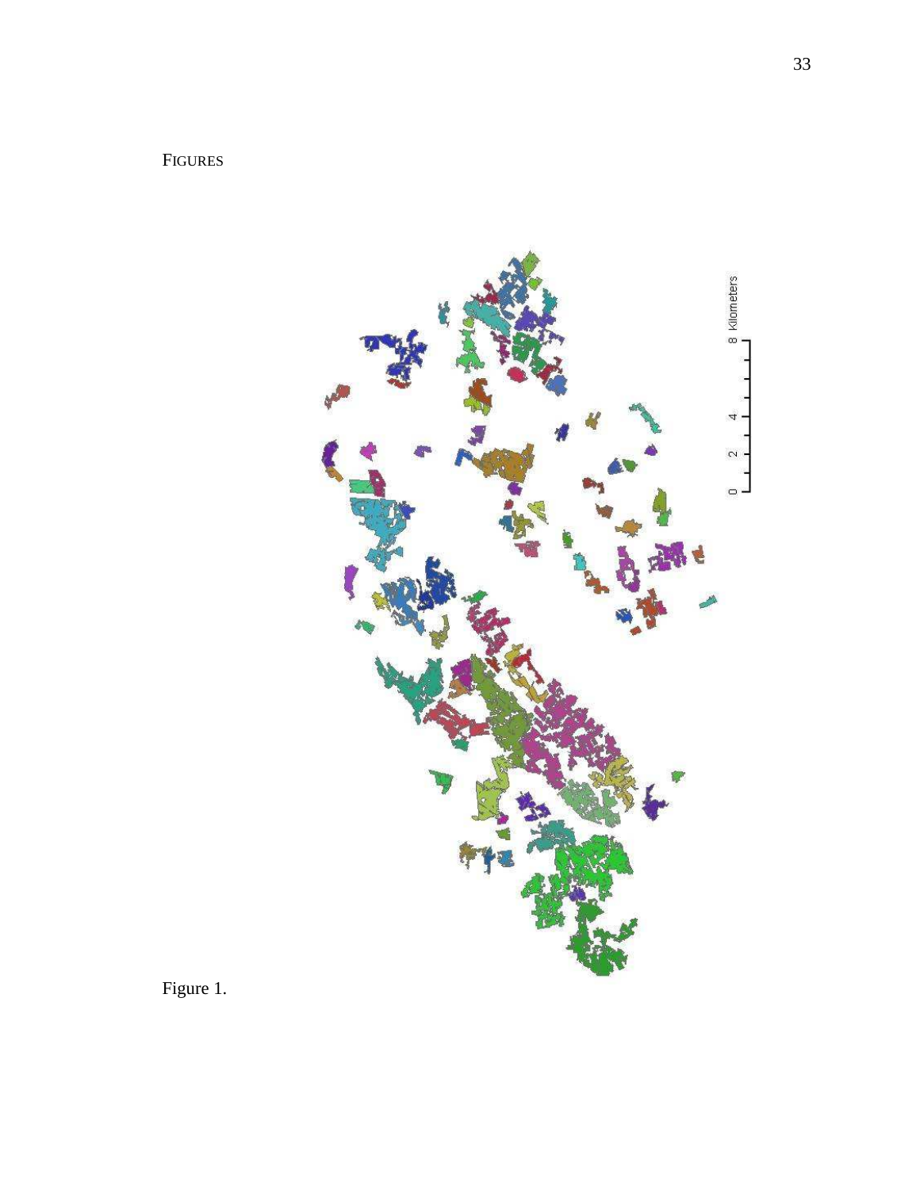FIGURES

Figure 1.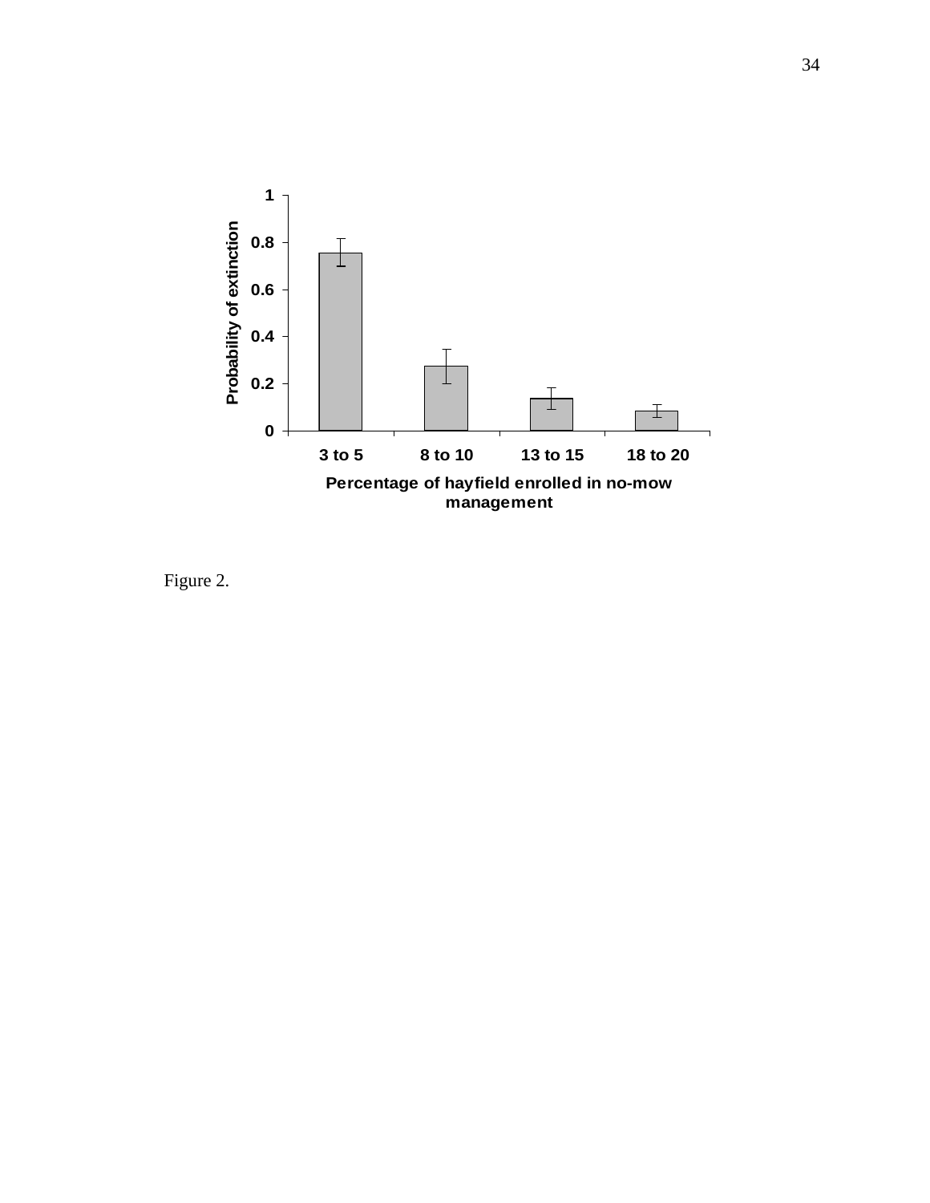Figure 2.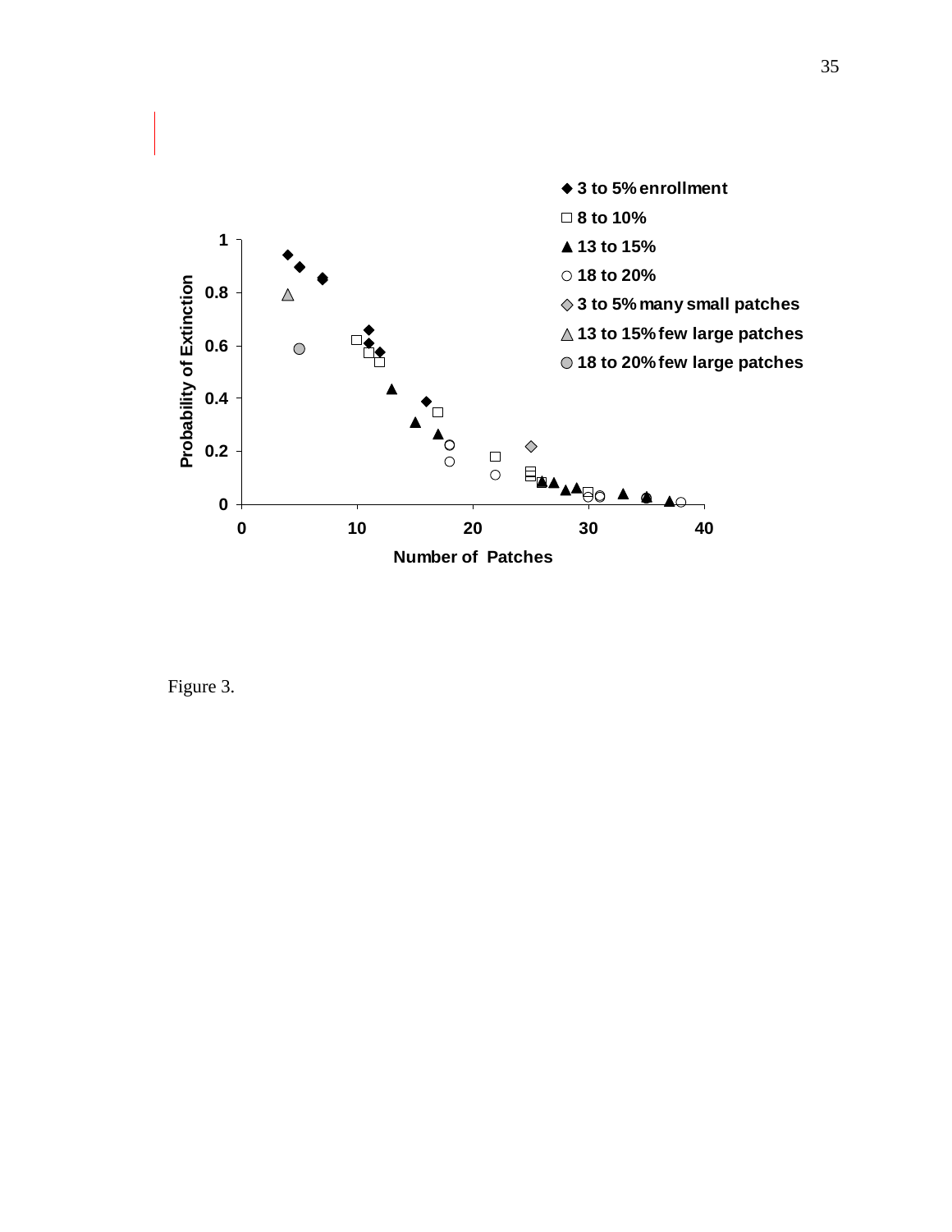Figure 3.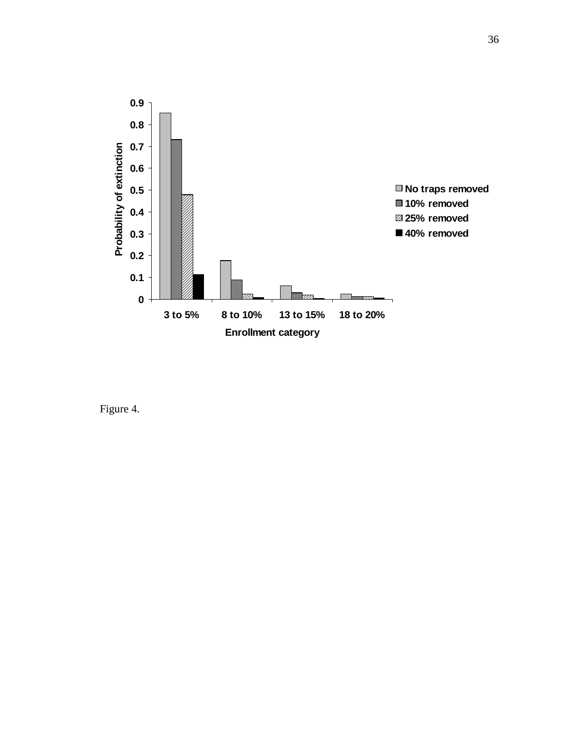Figure 4.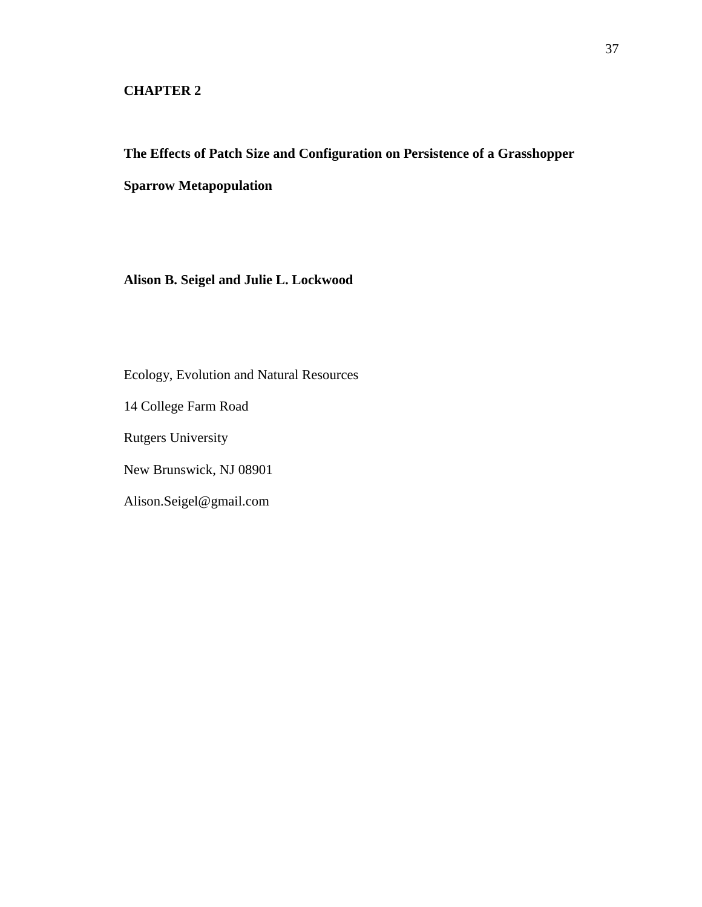# CHAPTER 2

## The Effects of Patch Size and Configuration on Persistence of a Grasshopper Sparrow Metapopulation

**Alison B. Seigel and Julie L. Lockwood**

Ecology, Evolution and Natural Resources

14 College Farm Road

Rutgers University

New Brunswick, NJ 08901

Alison.Seigel@gmail.com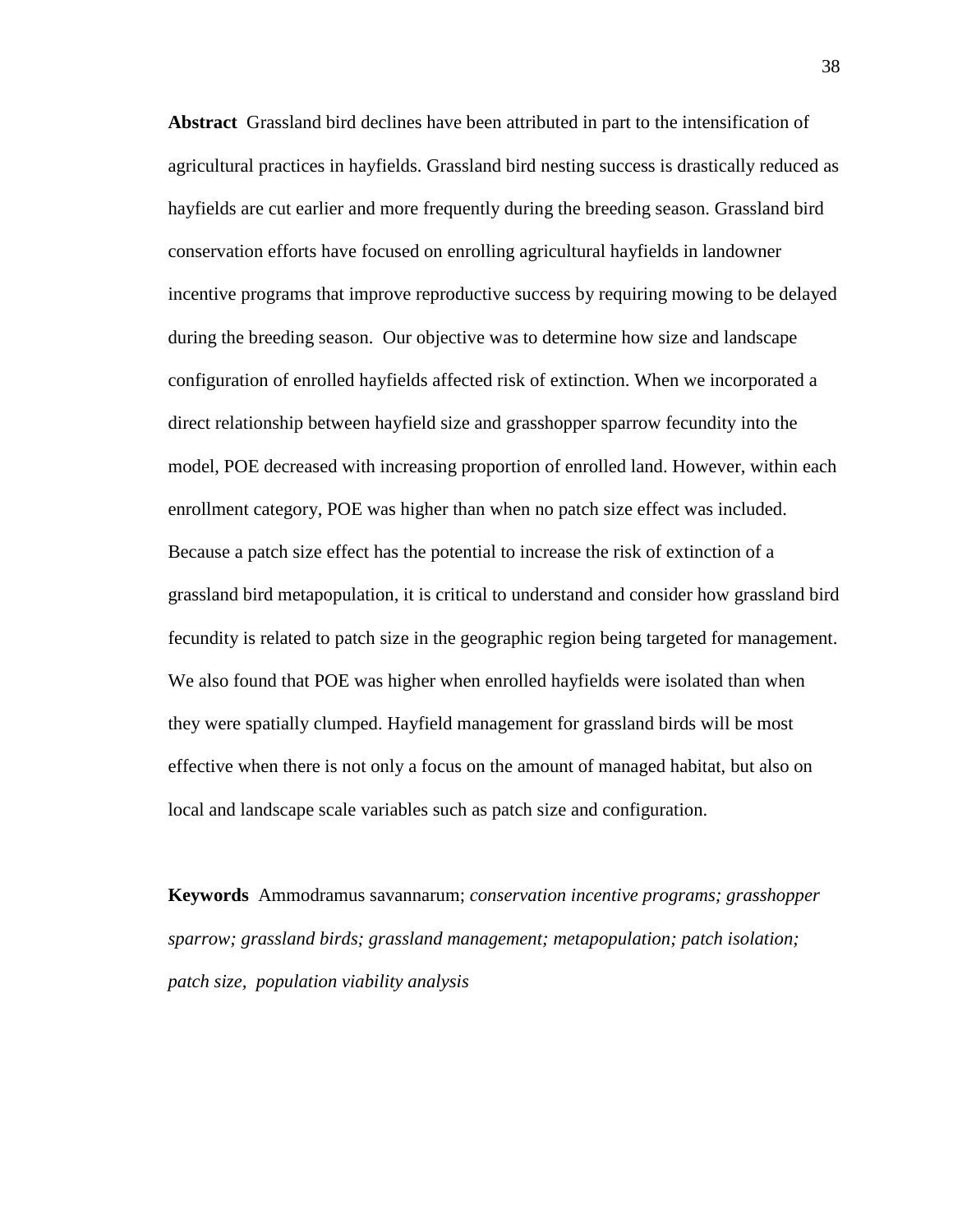**Abstract** Grassland bird declines have been attributed in part to the intensification of agricultural practices in hayfields. Grassland bird nesting success is drastically reduced as hayfields are cut earlier and more frequently during the breeding season. Grassland bird conservation efforts have focused on enrolling agricultural hayfields in landowner incentive programs that improve reproductive success by requiring mowing to be delayed during the breeding season. Our objective was to determine how size and landscape configuration of enrolled hayfields affected risk of extinction. When we incorporated a direct relationship between hayfield size and grasshopper sparrow fecundity into the model, POE decreased with increasing proportion of enrolled land. However, within each enrollment category, POE was higher than when no patch size effect was included. Because a patch size effect has the potential to increase the risk of extinction of a grassland bird metapopulation, it is critical to understand and consider how grassland bird fecundity is related to patch size in the geographic region being targeted for management. We also found that POE was higher when enrolled hayfields were isolated than when they were spatially clumped. Hayfield management for grassland birds will be most effective when there is not only a focus on the amount of managed habitat, but also on local and landscape scale variables such as patch size and configuration.

**Keywords** Ammodramus savannarum; *conservation incentive programs; grasshopper sparrow; grassland birds; grassland management; metapopulation; patch isolation; patch size, population viability analysis*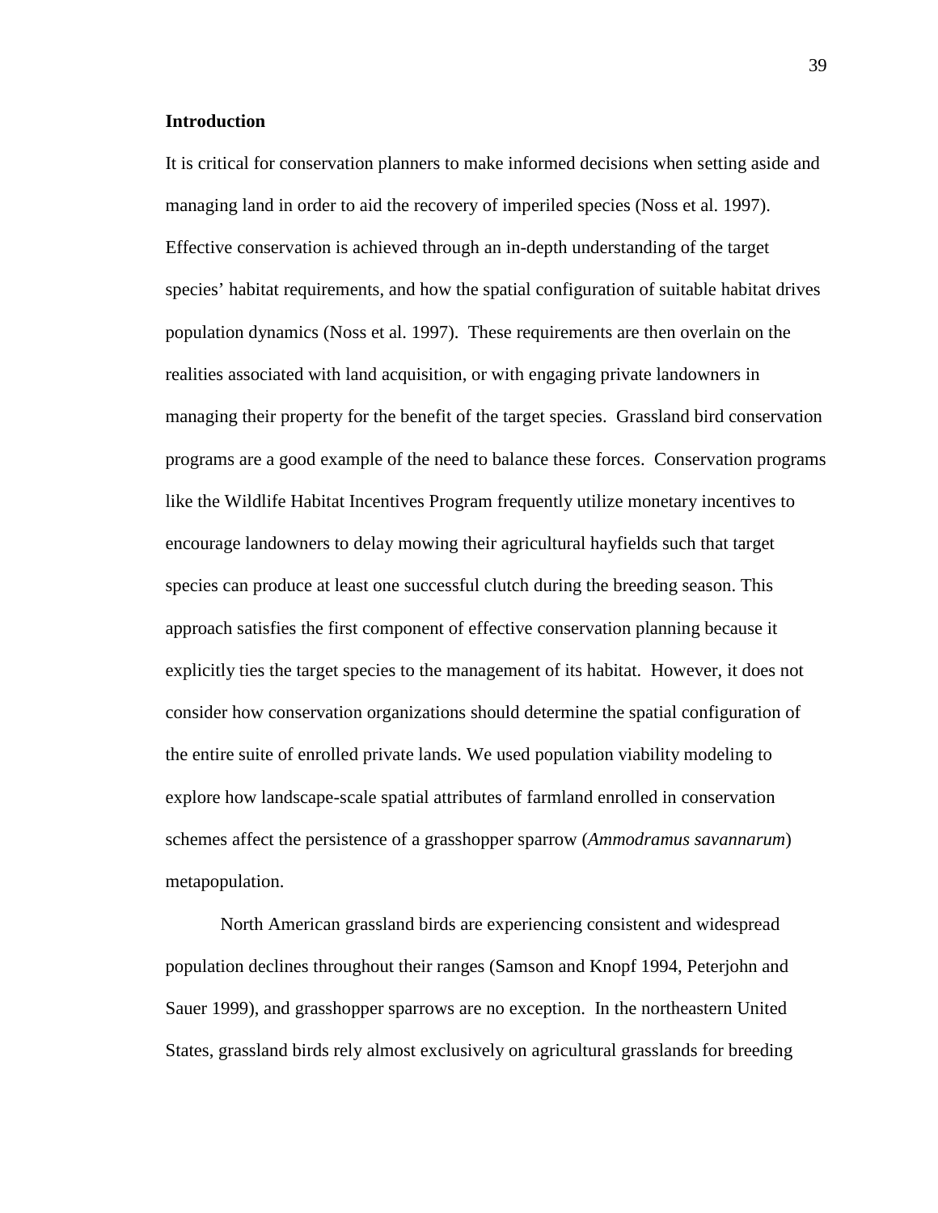## Introduction

It is critical for conservation planners to make informed decisions when setting aside and managing land in order to aid the recovery of imperiled species (Noss et al. 1997). Effective conservation is achieved through an in-depth understanding of the target species' habitat requirements, and how the spatial configuration of suitable habitat drives population dynamics (Noss et al. 1997). These requirements are then overlain on the realities associated with land acquisition, or with engaging private landowners in managing their property for the benefit of the target species. Grassland bird conservation programs are a good example of the need to balance these forces. Conservation programs like the Wildlife Habitat Incentives Program frequently utilize monetary incentives to encourage landowners to delay mowing their agricultural hayfields such that target species can produce at least one successful clutch during the breeding season. This approach satisfies the first component of effective conservation planning because it explicitly ties the target species to the management of its habitat. However, it does not consider how conservation organizations should determine the spatial configuration of the entire suite of enrolled private lands. We used population viability modeling to explore how landscape-scale spatial attributes of farmland enrolled in conservation schemes affect the persistence of a grasshopper sparrow (*Ammodramus savannarum*) metapopulation.

North American grassland birds are experiencing consistent and widespread population declines throughout their ranges (Samson and Knopf 1994, Peterjohn and Sauer 1999), and grasshopper sparrows are no exception. In the northeastern United States, grassland birds rely almost exclusively on agricultural grasslands for breeding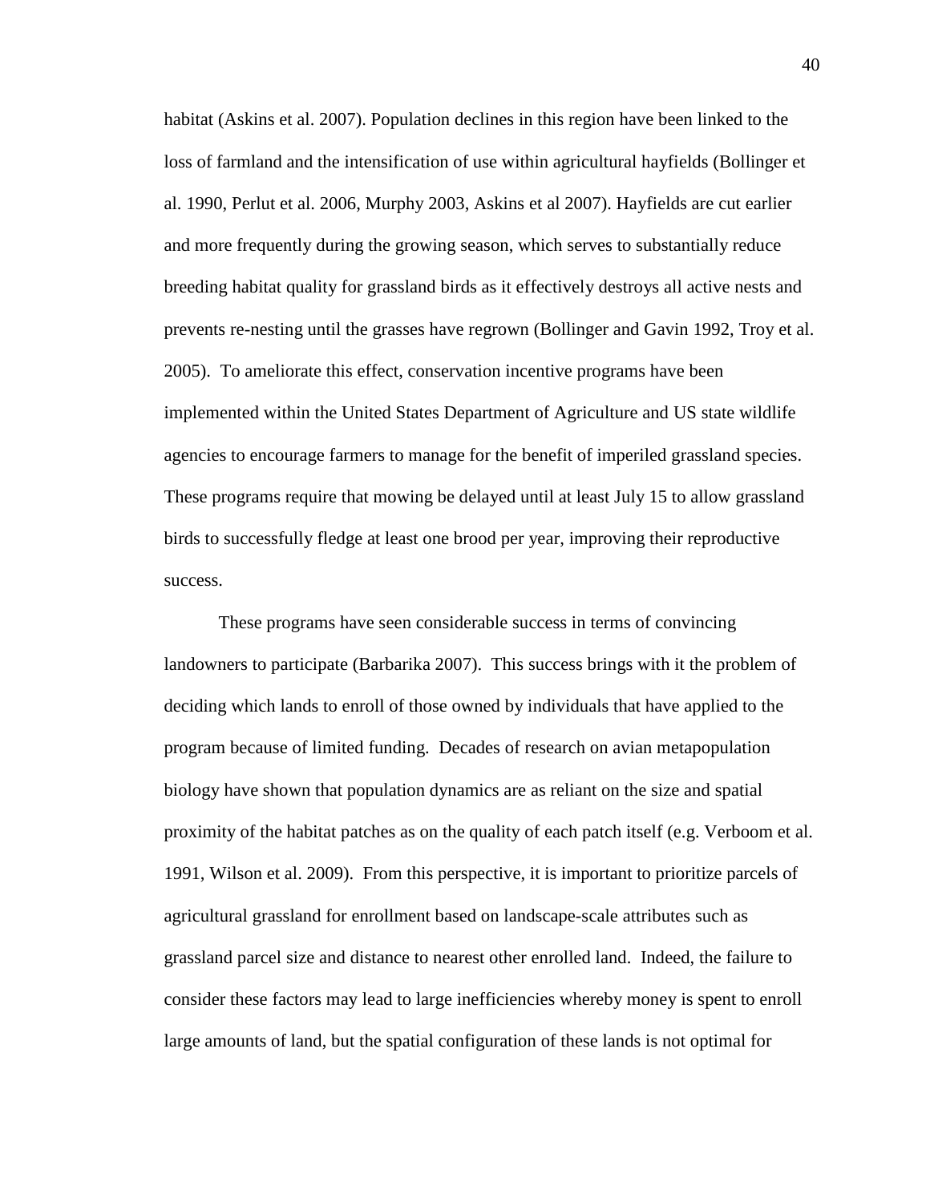habitat (Askins et al. 2007). Population declines in this region have been linked to the loss of farmland and the intensification of use within agricultural hayfields (Bollinger et al. 1990, Perlut et al. 2006, Murphy 2003, Askins et al 2007). Hayfields are cut earlier and more frequently during the growing season, which serves to substantially reduce breeding habitat quality for grassland birds as it effectively destroys all active nests and prevents re-nesting until the grasses have regrown (Bollinger and Gavin 1992, Troy et al. 2005). To ameliorate this effect, conservation incentive programs have been implemented within the United States Department of Agriculture and US state wildlife agencies to encourage farmers to manage for the benefit of imperiled grassland species. These programs require that mowing be delayed until at least July 15 to allow grassland birds to successfully fledge at least one brood per year, improving their reproductive success.

These programs have seen considerable success in terms of convincing landowners to participate (Barbarika 2007). This success brings with it the problem of deciding which lands to enroll of those owned by individuals that have applied to the program because of limited funding. Decades of research on avian metapopulation biology have shown that population dynamics are as reliant on the size and spatial proximity of the habitat patches as on the quality of each patch itself (e.g. Verboom et al. 1991, Wilson et al. 2009). From this perspective, it is important to prioritize parcels of agricultural grassland for enrollment based on landscape-scale attributes such as grassland parcel size and distance to nearest other enrolled land. Indeed, the failure to consider these factors may lead to large inefficiencies whereby money is spent to enroll large amounts of land, but the spatial configuration of these lands is not optimal for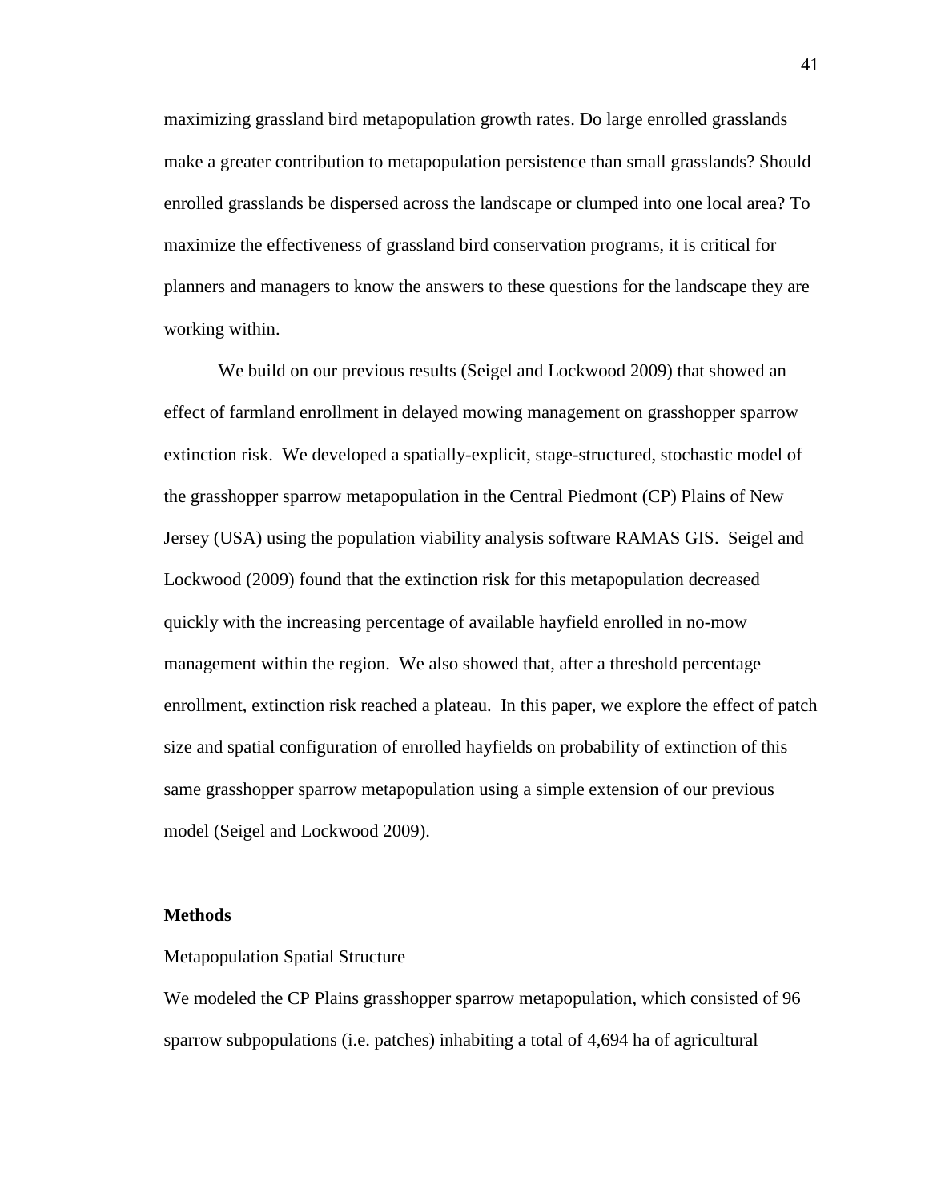maximizing grassland bird metapopulation growth rates. Do large enrolled grasslands make a greater contribution to metapopulation persistence than small grasslands? Should enrolled grasslands be dispersed across the landscape or clumped into one local area? To maximize the effectiveness of grassland bird conservation programs, it is critical for planners and managers to know the answers to these questions for the landscape they are working within.

We build on our previous results (Seigel and Lockwood 2009) that showed an effect of farmland enrollment in delayed mowing management on grasshopper sparrow extinction risk. We developed a spatially-explicit, stage-structured, stochastic model of the grasshopper sparrow metapopulation in the Central Piedmont (CP) Plains of New Jersey (USA) using the population viability analysis software RAMAS GIS. Seigel and Lockwood (2009) found that the extinction risk for this metapopulation decreased quickly with the increasing percentage of available hayfield enrolled in no-mow management within the region. We also showed that, after a threshold percentage enrollment, extinction risk reached a plateau. In this paper, we explore the effect of patch size and spatial configuration of enrolled hayfields on probability of extinction of this same grasshopper sparrow metapopulation using a simple extension of our previous model (Seigel and Lockwood 2009).

## Methods

### Metapopulation Spatial Structure

We modeled the CP Plains grasshopper sparrow metapopulation, which consisted of 96 sparrow subpopulations (i.e. patches) inhabiting a total of 4,694 ha of agricultural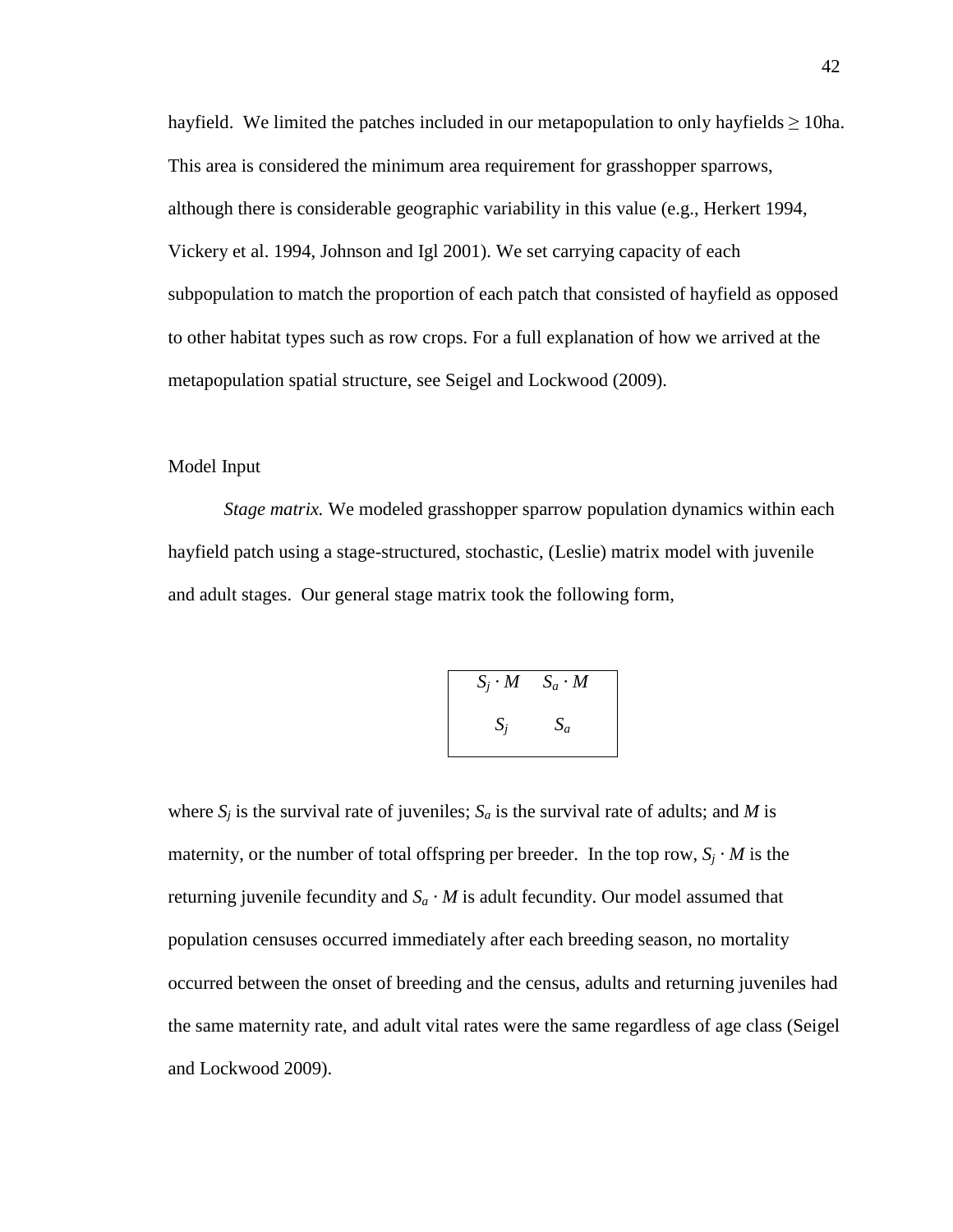hayfield. We limited the patches included in our metapopulation to only hayfields ≥ 10ha. This area is considered the minimum area requirement for grasshopper sparrows, although there is considerable geographic variability in this value (e.g., Herkert 1994, Vickery et al. 1994, Johnson and Igl 2001). We set carrying capacity of each subpopulation to match the proportion of each patch that consisted of hayfield as opposed to other habitat types such as row crops. For a full explanation of how we arrived at the metapopulation spatial structure, see Seigel and Lockwood (2009).

## Model Input

*Stage matrix.* We modeled grasshopper sparrow population dynamics within each hayfield patch using a stage-structured, stochastic, (Leslie) matrix model with juvenile and adult stages. Our general stage matrix took the following form,

$$\begin{bmatrix} S_j \cdot M & S_a \cdot M \\ S_j & S_a \end{bmatrix}$$

where $S_j$ is the survival rate of juveniles; $S_a$ is the survival rate of adults; and $M$ is maternity, or the number of total offspring per breeder. In the top row, $S_j \cdot M$ is the returning juvenile fecundity and $S_a \cdot M$ is adult fecundity. Our model assumed that population censuses occurred immediately after each breeding season, no mortality occurred between the onset of breeding and the census, adults and returning juveniles had the same maternity rate, and adult vital rates were the same regardless of age class (Seigel and Lockwood 2009).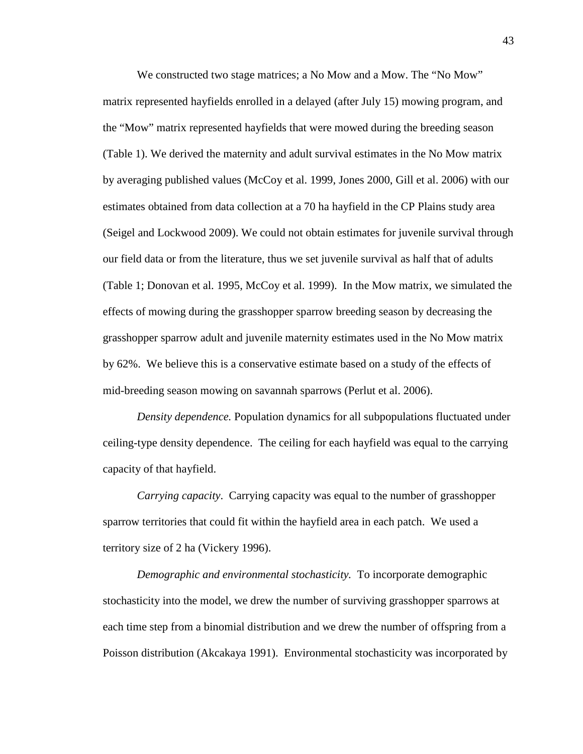We constructed two stage matrices; a No Mow and a Mow. The "No Mow" matrix represented hayfields enrolled in a delayed (after July 15) mowing program, and the "Mow" matrix represented hayfields that were mowed during the breeding season (Table 1). We derived the maternity and adult survival estimates in the No Mow matrix by averaging published values (McCoy et al. 1999, Jones 2000, Gill et al. 2006) with our estimates obtained from data collection at a 70 ha hayfield in the CP Plains study area (Seigel and Lockwood 2009). We could not obtain estimates for juvenile survival through our field data or from the literature, thus we set juvenile survival as half that of adults (Table 1; Donovan et al. 1995, McCoy et al. 1999). In the Mow matrix, we simulated the effects of mowing during the grasshopper sparrow breeding season by decreasing the grasshopper sparrow adult and juvenile maternity estimates used in the No Mow matrix by 62%. We believe this is a conservative estimate based on a study of the effects of mid-breeding season mowing on savannah sparrows (Perlut et al. 2006).

*Density dependence.* Population dynamics for all subpopulations fluctuated under ceiling-type density dependence. The ceiling for each hayfield was equal to the carrying capacity of that hayfield.

*Carrying capacity*. Carrying capacity was equal to the number of grasshopper sparrow territories that could fit within the hayfield area in each patch. We used a territory size of 2 ha (Vickery 1996).

*Demographic and environmental stochasticity.* To incorporate demographic stochasticity into the model, we drew the number of surviving grasshopper sparrows at each time step from a binomial distribution and we drew the number of offspring from a Poisson distribution (Akcakaya 1991). Environmental stochasticity was incorporated by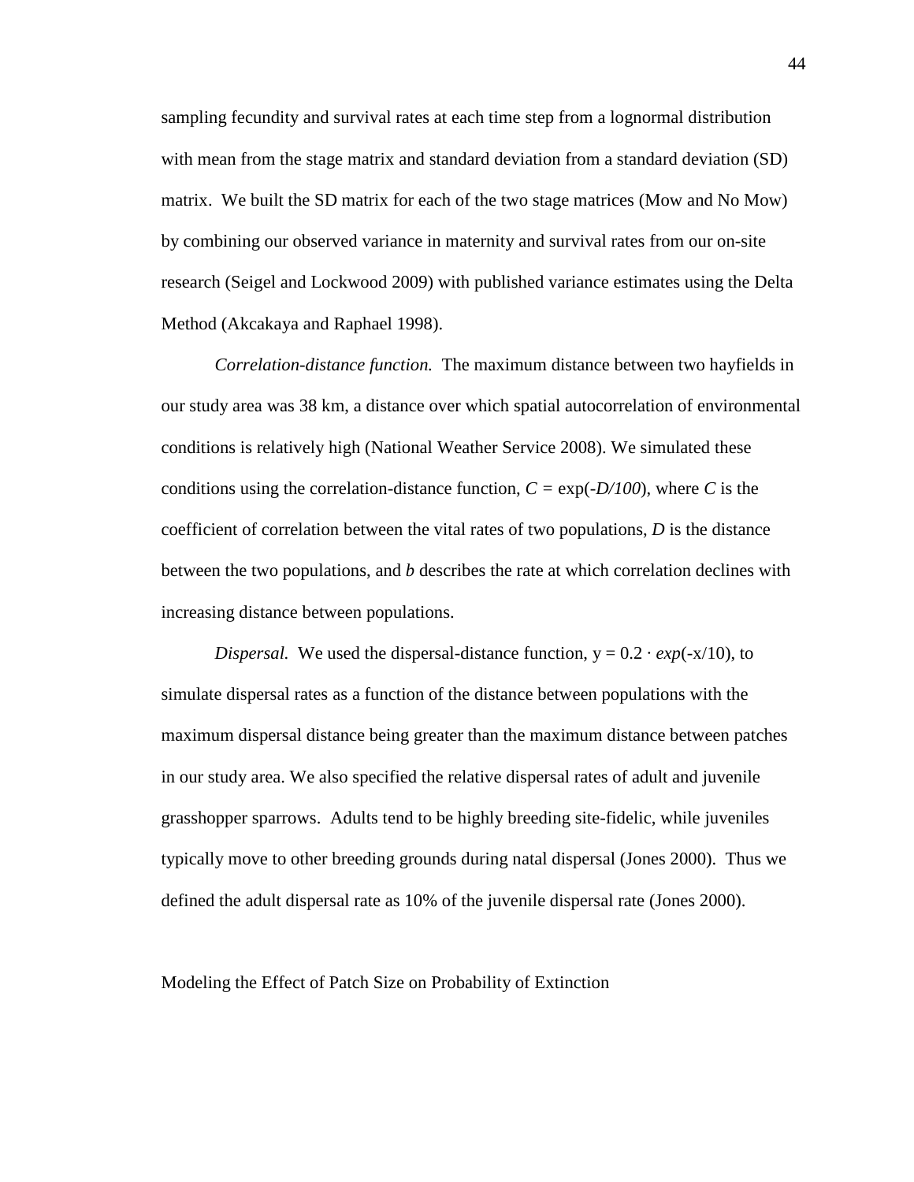sampling fecundity and survival rates at each time step from a lognormal distribution with mean from the stage matrix and standard deviation from a standard deviation (SD) matrix. We built the SD matrix for each of the two stage matrices (Mow and No Mow) by combining our observed variance in maternity and survival rates from our on-site research (Seigel and Lockwood 2009) with published variance estimates using the Delta Method (Akcakaya and Raphael 1998).

*Correlation-distance function.* The maximum distance between two hayfields in our study area was 38 km, a distance over which spatial autocorrelation of environmental conditions is relatively high (National Weather Service 2008). We simulated these conditions using the correlation-distance function, $C = \exp(-D/100)$, where $C$ is the coefficient of correlation between the vital rates of two populations, $D$ is the distance between the two populations, and $b$ describes the rate at which correlation declines with increasing distance between populations.

*Dispersal.* We used the dispersal-distance function, $y = 0.2 \cdot exp(-x/10)$, to simulate dispersal rates as a function of the distance between populations with the maximum dispersal distance being greater than the maximum distance between patches in our study area. We also specified the relative dispersal rates of adult and juvenile grasshopper sparrows. Adults tend to be highly breeding site-fidelic, while juveniles typically move to other breeding grounds during natal dispersal (Jones 2000). Thus we defined the adult dispersal rate as 10% of the juvenile dispersal rate (Jones 2000).

## Modeling the Effect of Patch Size on Probability of Extinction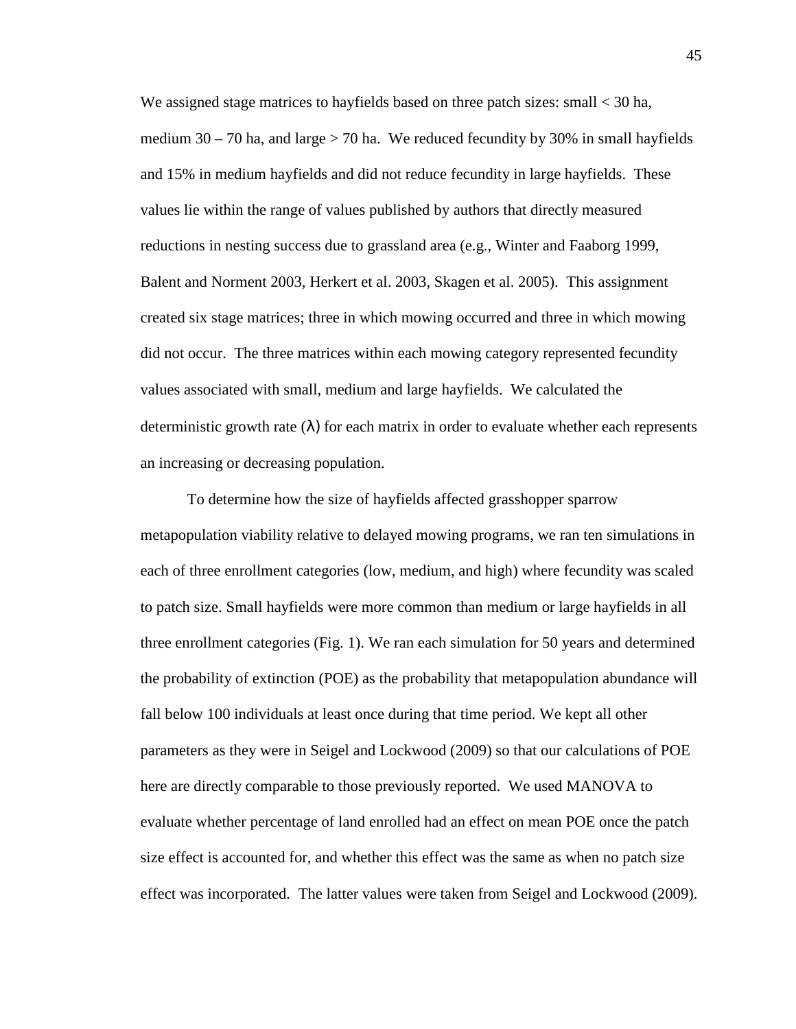We assigned stage matrices to hayfields based on three patch sizes: small < 30 ha, medium 30 – 70 ha, and large > 70 ha. We reduced fecundity by 30% in small hayfields and 15% in medium hayfields and did not reduce fecundity in large hayfields. These values lie within the range of values published by authors that directly measured reductions in nesting success due to grassland area (e.g., Winter and Faaborg 1999, Balent and Norment 2003, Herkert et al. 2003, Skagen et al. 2005). This assignment created six stage matrices; three in which mowing occurred and three in which mowing did not occur. The three matrices within each mowing category represented fecundity values associated with small, medium and large hayfields. We calculated the deterministic growth rate ($\lambda$) for each matrix in order to evaluate whether each represents an increasing or decreasing population.

To determine how the size of hayfields affected grasshopper sparrow metapopulation viability relative to delayed mowing programs, we ran ten simulations in each of three enrollment categories (low, medium, and high) where fecundity was scaled to patch size. Small hayfields were more common than medium or large hayfields in all three enrollment categories (Fig. 1). We ran each simulation for 50 years and determined the probability of extinction (POE) as the probability that metapopulation abundance will fall below 100 individuals at least once during that time period. We kept all other parameters as they were in Seigel and Lockwood (2009) so that our calculations of POE here are directly comparable to those previously reported. We used MANOVA to evaluate whether percentage of land enrolled had an effect on mean POE once the patch size effect is accounted for, and whether this effect was the same as when no patch size effect was incorporated. The latter values were taken from Seigel and Lockwood (2009).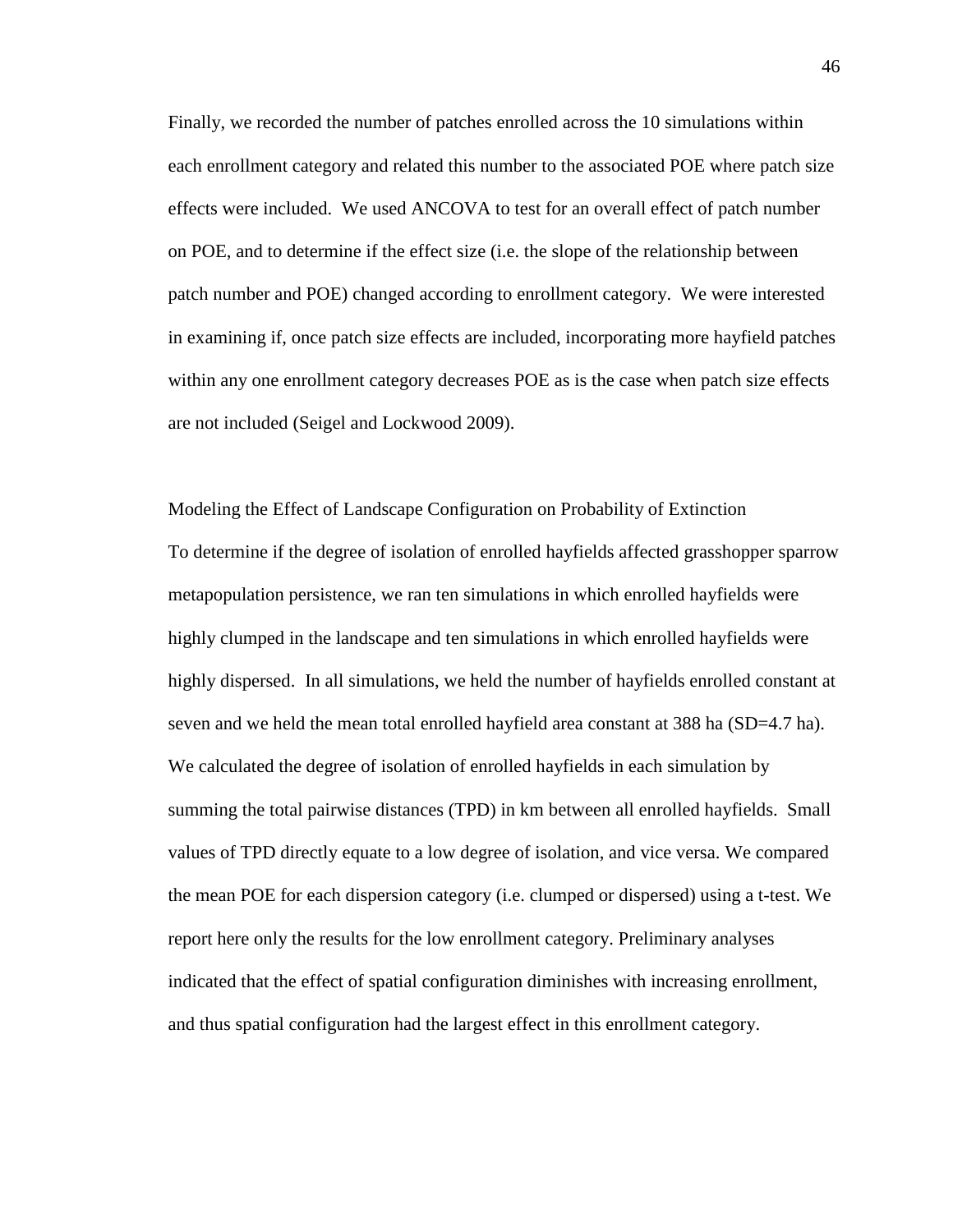Finally, we recorded the number of patches enrolled across the 10 simulations within each enrollment category and related this number to the associated POE where patch size effects were included. We used ANCOVA to test for an overall effect of patch number on POE, and to determine if the effect size (i.e. the slope of the relationship between patch number and POE) changed according to enrollment category. We were interested in examining if, once patch size effects are included, incorporating more hayfield patches within any one enrollment category decreases POE as is the case when patch size effects are not included (Seigel and Lockwood 2009).

## Modeling the Effect of Landscape Configuration on Probability of Extinction

To determine if the degree of isolation of enrolled hayfields affected grasshopper sparrow metapopulation persistence, we ran ten simulations in which enrolled hayfields were highly clumped in the landscape and ten simulations in which enrolled hayfields were highly dispersed. In all simulations, we held the number of hayfields enrolled constant at seven and we held the mean total enrolled hayfield area constant at 388 ha (SD=4.7 ha). We calculated the degree of isolation of enrolled hayfields in each simulation by summing the total pairwise distances (TPD) in km between all enrolled hayfields. Small values of TPD directly equate to a low degree of isolation, and vice versa. We compared the mean POE for each dispersion category (i.e. clumped or dispersed) using a t-test. We report here only the results for the low enrollment category. Preliminary analyses indicated that the effect of spatial configuration diminishes with increasing enrollment, and thus spatial configuration had the largest effect in this enrollment category.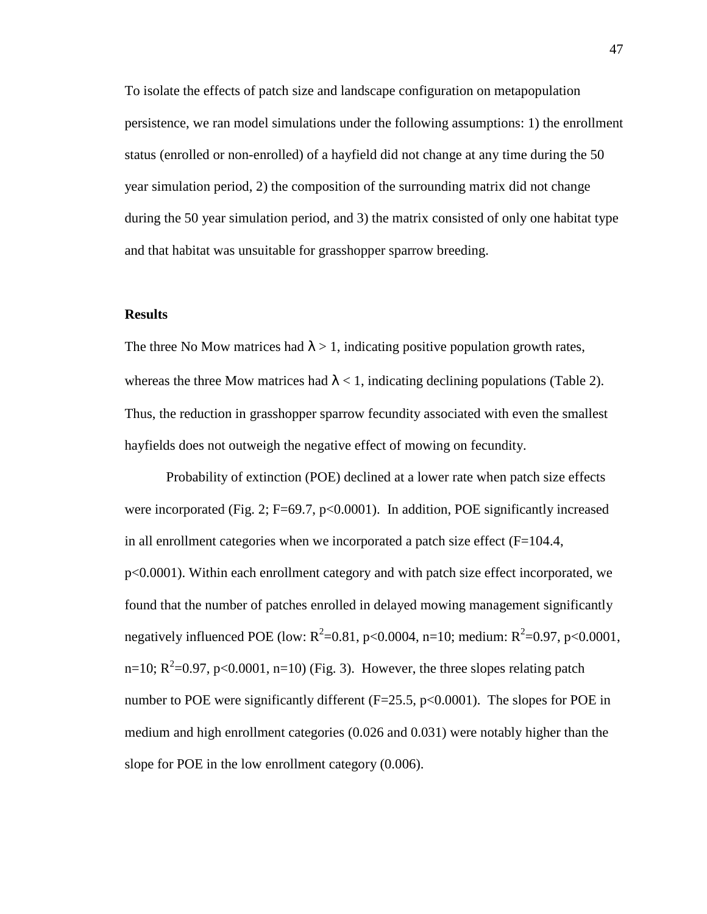To isolate the effects of patch size and landscape configuration on metapopulation persistence, we ran model simulations under the following assumptions: 1) the enrollment status (enrolled or non-enrolled) of a hayfield did not change at any time during the 50 year simulation period, 2) the composition of the surrounding matrix did not change during the 50 year simulation period, and 3) the matrix consisted of only one habitat type and that habitat was unsuitable for grasshopper sparrow breeding.

**Results**

The three No Mow matrices had $\lambda > 1$, indicating positive population growth rates, whereas the three Mow matrices had $\lambda < 1$, indicating declining populations (Table 2). Thus, the reduction in grasshopper sparrow fecundity associated with even the smallest hayfields does not outweigh the negative effect of mowing on fecundity.

Probability of extinction (POE) declined at a lower rate when patch size effects were incorporated (Fig. 2; $F=69.7$, $p<0.0001$). In addition, POE significantly increased in all enrollment categories when we incorporated a patch size effect ($F=104.4$, $p<0.0001$). Within each enrollment category and with patch size effect incorporated, we found that the number of patches enrolled in delayed mowing management significantly negatively influenced POE (low: $R^2=0.81$, $p<0.0004$, n=10; medium: $R^2=0.97$, $p<0.0001$, n=10; $R^2=0.97$, $p<0.0001$, n=10) (Fig. 3). However, the three slopes relating patch number to POE were significantly different ($F=25.5$, $p<0.0001$). The slopes for POE in medium and high enrollment categories (0.026 and 0.031) were notably higher than the slope for POE in the low enrollment category (0.006).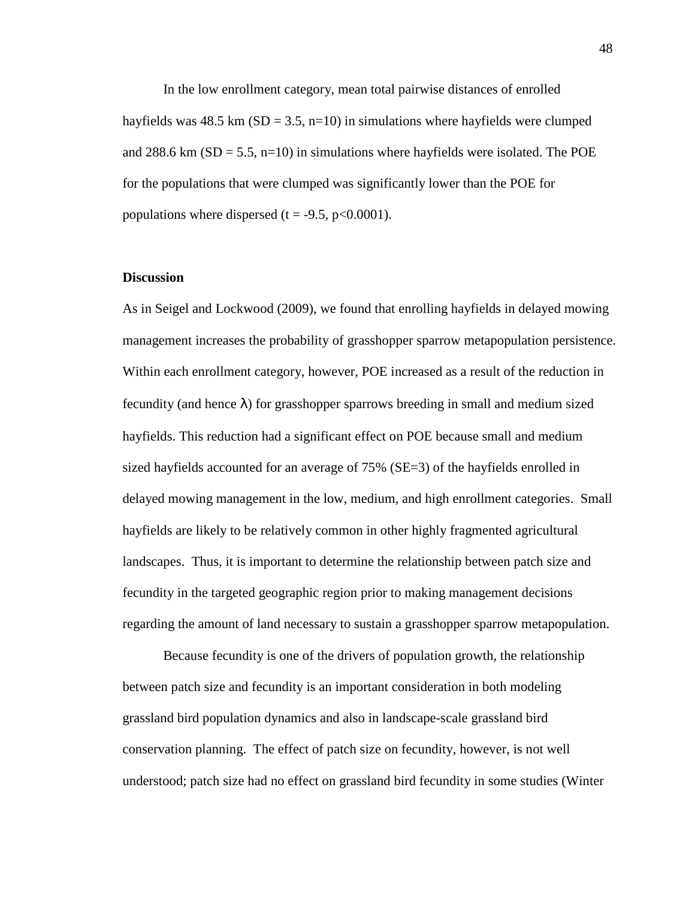In the low enrollment category, mean total pairwise distances of enrolled hayfields was 48.5 km (SD = 3.5, n=10) in simulations where hayfields were clumped and 288.6 km (SD = 5.5, n=10) in simulations where hayfields were isolated. The POE for the populations that were clumped was significantly lower than the POE for populations where dispersed ($t = -9.5$, $p<0.0001$).

**Discussion**

As in Seigel and Lockwood (2009), we found that enrolling hayfields in delayed mowing management increases the probability of grasshopper sparrow metapopulation persistence. Within each enrollment category, however, POE increased as a result of the reduction in fecundity (and hence $\lambda$) for grasshopper sparrows breeding in small and medium sized hayfields. This reduction had a significant effect on POE because small and medium sized hayfields accounted for an average of 75% (SE=3) of the hayfields enrolled in delayed mowing management in the low, medium, and high enrollment categories. Small hayfields are likely to be relatively common in other highly fragmented agricultural landscapes. Thus, it is important to determine the relationship between patch size and fecundity in the targeted geographic region prior to making management decisions regarding the amount of land necessary to sustain a grasshopper sparrow metapopulation.

Because fecundity is one of the drivers of population growth, the relationship between patch size and fecundity is an important consideration in both modeling grassland bird population dynamics and also in landscape-scale grassland bird conservation planning. The effect of patch size on fecundity, however, is not well understood; patch size had no effect on grassland bird fecundity in some studies (Winter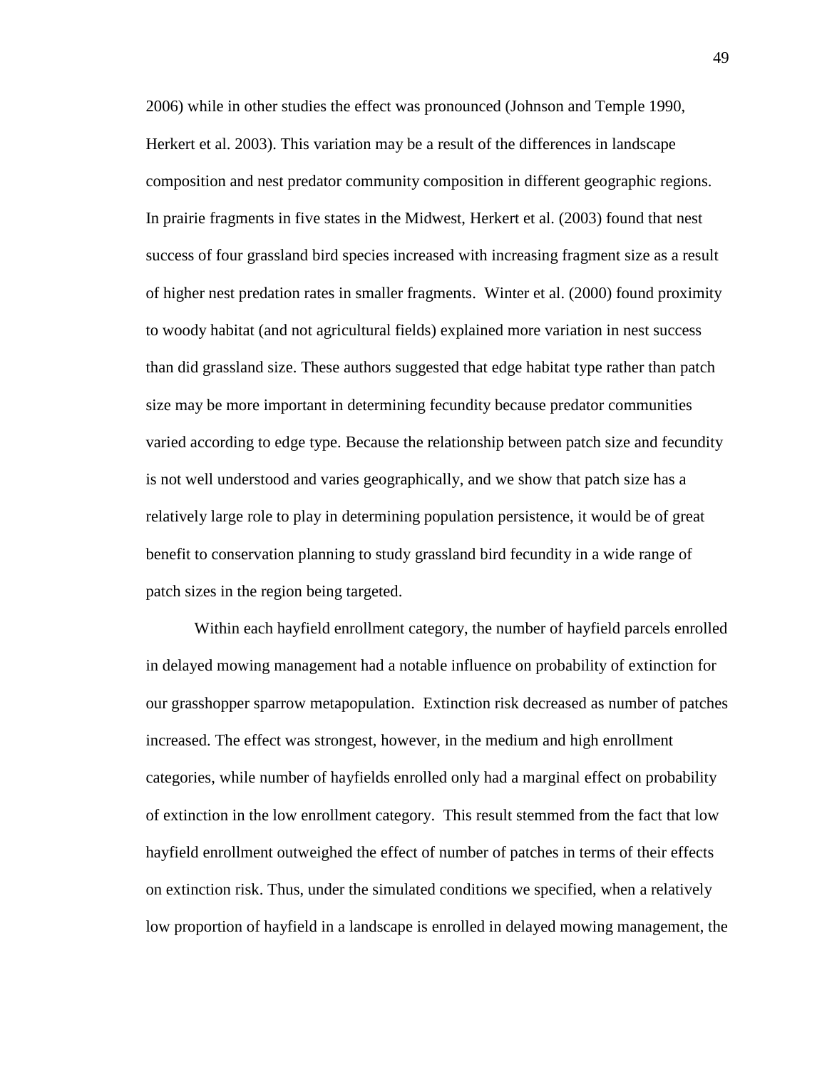2006) while in other studies the effect was pronounced (Johnson and Temple 1990, Herkert et al. 2003). This variation may be a result of the differences in landscape composition and nest predator community composition in different geographic regions. In prairie fragments in five states in the Midwest, Herkert et al. (2003) found that nest success of four grassland bird species increased with increasing fragment size as a result of higher nest predation rates in smaller fragments. Winter et al. (2000) found proximity to woody habitat (and not agricultural fields) explained more variation in nest success than did grassland size. These authors suggested that edge habitat type rather than patch size may be more important in determining fecundity because predator communities varied according to edge type. Because the relationship between patch size and fecundity is not well understood and varies geographically, and we show that patch size has a relatively large role to play in determining population persistence, it would be of great benefit to conservation planning to study grassland bird fecundity in a wide range of patch sizes in the region being targeted.

Within each hayfield enrollment category, the number of hayfield parcels enrolled in delayed mowing management had a notable influence on probability of extinction for our grasshopper sparrow metapopulation. Extinction risk decreased as number of patches increased. The effect was strongest, however, in the medium and high enrollment categories, while number of hayfields enrolled only had a marginal effect on probability of extinction in the low enrollment category. This result stemmed from the fact that low hayfield enrollment outweighed the effect of number of patches in terms of their effects on extinction risk. Thus, under the simulated conditions we specified, when a relatively low proportion of hayfield in a landscape is enrolled in delayed mowing management, the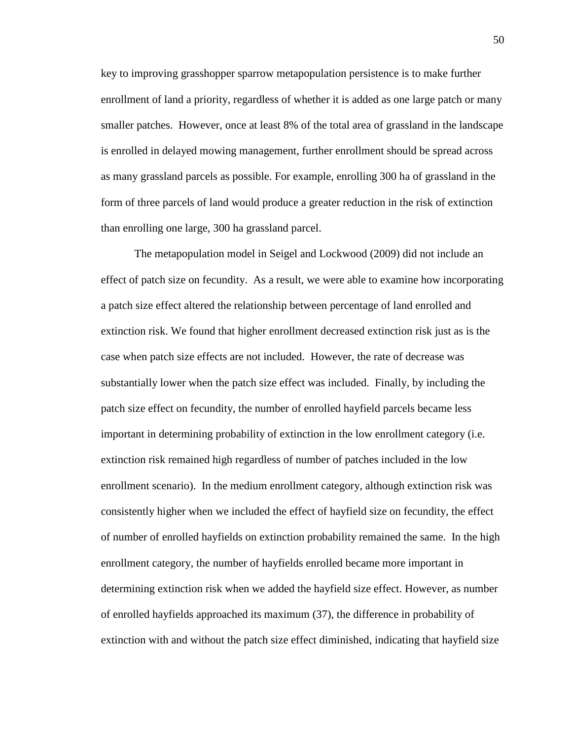key to improving grasshopper sparrow metapopulation persistence is to make further enrollment of land a priority, regardless of whether it is added as one large patch or many smaller patches. However, once at least 8% of the total area of grassland in the landscape is enrolled in delayed mowing management, further enrollment should be spread across as many grassland parcels as possible. For example, enrolling 300 ha of grassland in the form of three parcels of land would produce a greater reduction in the risk of extinction than enrolling one large, 300 ha grassland parcel.

The metapopulation model in Seigel and Lockwood (2009) did not include an effect of patch size on fecundity. As a result, we were able to examine how incorporating a patch size effect altered the relationship between percentage of land enrolled and extinction risk. We found that higher enrollment decreased extinction risk just as is the case when patch size effects are not included. However, the rate of decrease was substantially lower when the patch size effect was included. Finally, by including the patch size effect on fecundity, the number of enrolled hayfield parcels became less important in determining probability of extinction in the low enrollment category (i.e. extinction risk remained high regardless of number of patches included in the low enrollment scenario). In the medium enrollment category, although extinction risk was consistently higher when we included the effect of hayfield size on fecundity, the effect of number of enrolled hayfields on extinction probability remained the same. In the high enrollment category, the number of hayfields enrolled became more important in determining extinction risk when we added the hayfield size effect. However, as number of enrolled hayfields approached its maximum (37), the difference in probability of extinction with and without the patch size effect diminished, indicating that hayfield size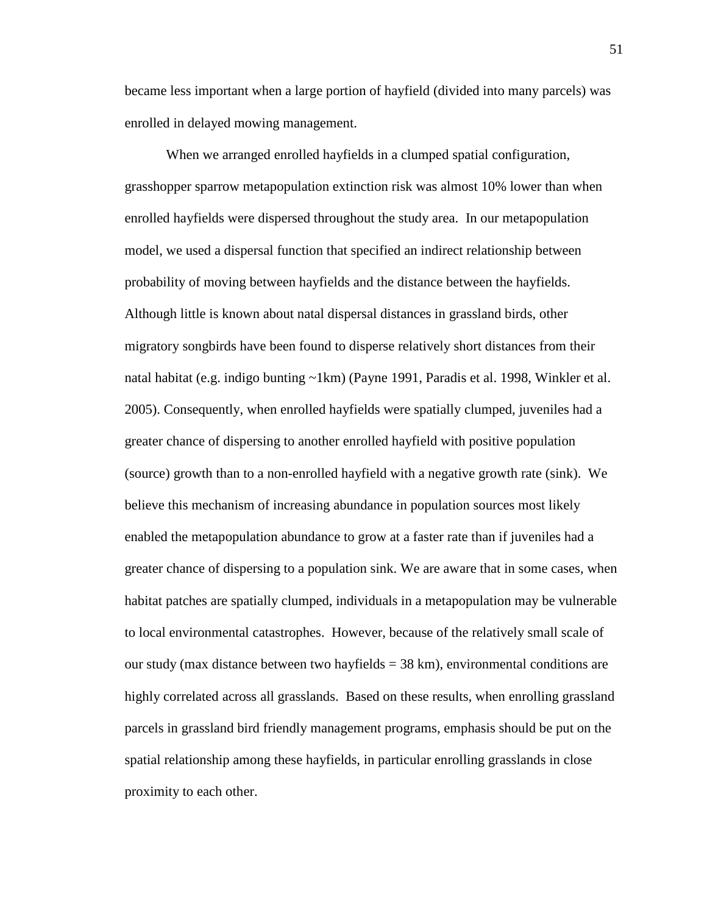became less important when a large portion of hayfield (divided into many parcels) was enrolled in delayed mowing management.

When we arranged enrolled hayfields in a clumped spatial configuration, grasshopper sparrow metapopulation extinction risk was almost 10% lower than when enrolled hayfields were dispersed throughout the study area. In our metapopulation model, we used a dispersal function that specified an indirect relationship between probability of moving between hayfields and the distance between the hayfields. Although little is known about natal dispersal distances in grassland birds, other migratory songbirds have been found to disperse relatively short distances from their natal habitat (e.g. indigo bunting ~1km) (Payne 1991, Paradis et al. 1998, Winkler et al. 2005). Consequently, when enrolled hayfields were spatially clumped, juveniles had a greater chance of dispersing to another enrolled hayfield with positive population (source) growth than to a non-enrolled hayfield with a negative growth rate (sink). We believe this mechanism of increasing abundance in population sources most likely enabled the metapopulation abundance to grow at a faster rate than if juveniles had a greater chance of dispersing to a population sink. We are aware that in some cases, when habitat patches are spatially clumped, individuals in a metapopulation may be vulnerable to local environmental catastrophes. However, because of the relatively small scale of our study (max distance between two hayfields = 38 km), environmental conditions are highly correlated across all grasslands. Based on these results, when enrolling grassland parcels in grassland bird friendly management programs, emphasis should be put on the spatial relationship among these hayfields, in particular enrolling grasslands in close proximity to each other.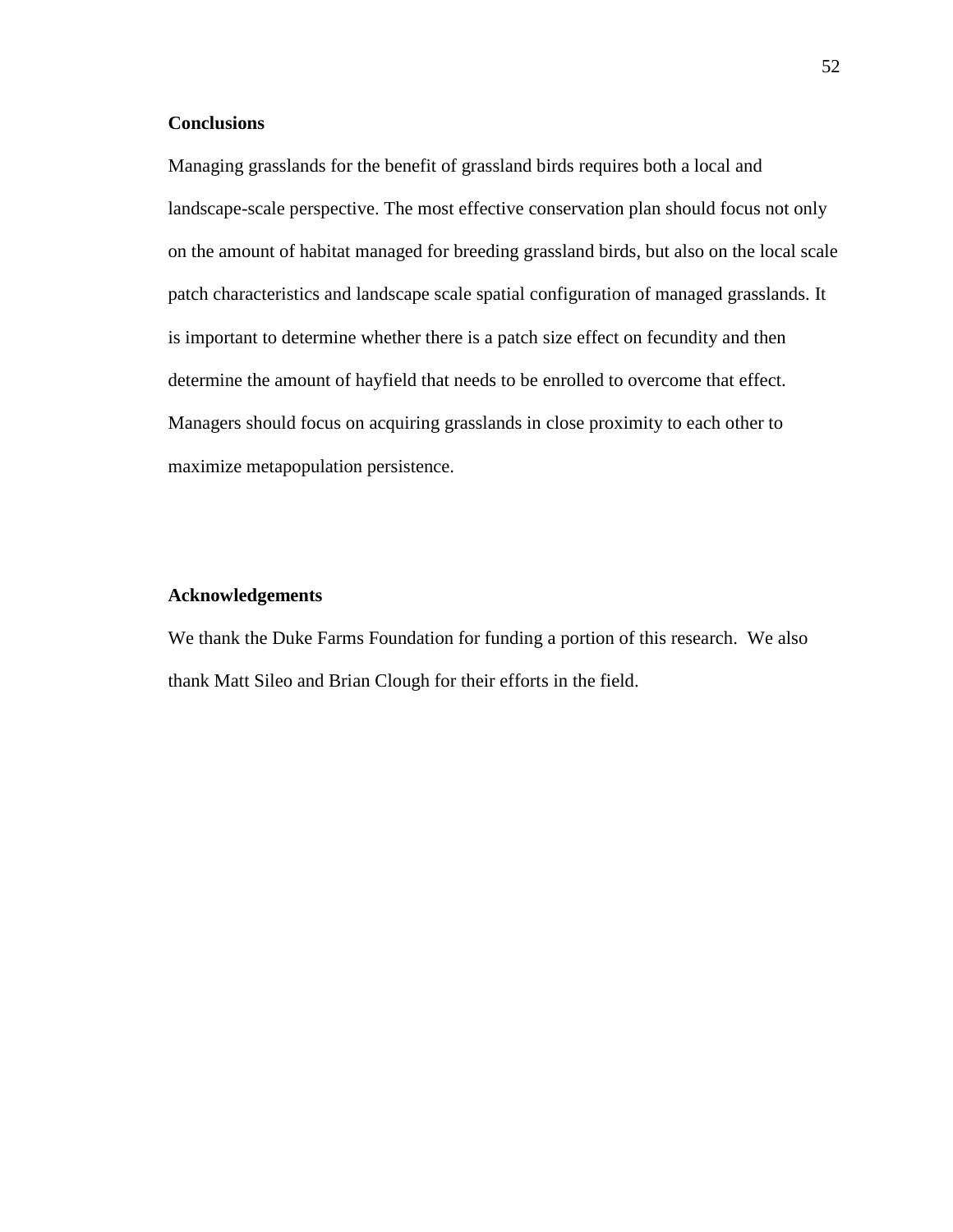### Conclusions

Managing grasslands for the benefit of grassland birds requires both a local and landscape-scale perspective. The most effective conservation plan should focus not only on the amount of habitat managed for breeding grassland birds, but also on the local scale patch characteristics and landscape scale spatial configuration of managed grasslands. It is important to determine whether there is a patch size effect on fecundity and then determine the amount of hayfield that needs to be enrolled to overcome that effect. Managers should focus on acquiring grasslands in close proximity to each other to maximize metapopulation persistence.

### Acknowledgements

We thank the Duke Farms Foundation for funding a portion of this research. We also thank Matt Sileo and Brian Clough for their efforts in the field.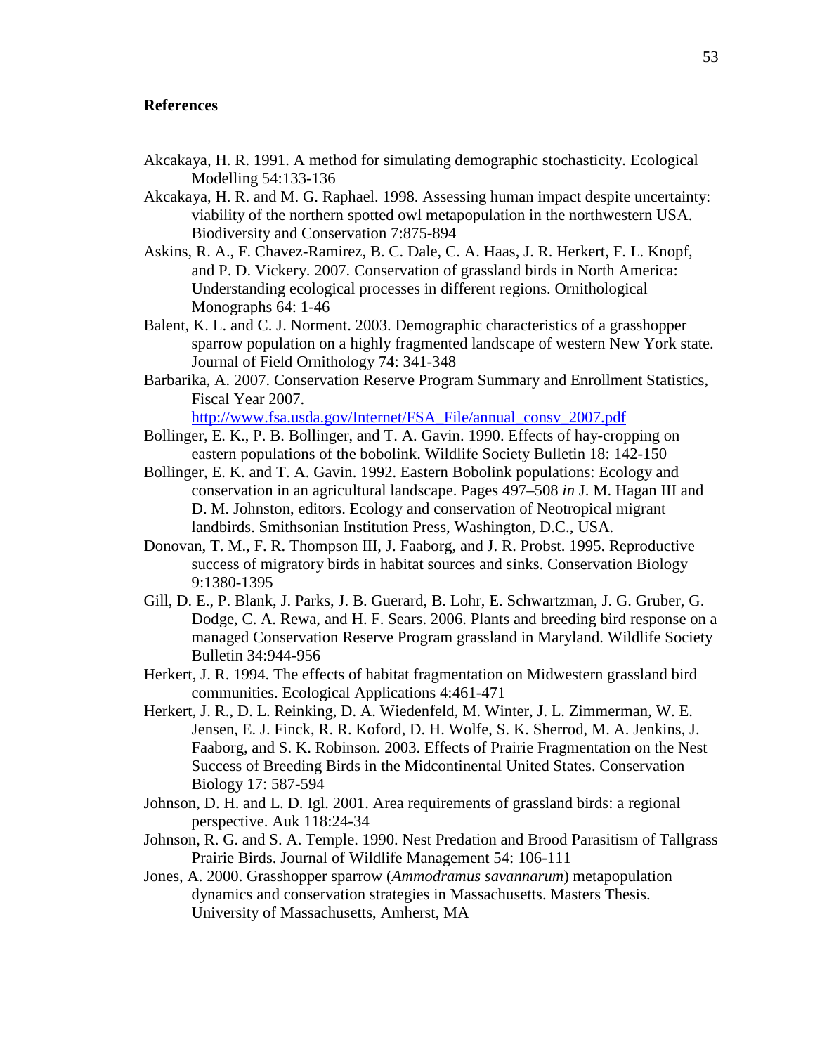## References

Akcakaya, H. R. 1991. A method for simulating demographic stochasticity. Ecological Modelling 54:133-136

Akcakaya, H. R. and M. G. Raphael. 1998. Assessing human impact despite uncertainty: viability of the northern spotted owl metapopulation in the northwestern USA. Biodiversity and Conservation 7:875-894

Askins, R. A., F. Chavez-Ramirez, B. C. Dale, C. A. Haas, J. R. Herkert, F. L. Knopf, and P. D. Vickery. 2007. Conservation of grassland birds in North America: Understanding ecological processes in different regions. Ornithological Monographs 64: 1-46

Balent, K. L. and C. J. Norment. 2003. Demographic characteristics of a grasshopper sparrow population on a highly fragmented landscape of western New York state. Journal of Field Ornithology 74: 341-348

Barbarika, A. 2007. Conservation Reserve Program Summary and Enrollment Statistics, Fiscal Year 2007. http://www.fsa.usda.gov/Internet/FSA_File/annual_consv_2007.pdf

Bollinger, E. K., P. B. Bollinger, and T. A. Gavin. 1990. Effects of hay-cropping on eastern populations of the bobolink. Wildlife Society Bulletin 18: 142-150

Bollinger, E. K. and T. A. Gavin. 1992. Eastern Bobolink populations: Ecology and conservation in an agricultural landscape. Pages 497–508 *in* J. M. Hagan III and D. M. Johnston, editors. Ecology and conservation of Neotropical migrant landbirds. Smithsonian Institution Press, Washington, D.C., USA.

Donovan, T. M., F. R. Thompson III, J. Faaborg, and J. R. Probst. 1995. Reproductive success of migratory birds in habitat sources and sinks. Conservation Biology 9:1380-1395

Gill, D. E., P. Blank, J. Parks, J. B. Guerard, B. Lohr, E. Schwartzman, J. G. Gruber, G. Dodge, C. A. Rewa, and H. F. Sears. 2006. Plants and breeding bird response on a managed Conservation Reserve Program grassland in Maryland. Wildlife Society Bulletin 34:944-956

Herkert, J. R. 1994. The effects of habitat fragmentation on Midwestern grassland bird communities. Ecological Applications 4:461-471

Herkert, J. R., D. L. Reinking, D. A. Wiedenfeld, M. Winter, J. L. Zimmerman, W. E. Jensen, E. J. Finck, R. R. Koford, D. H. Wolfe, S. K. Sherrod, M. A. Jenkins, J. Faaborg, and S. K. Robinson. 2003. Effects of Prairie Fragmentation on the Nest Success of Breeding Birds in the Midcontinental United States. Conservation Biology 17: 587-594

Johnson, D. H. and L. D. Igl. 2001. Area requirements of grassland birds: a regional perspective. Auk 118:24-34

Johnson, R. G. and S. A. Temple. 1990. Nest Predation and Brood Parasitism of Tallgrass Prairie Birds. Journal of Wildlife Management 54: 106-111

Jones, A. 2000. Grasshopper sparrow (*Ammodramus savannarum*) metapopulation dynamics and conservation strategies in Massachusetts. Masters Thesis. University of Massachusetts, Amherst, MA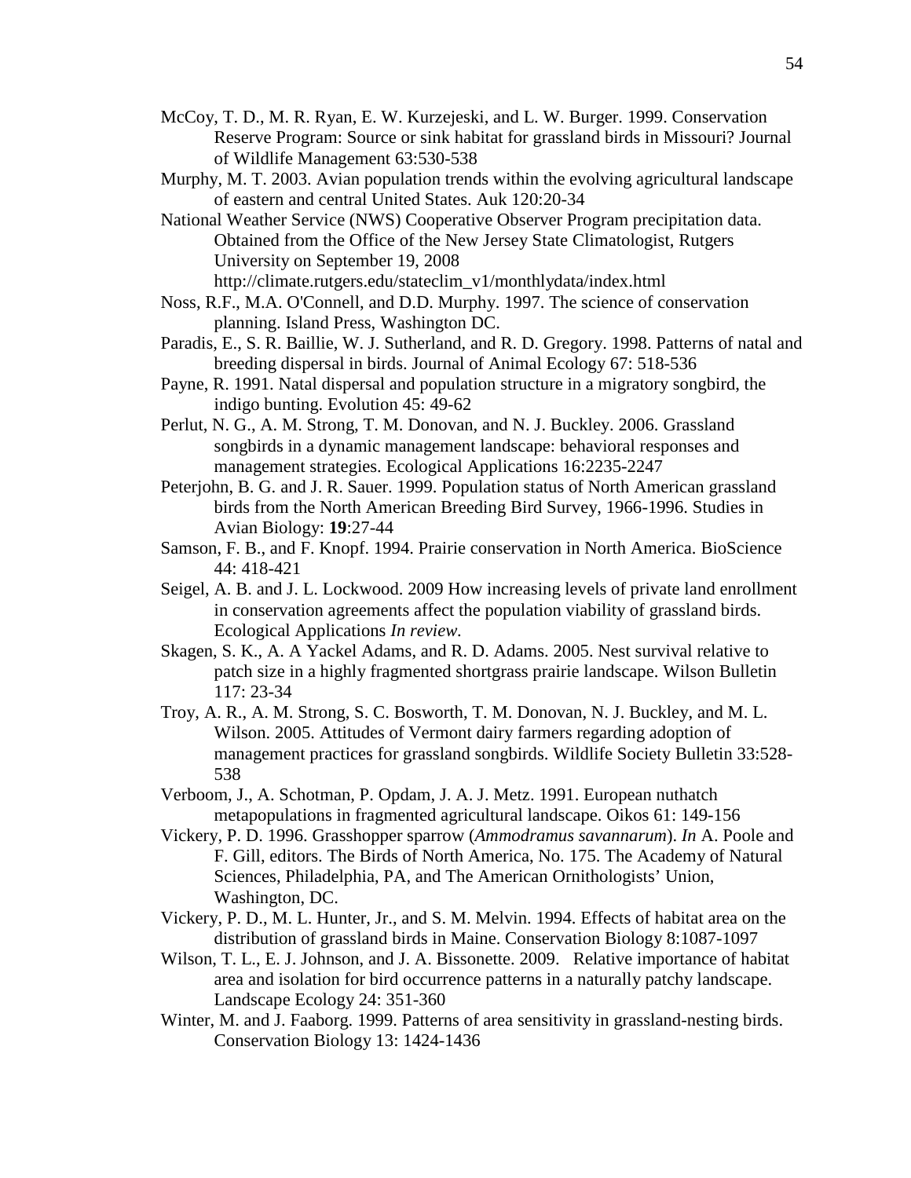McCoy, T. D., M. R. Ryan, E. W. Kurzejeski, and L. W. Burger. 1999. Conservation Reserve Program: Source or sink habitat for grassland birds in Missouri? Journal of Wildlife Management 63:530-538

Murphy, M. T. 2003. Avian population trends within the evolving agricultural landscape of eastern and central United States. Auk 120:20-34

National Weather Service (NWS) Cooperative Observer Program precipitation data. Obtained from the Office of the New Jersey State Climatologist, Rutgers University on September 19, 2008 http://climate.rutgers.edu/stateclim_v1/monthlydata/index.html

Noss, R.F., M.A. O'Connell, and D.D. Murphy. 1997. The science of conservation planning. Island Press, Washington DC.

Paradis, E., S. R. Baillie, W. J. Sutherland, and R. D. Gregory. 1998. Patterns of natal and breeding dispersal in birds. Journal of Animal Ecology 67: 518-536

Payne, R. 1991. Natal dispersal and population structure in a migratory songbird, the indigo bunting. Evolution 45: 49-62

Perlut, N. G., A. M. Strong, T. M. Donovan, and N. J. Buckley. 2006. Grassland songbirds in a dynamic management landscape: behavioral responses and management strategies. Ecological Applications 16:2235-2247

Peterjohn, B. G. and J. R. Sauer. 1999. Population status of North American grassland birds from the North American Breeding Bird Survey, 1966-1996. Studies in Avian Biology: **19**:27-44

Samson, F. B., and F. Knopf. 1994. Prairie conservation in North America. BioScience 44: 418-421

Seigel, A. B. and J. L. Lockwood. 2009 How increasing levels of private land enrollment in conservation agreements affect the population viability of grassland birds. Ecological Applications *In review.*

Skagen, S. K., A. A Yackel Adams, and R. D. Adams. 2005. Nest survival relative to patch size in a highly fragmented shortgrass prairie landscape. Wilson Bulletin 117: 23-34

Troy, A. R., A. M. Strong, S. C. Bosworth, T. M. Donovan, N. J. Buckley, and M. L. Wilson. 2005. Attitudes of Vermont dairy farmers regarding adoption of management practices for grassland songbirds. Wildlife Society Bulletin 33:528-538

Verboom, J., A. Schotman, P. Opdam, J. A. J. Metz. 1991. European nuthatch metapopulations in fragmented agricultural landscape. Oikos 61: 149-156

Vickery, P. D. 1996. Grasshopper sparrow (*Ammodramus savannarum*). *In* A. Poole and F. Gill, editors. The Birds of North America, No. 175. The Academy of Natural Sciences, Philadelphia, PA, and The American Ornithologists' Union, Washington, DC.

Vickery, P. D., M. L. Hunter, Jr., and S. M. Melvin. 1994. Effects of habitat area on the distribution of grassland birds in Maine. Conservation Biology 8:1087-1097

Wilson, T. L., E. J. Johnson, and J. A. Bissonette. 2009. Relative importance of habitat area and isolation for bird occurrence patterns in a naturally patchy landscape. Landscape Ecology 24: 351-360

Winter, M. and J. Faaborg. 1999. Patterns of area sensitivity in grassland-nesting birds. Conservation Biology 13: 1424-1436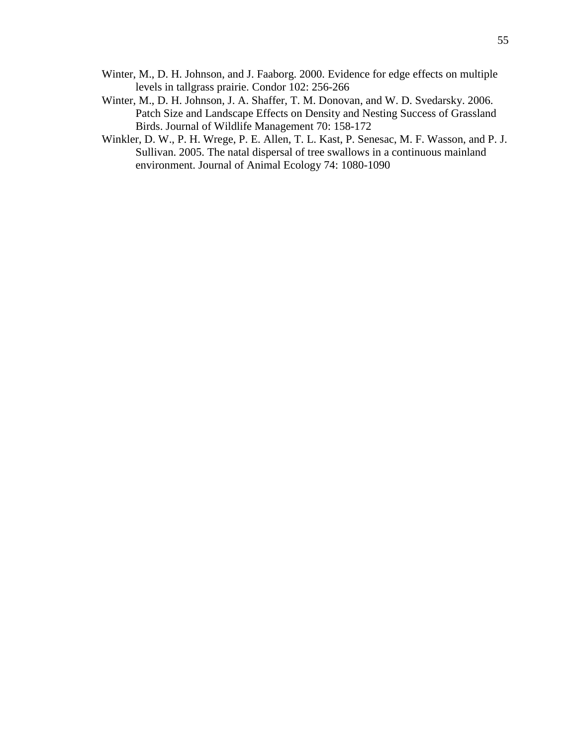Winter, M., D. H. Johnson, and J. Faaborg. 2000. Evidence for edge effects on multiple levels in tallgrass prairie. Condor 102: 256-266

Winter, M., D. H. Johnson, J. A. Shaffer, T. M. Donovan, and W. D. Svedarsky. 2006. Patch Size and Landscape Effects on Density and Nesting Success of Grassland Birds. Journal of Wildlife Management 70: 158-172

Winkler, D. W., P. H. Wrege, P. E. Allen, T. L. Kast, P. Senesac, M. F. Wasson, and P. J. Sullivan. 2005. The natal dispersal of tree swallows in a continuous mainland environment. Journal of Animal Ecology 74: 1080-1090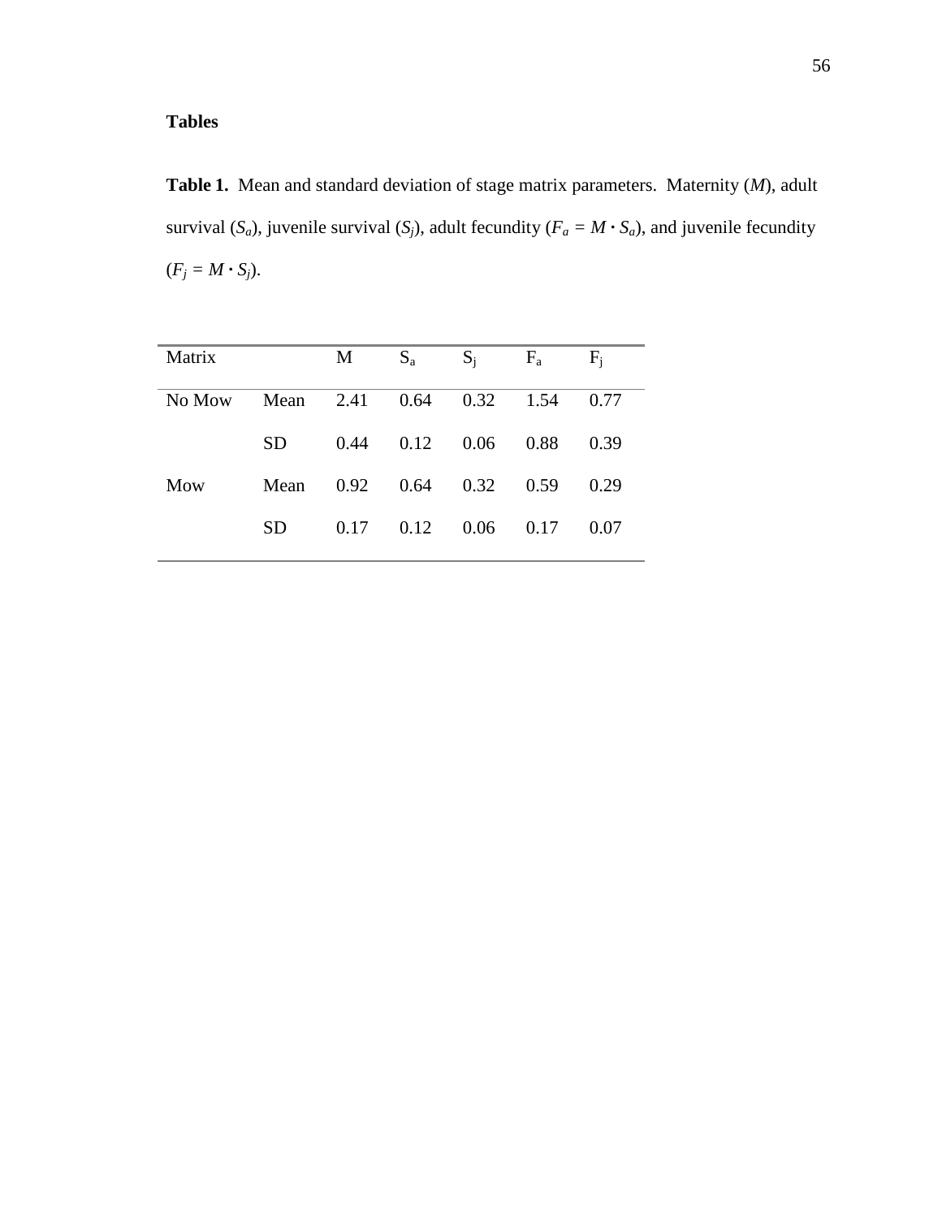## Tables

**Table 1.** Mean and standard deviation of stage matrix parameters. Maternity (*M*), adult survival ($S_a$), juvenile survival ($S_j$), adult fecundity ($F_a = M \cdot S_a$), and juvenile fecundity ($F_j = M \cdot S_j$).

| Matrix | | M | $S_a$ | $S_j$ | $F_a$ | $F_j$ |
|---|---|---|---|---|---|---|
| No Mow | Mean | 2.41 | 0.64 | 0.32 | 1.54 | 0.77 |
| | SD | 0.44 | 0.12 | 0.06 | 0.88 | 0.39 |
| Mow | Mean | 0.92 | 0.64 | 0.32 | 0.59 | 0.29 |
| | SD | 0.17 | 0.12 | 0.06 | 0.17 | 0.07 |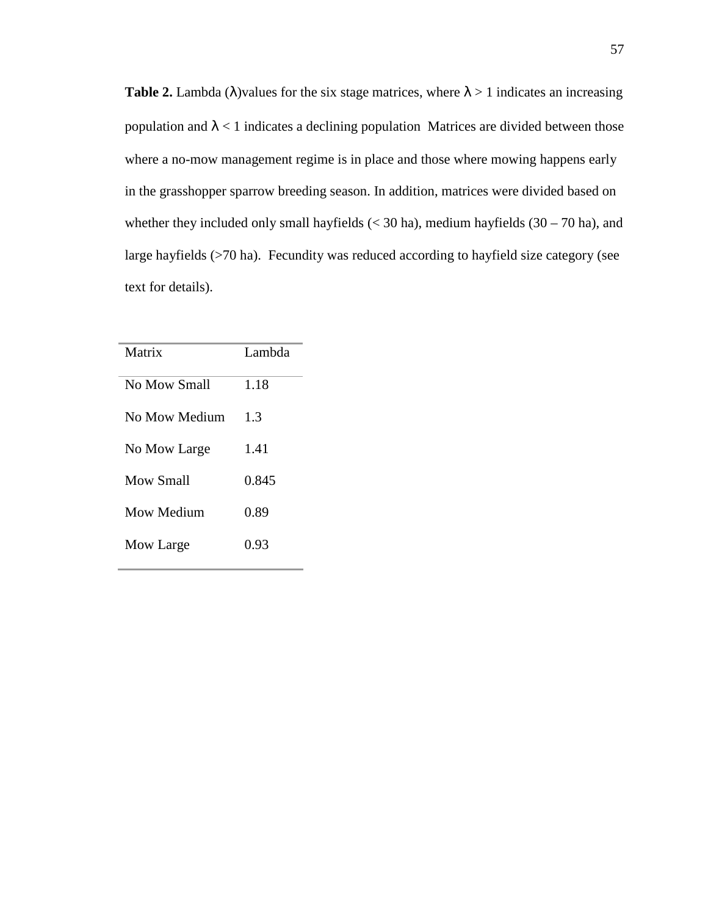**Table 2.** Lambda (λ)values for the six stage matrices, where λ > 1 indicates an increasing population and λ < 1 indicates a declining population  Matrices are divided between those where a no-mow management regime is in place and those where mowing happens early in the grasshopper sparrow breeding season. In addition, matrices were divided based on whether they included only small hayfields (< 30 ha), medium hayfields (30 – 70 ha), and large hayfields (>70 ha).  Fecundity was reduced according to hayfield size category (see text for details).

| Matrix | Lambda |
|---|---|
| No Mow Small | 1.18 |
| No Mow Medium | 1.3 |
| No Mow Large | 1.41 |
| Mow Small | 0.845 |
| Mow Medium | 0.89 |
| Mow Large | 0.93 |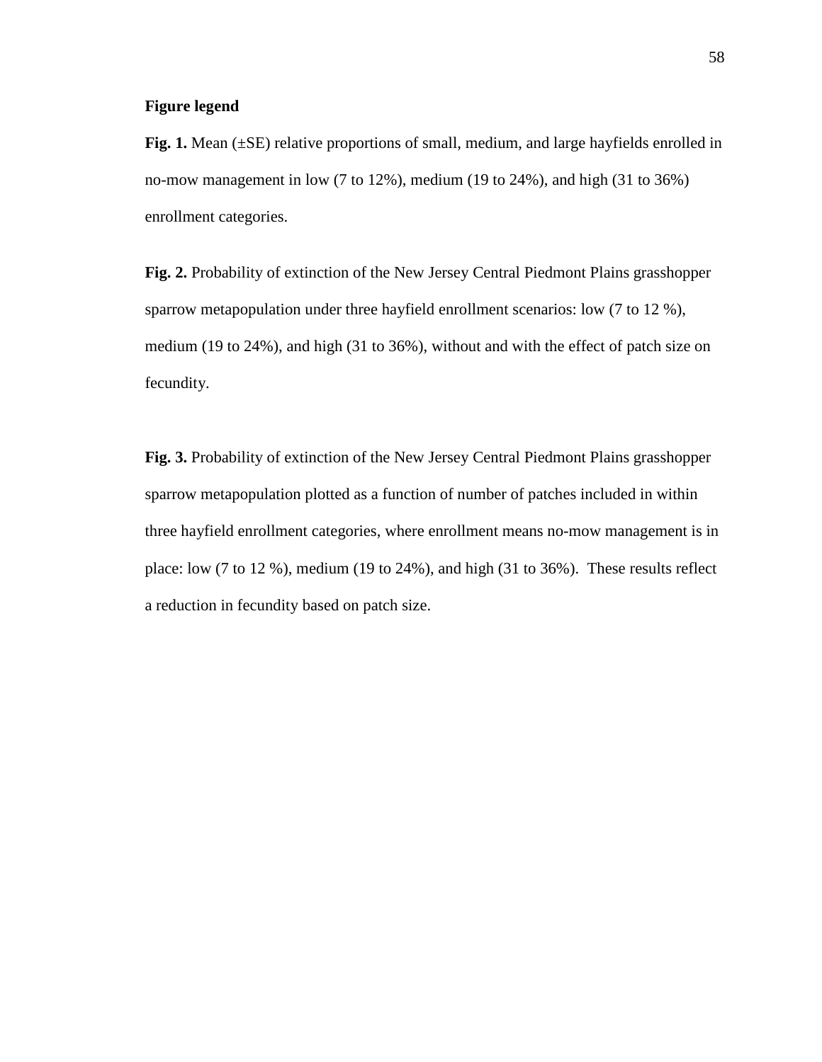**Figure legend**

**Fig. 1.** Mean (±SE) relative proportions of small, medium, and large hayfields enrolled in no-mow management in low (7 to 12%), medium (19 to 24%), and high (31 to 36%) enrollment categories.

**Fig. 2.** Probability of extinction of the New Jersey Central Piedmont Plains grasshopper sparrow metapopulation under three hayfield enrollment scenarios: low (7 to 12 %), medium (19 to 24%), and high (31 to 36%), without and with the effect of patch size on fecundity.

**Fig. 3.** Probability of extinction of the New Jersey Central Piedmont Plains grasshopper sparrow metapopulation plotted as a function of number of patches included in within three hayfield enrollment categories, where enrollment means no-mow management is in place: low (7 to 12 %), medium (19 to 24%), and high (31 to 36%). These results reflect a reduction in fecundity based on patch size.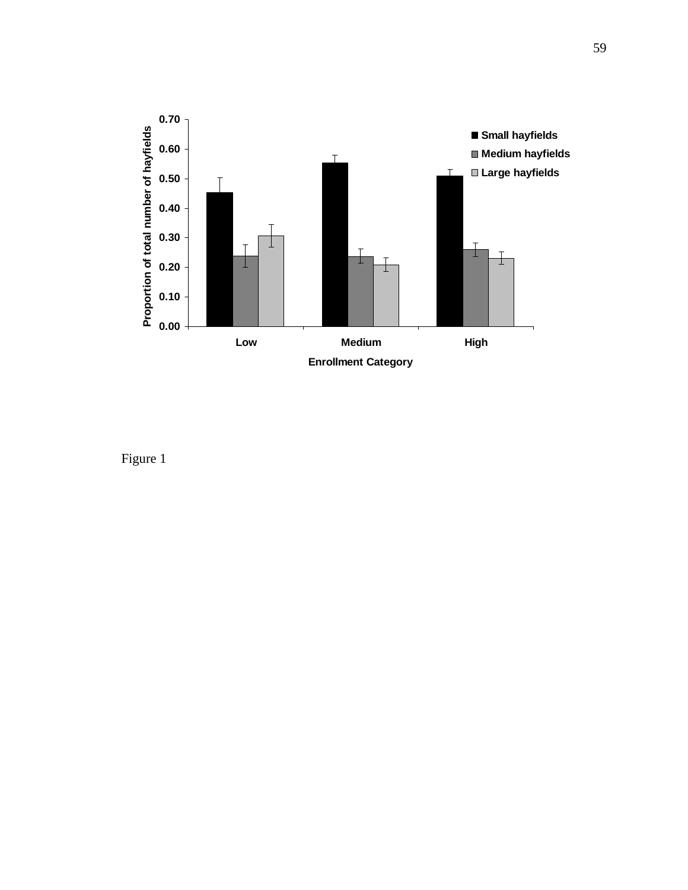Figure 1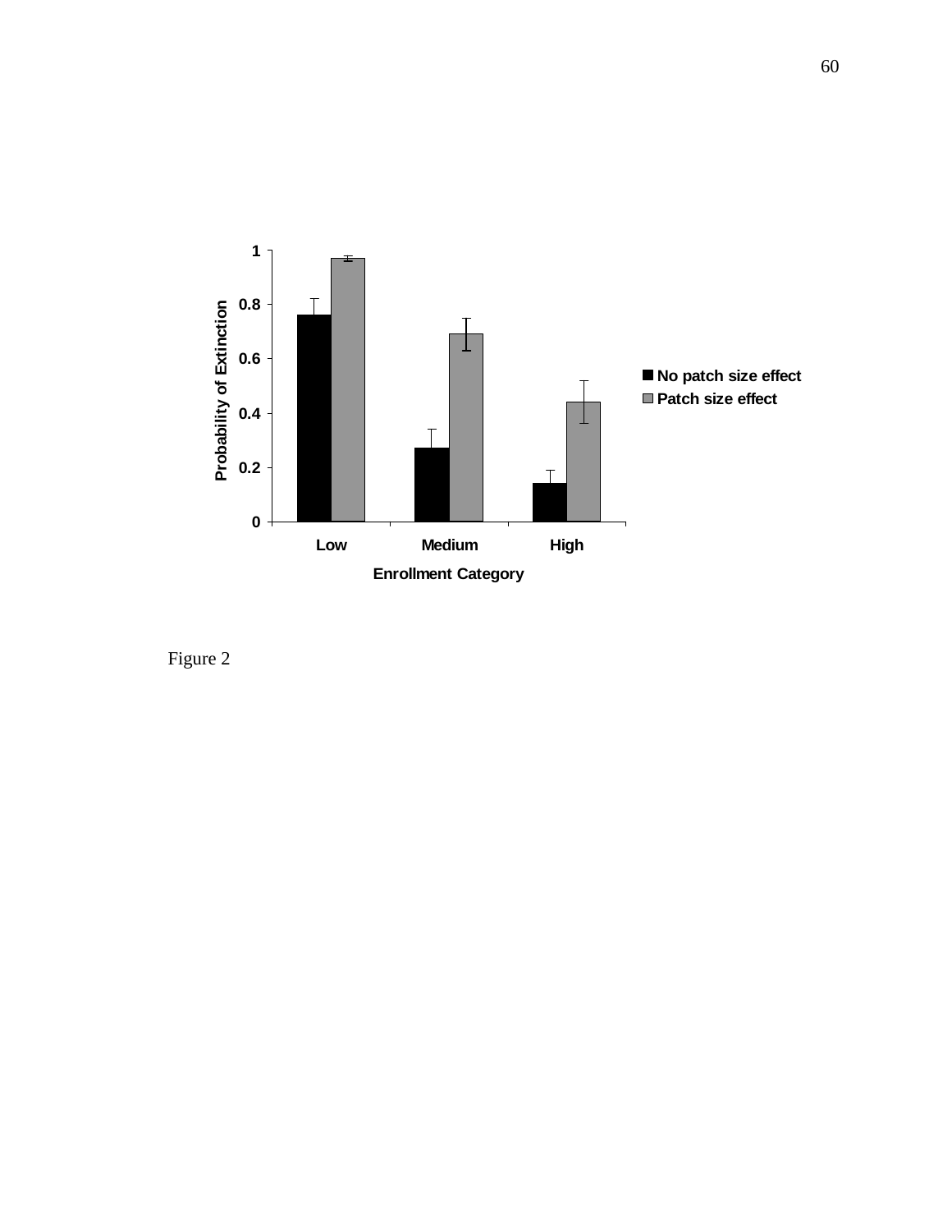Figure 2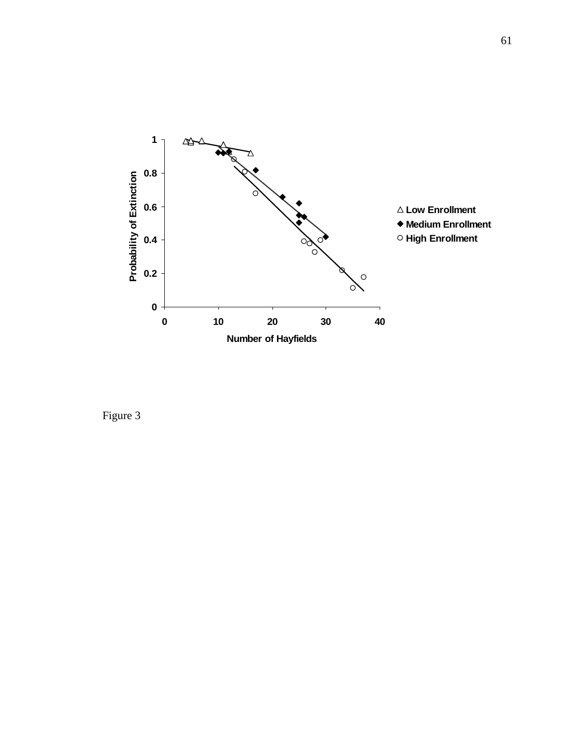Figure 3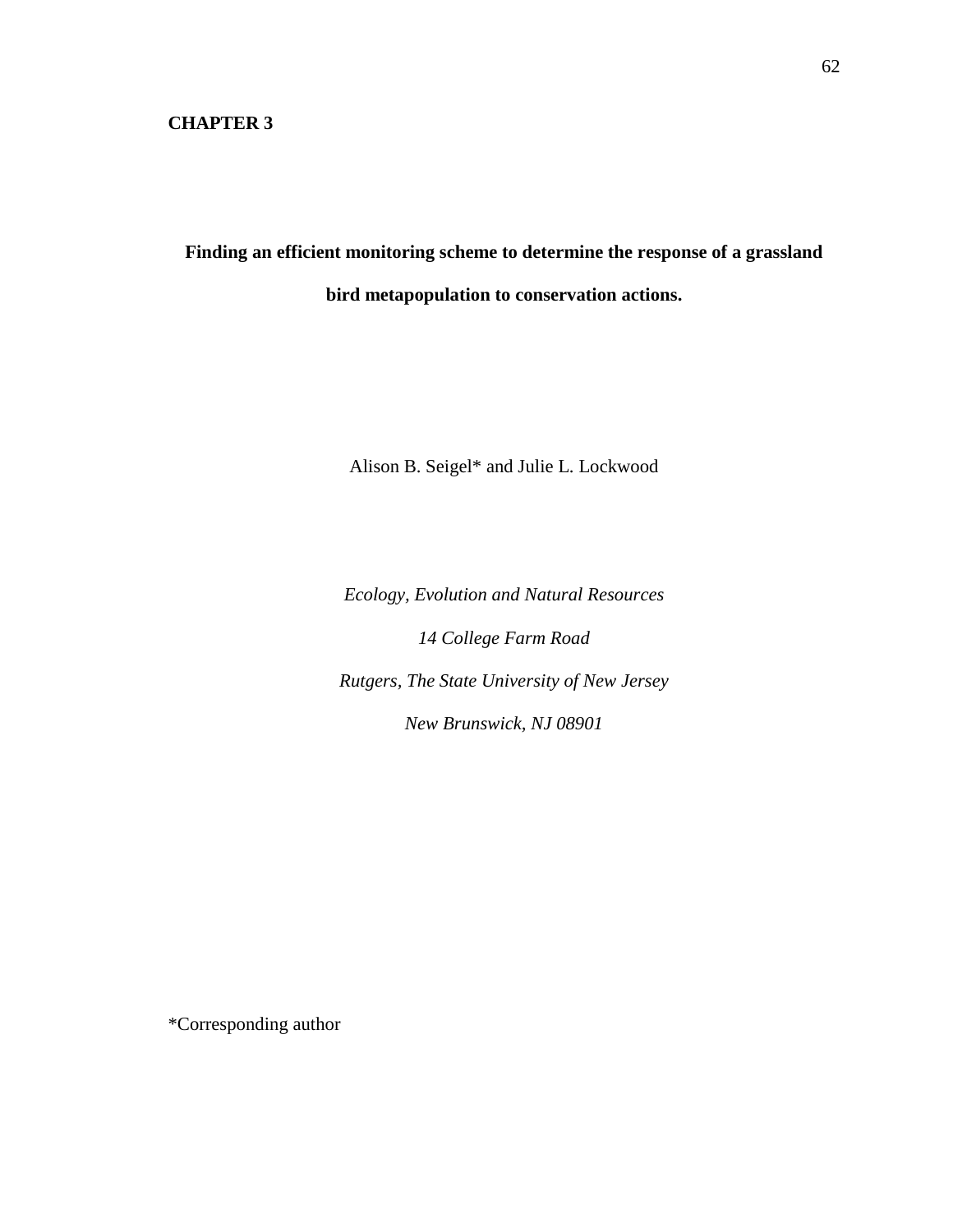**CHAPTER 3**

# Finding an efficient monitoring scheme to determine the response of a grassland bird metapopulation to conservation actions.

Alison B. Seigel* and Julie L. Lockwood

*Ecology, Evolution and Natural Resources*

*14 College Farm Road*

*Rutgers, The State University of New Jersey*

*New Brunswick, NJ 08901*

*Corresponding author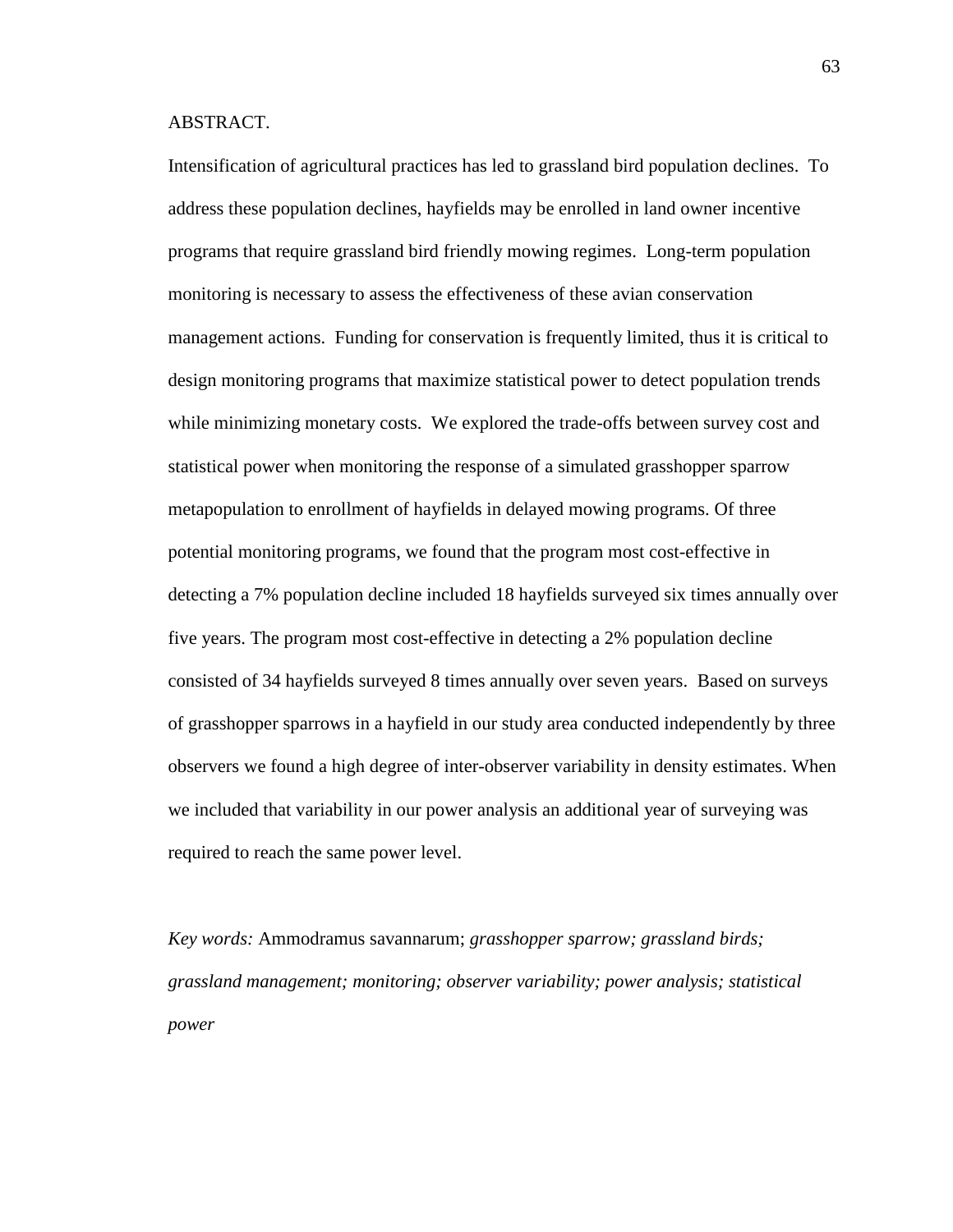ABSTRACT.

Intensification of agricultural practices has led to grassland bird population declines. To address these population declines, hayfields may be enrolled in land owner incentive programs that require grassland bird friendly mowing regimes. Long-term population monitoring is necessary to assess the effectiveness of these avian conservation management actions. Funding for conservation is frequently limited, thus it is critical to design monitoring programs that maximize statistical power to detect population trends while minimizing monetary costs. We explored the trade-offs between survey cost and statistical power when monitoring the response of a simulated grasshopper sparrow metapopulation to enrollment of hayfields in delayed mowing programs. Of three potential monitoring programs, we found that the program most cost-effective in detecting a 7% population decline included 18 hayfields surveyed six times annually over five years. The program most cost-effective in detecting a 2% population decline consisted of 34 hayfields surveyed 8 times annually over seven years. Based on surveys of grasshopper sparrows in a hayfield in our study area conducted independently by three observers we found a high degree of inter-observer variability in density estimates. When we included that variability in our power analysis an additional year of surveying was required to reach the same power level.

*Key words:* Ammodramus savannarum; *grasshopper sparrow; grassland birds; grassland management; monitoring; observer variability; power analysis; statistical power*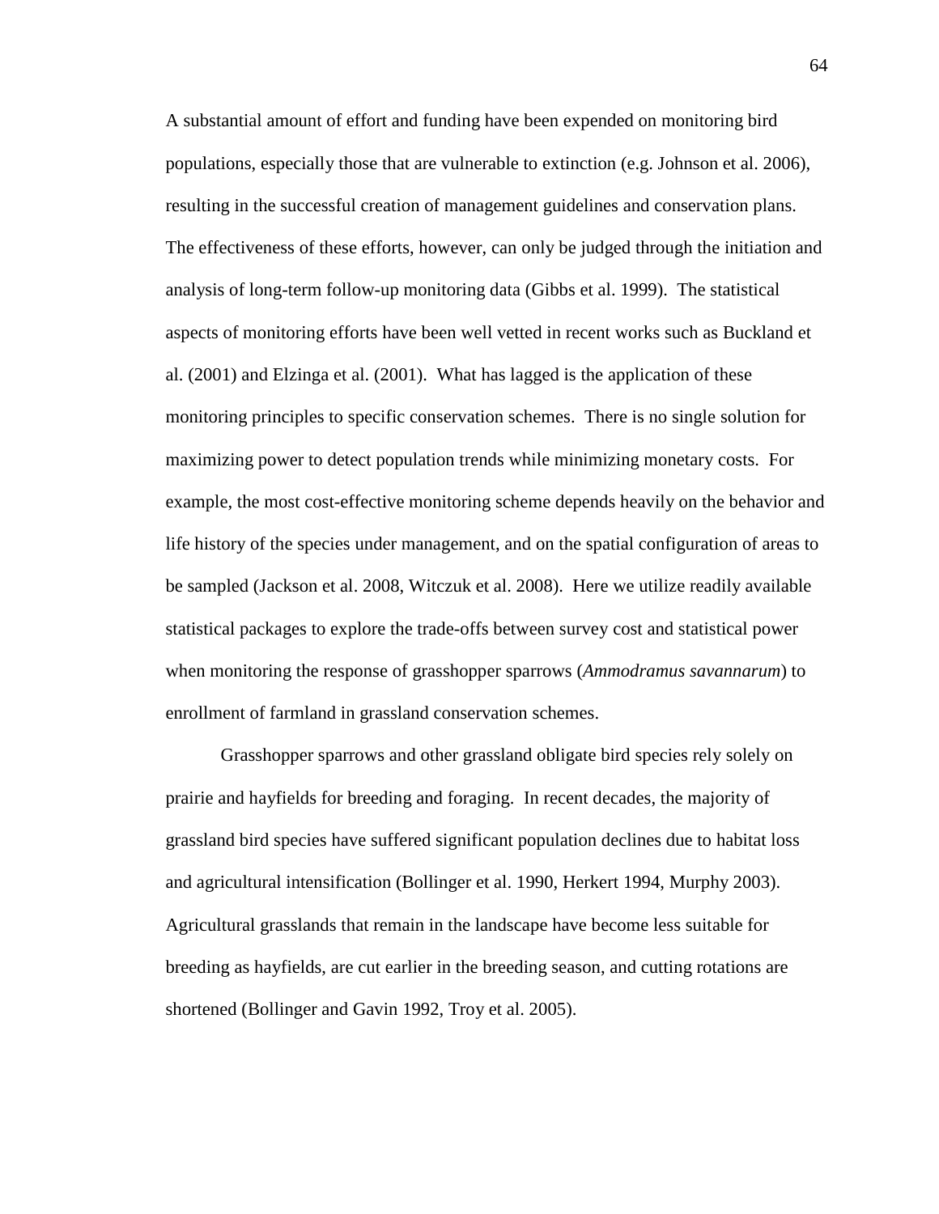A substantial amount of effort and funding have been expended on monitoring bird populations, especially those that are vulnerable to extinction (e.g. Johnson et al. 2006), resulting in the successful creation of management guidelines and conservation plans. The effectiveness of these efforts, however, can only be judged through the initiation and analysis of long-term follow-up monitoring data (Gibbs et al. 1999). The statistical aspects of monitoring efforts have been well vetted in recent works such as Buckland et al. (2001) and Elzinga et al. (2001). What has lagged is the application of these monitoring principles to specific conservation schemes. There is no single solution for maximizing power to detect population trends while minimizing monetary costs. For example, the most cost-effective monitoring scheme depends heavily on the behavior and life history of the species under management, and on the spatial configuration of areas to be sampled (Jackson et al. 2008, Witczuk et al. 2008). Here we utilize readily available statistical packages to explore the trade-offs between survey cost and statistical power when monitoring the response of grasshopper sparrows (*Ammodramus savannarum*) to enrollment of farmland in grassland conservation schemes.

Grasshopper sparrows and other grassland obligate bird species rely solely on prairie and hayfields for breeding and foraging. In recent decades, the majority of grassland bird species have suffered significant population declines due to habitat loss and agricultural intensification (Bollinger et al. 1990, Herkert 1994, Murphy 2003). Agricultural grasslands that remain in the landscape have become less suitable for breeding as hayfields, are cut earlier in the breeding season, and cutting rotations are shortened (Bollinger and Gavin 1992, Troy et al. 2005).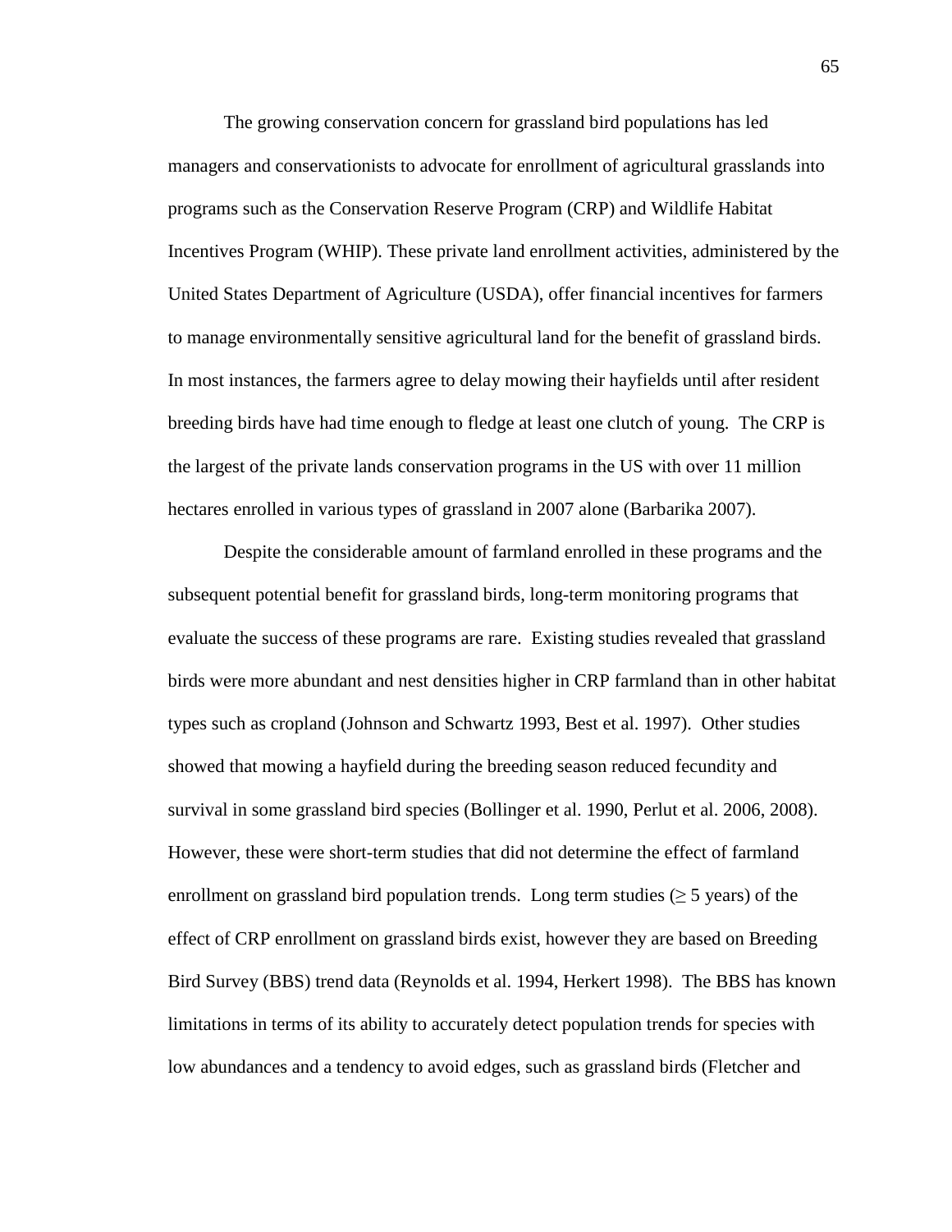The growing conservation concern for grassland bird populations has led managers and conservationists to advocate for enrollment of agricultural grasslands into programs such as the Conservation Reserve Program (CRP) and Wildlife Habitat Incentives Program (WHIP). These private land enrollment activities, administered by the United States Department of Agriculture (USDA), offer financial incentives for farmers to manage environmentally sensitive agricultural land for the benefit of grassland birds. In most instances, the farmers agree to delay mowing their hayfields until after resident breeding birds have had time enough to fledge at least one clutch of young. The CRP is the largest of the private lands conservation programs in the US with over 11 million hectares enrolled in various types of grassland in 2007 alone (Barbarika 2007).

Despite the considerable amount of farmland enrolled in these programs and the subsequent potential benefit for grassland birds, long-term monitoring programs that evaluate the success of these programs are rare. Existing studies revealed that grassland birds were more abundant and nest densities higher in CRP farmland than in other habitat types such as cropland (Johnson and Schwartz 1993, Best et al. 1997). Other studies showed that mowing a hayfield during the breeding season reduced fecundity and survival in some grassland bird species (Bollinger et al. 1990, Perlut et al. 2006, 2008). However, these were short-term studies that did not determine the effect of farmland enrollment on grassland bird population trends. Long term studies ($\geq$ 5 years) of the effect of CRP enrollment on grassland birds exist, however they are based on Breeding Bird Survey (BBS) trend data (Reynolds et al. 1994, Herkert 1998). The BBS has known limitations in terms of its ability to accurately detect population trends for species with low abundances and a tendency to avoid edges, such as grassland birds (Fletcher and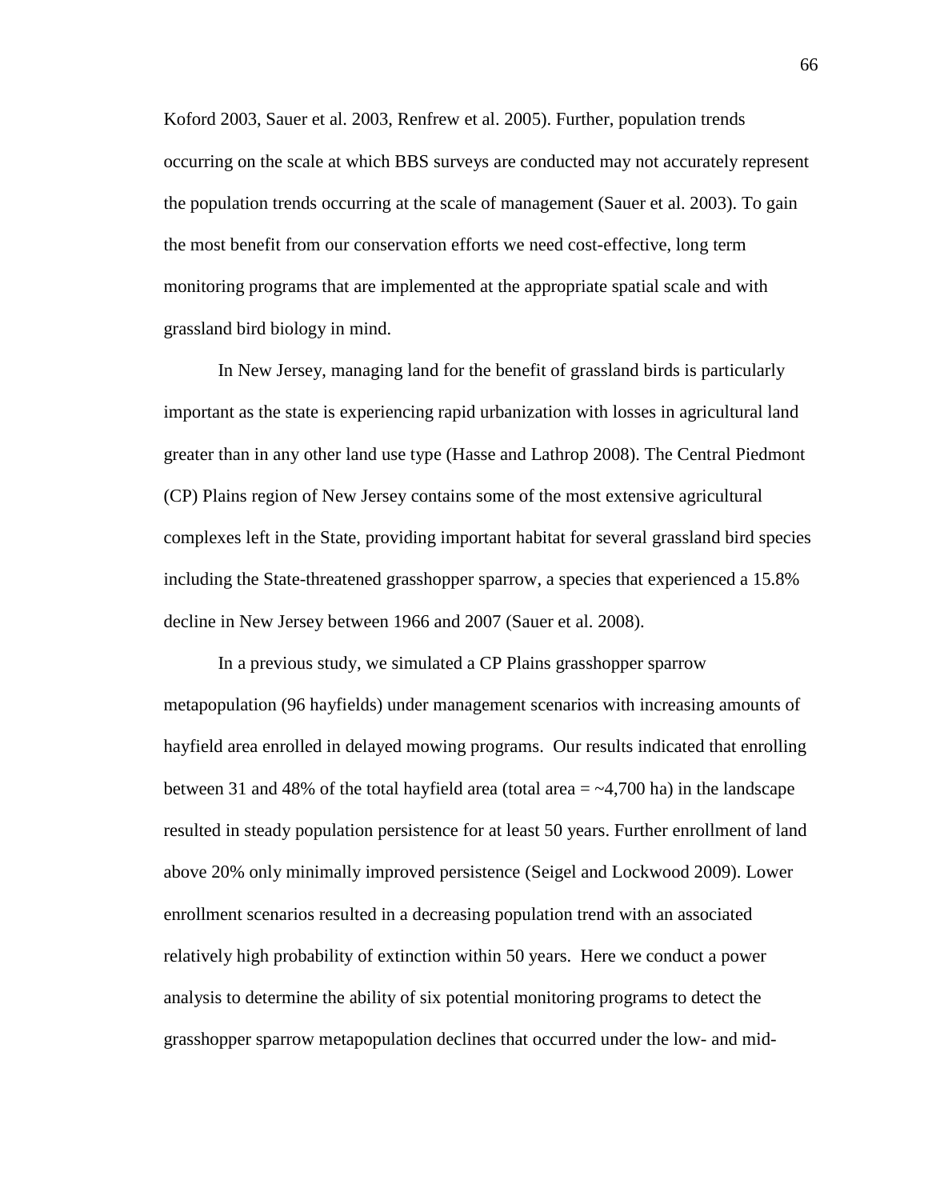Koford 2003, Sauer et al. 2003, Renfrew et al. 2005). Further, population trends occurring on the scale at which BBS surveys are conducted may not accurately represent the population trends occurring at the scale of management (Sauer et al. 2003). To gain the most benefit from our conservation efforts we need cost-effective, long term monitoring programs that are implemented at the appropriate spatial scale and with grassland bird biology in mind.

In New Jersey, managing land for the benefit of grassland birds is particularly important as the state is experiencing rapid urbanization with losses in agricultural land greater than in any other land use type (Hasse and Lathrop 2008). The Central Piedmont (CP) Plains region of New Jersey contains some of the most extensive agricultural complexes left in the State, providing important habitat for several grassland bird species including the State-threatened grasshopper sparrow, a species that experienced a 15.8% decline in New Jersey between 1966 and 2007 (Sauer et al. 2008).

In a previous study, we simulated a CP Plains grasshopper sparrow metapopulation (96 hayfields) under management scenarios with increasing amounts of hayfield area enrolled in delayed mowing programs. Our results indicated that enrolling between 31 and 48% of the total hayfield area (total area = ~4,700 ha) in the landscape resulted in steady population persistence for at least 50 years. Further enrollment of land above 20% only minimally improved persistence (Seigel and Lockwood 2009). Lower enrollment scenarios resulted in a decreasing population trend with an associated relatively high probability of extinction within 50 years. Here we conduct a power analysis to determine the ability of six potential monitoring programs to detect the grasshopper sparrow metapopulation declines that occurred under the low- and mid-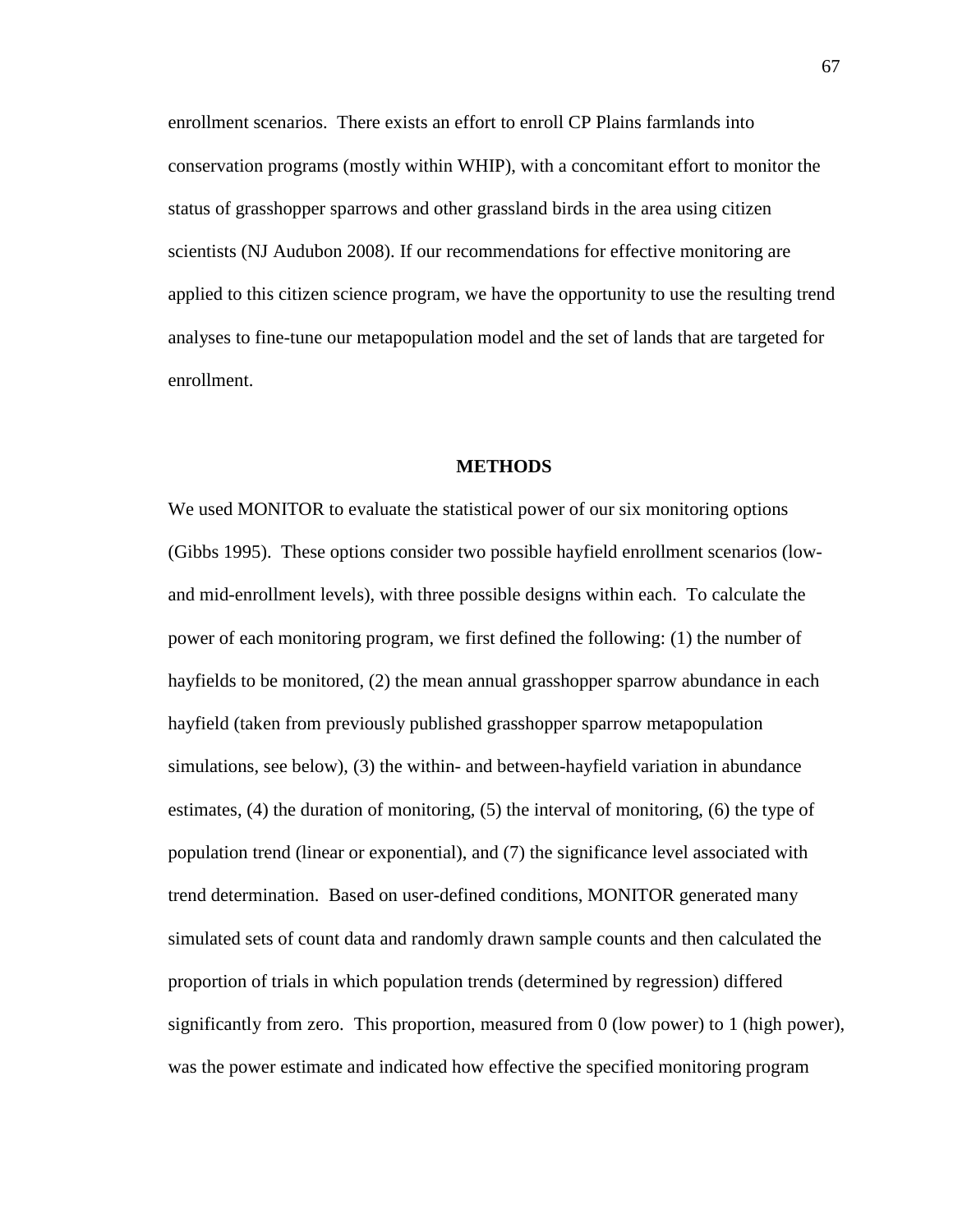enrollment scenarios. There exists an effort to enroll CP Plains farmlands into conservation programs (mostly within WHIP), with a concomitant effort to monitor the status of grasshopper sparrows and other grassland birds in the area using citizen scientists (NJ Audubon 2008). If our recommendations for effective monitoring are applied to this citizen science program, we have the opportunity to use the resulting trend analyses to fine-tune our metapopulation model and the set of lands that are targeted for enrollment.

## METHODS

We used MONITOR to evaluate the statistical power of our six monitoring options (Gibbs 1995). These options consider two possible hayfield enrollment scenarios (low- and mid-enrollment levels), with three possible designs within each. To calculate the power of each monitoring program, we first defined the following: (1) the number of hayfields to be monitored, (2) the mean annual grasshopper sparrow abundance in each hayfield (taken from previously published grasshopper sparrow metapopulation simulations, see below), (3) the within- and between-hayfield variation in abundance estimates, (4) the duration of monitoring, (5) the interval of monitoring, (6) the type of population trend (linear or exponential), and (7) the significance level associated with trend determination. Based on user-defined conditions, MONITOR generated many simulated sets of count data and randomly drawn sample counts and then calculated the proportion of trials in which population trends (determined by regression) differed significantly from zero. This proportion, measured from 0 (low power) to 1 (high power), was the power estimate and indicated how effective the specified monitoring program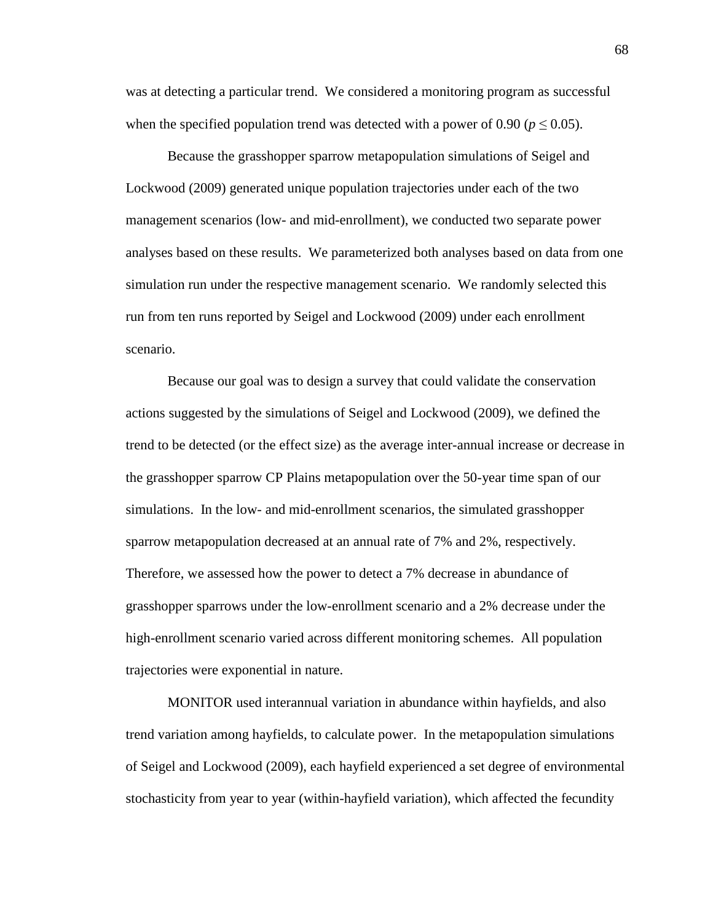was at detecting a particular trend. We considered a monitoring program as successful when the specified population trend was detected with a power of 0.90 ($p \leq 0.05$).

Because the grasshopper sparrow metapopulation simulations of Seigel and Lockwood (2009) generated unique population trajectories under each of the two management scenarios (low- and mid-enrollment), we conducted two separate power analyses based on these results. We parameterized both analyses based on data from one simulation run under the respective management scenario. We randomly selected this run from ten runs reported by Seigel and Lockwood (2009) under each enrollment scenario.

Because our goal was to design a survey that could validate the conservation actions suggested by the simulations of Seigel and Lockwood (2009), we defined the trend to be detected (or the effect size) as the average inter-annual increase or decrease in the grasshopper sparrow CP Plains metapopulation over the 50-year time span of our simulations. In the low- and mid-enrollment scenarios, the simulated grasshopper sparrow metapopulation decreased at an annual rate of 7% and 2%, respectively. Therefore, we assessed how the power to detect a 7% decrease in abundance of grasshopper sparrows under the low-enrollment scenario and a 2% decrease under the high-enrollment scenario varied across different monitoring schemes. All population trajectories were exponential in nature.

MONITOR used interannual variation in abundance within hayfields, and also trend variation among hayfields, to calculate power. In the metapopulation simulations of Seigel and Lockwood (2009), each hayfield experienced a set degree of environmental stochasticity from year to year (within-hayfield variation), which affected the fecundity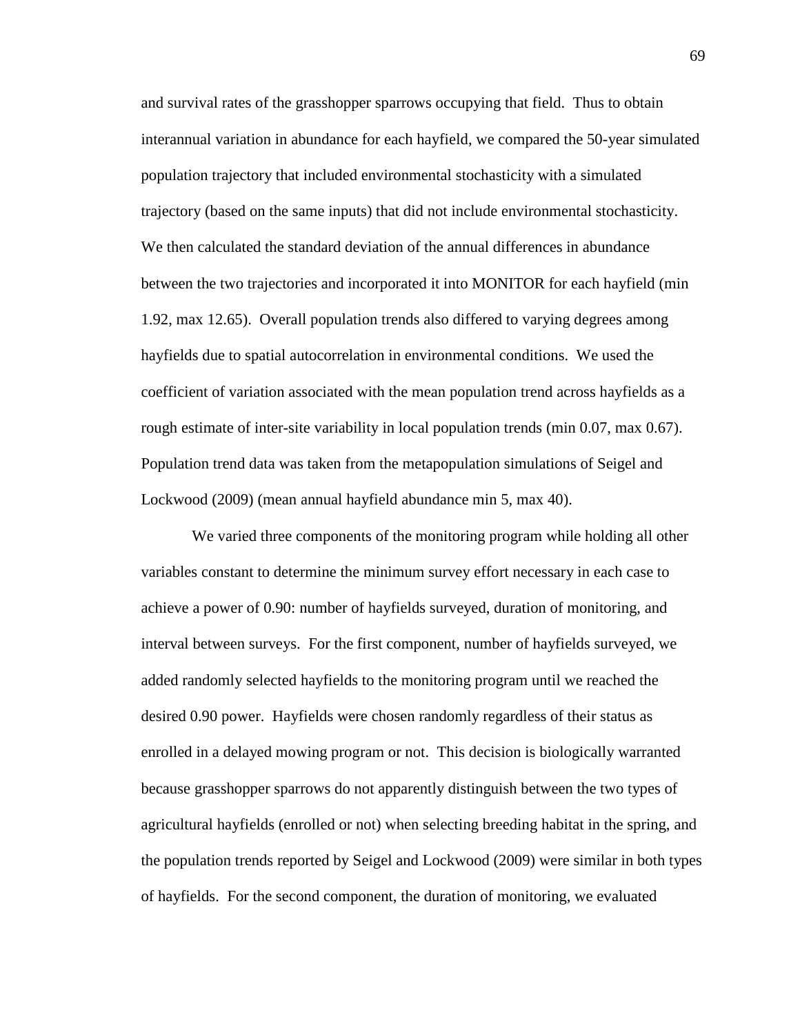and survival rates of the grasshopper sparrows occupying that field. Thus to obtain interannual variation in abundance for each hayfield, we compared the 50-year simulated population trajectory that included environmental stochasticity with a simulated trajectory (based on the same inputs) that did not include environmental stochasticity. We then calculated the standard deviation of the annual differences in abundance between the two trajectories and incorporated it into MONITOR for each hayfield (min 1.92, max 12.65). Overall population trends also differed to varying degrees among hayfields due to spatial autocorrelation in environmental conditions. We used the coefficient of variation associated with the mean population trend across hayfields as a rough estimate of inter-site variability in local population trends (min 0.07, max 0.67). Population trend data was taken from the metapopulation simulations of Seigel and Lockwood (2009) (mean annual hayfield abundance min 5, max 40).

We varied three components of the monitoring program while holding all other variables constant to determine the minimum survey effort necessary in each case to achieve a power of 0.90: number of hayfields surveyed, duration of monitoring, and interval between surveys. For the first component, number of hayfields surveyed, we added randomly selected hayfields to the monitoring program until we reached the desired 0.90 power. Hayfields were chosen randomly regardless of their status as enrolled in a delayed mowing program or not. This decision is biologically warranted because grasshopper sparrows do not apparently distinguish between the two types of agricultural hayfields (enrolled or not) when selecting breeding habitat in the spring, and the population trends reported by Seigel and Lockwood (2009) were similar in both types of hayfields. For the second component, the duration of monitoring, we evaluated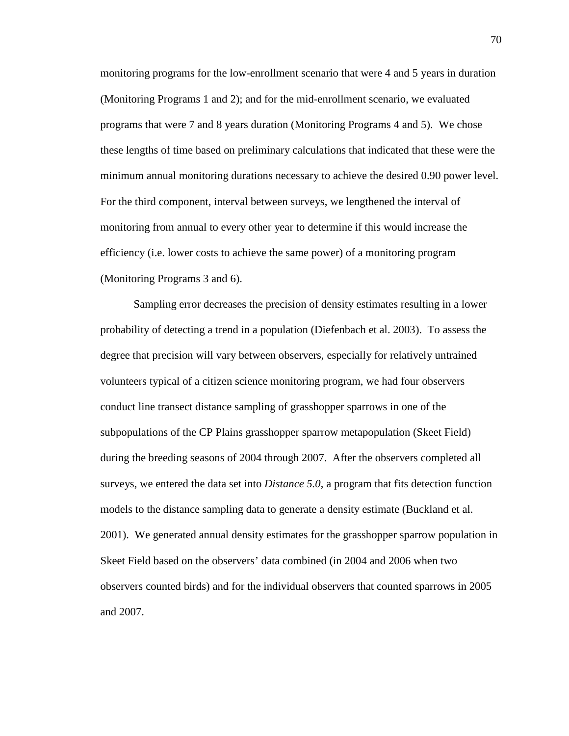monitoring programs for the low-enrollment scenario that were 4 and 5 years in duration (Monitoring Programs 1 and 2); and for the mid-enrollment scenario, we evaluated programs that were 7 and 8 years duration (Monitoring Programs 4 and 5). We chose these lengths of time based on preliminary calculations that indicated that these were the minimum annual monitoring durations necessary to achieve the desired 0.90 power level. For the third component, interval between surveys, we lengthened the interval of monitoring from annual to every other year to determine if this would increase the efficiency (i.e. lower costs to achieve the same power) of a monitoring program (Monitoring Programs 3 and 6).

Sampling error decreases the precision of density estimates resulting in a lower probability of detecting a trend in a population (Diefenbach et al. 2003). To assess the degree that precision will vary between observers, especially for relatively untrained volunteers typical of a citizen science monitoring program, we had four observers conduct line transect distance sampling of grasshopper sparrows in one of the subpopulations of the CP Plains grasshopper sparrow metapopulation (Skeet Field) during the breeding seasons of 2004 through 2007. After the observers completed all surveys, we entered the data set into *Distance 5.0*, a program that fits detection function models to the distance sampling data to generate a density estimate (Buckland et al. 2001). We generated annual density estimates for the grasshopper sparrow population in Skeet Field based on the observers' data combined (in 2004 and 2006 when two observers counted birds) and for the individual observers that counted sparrows in 2005 and 2007.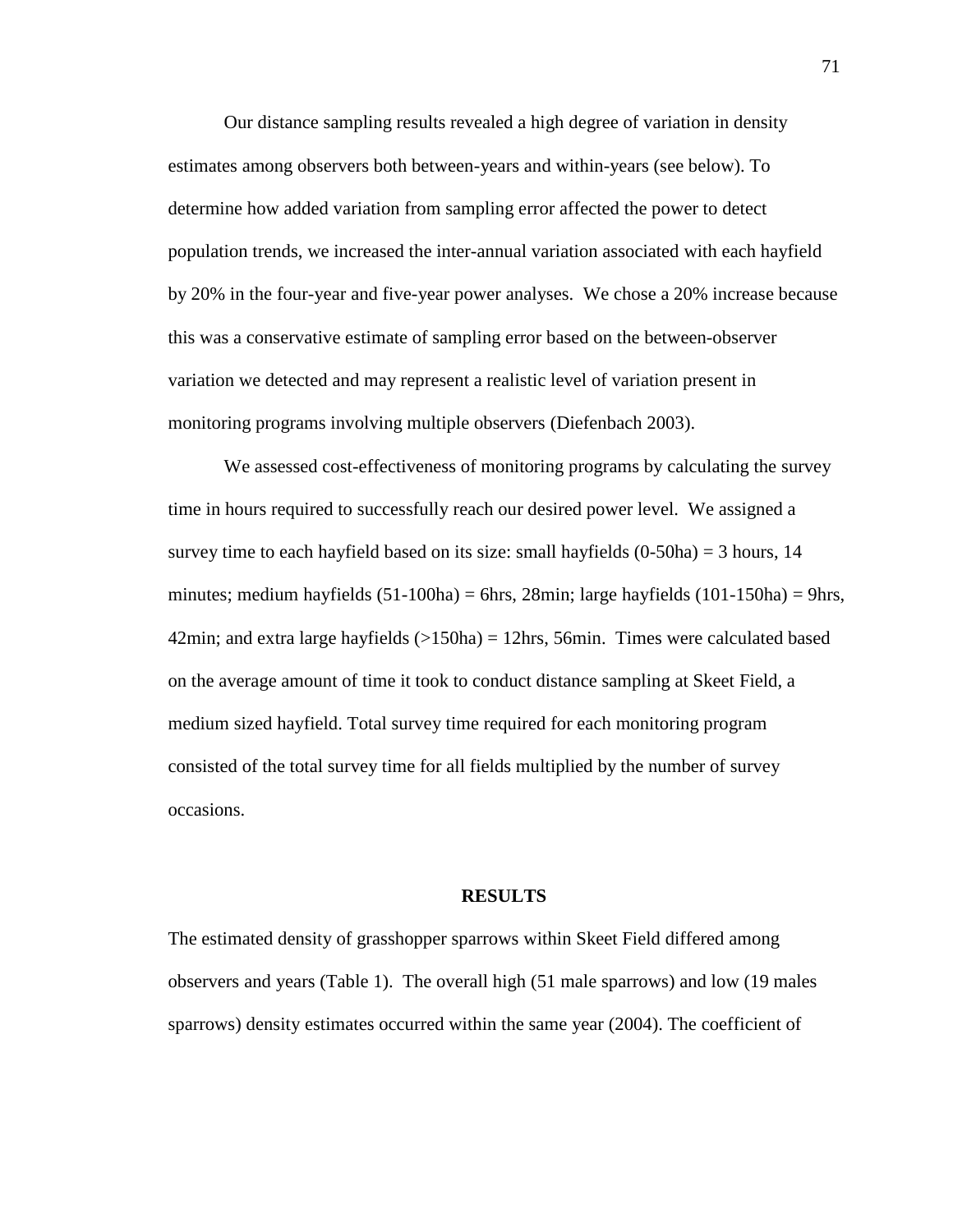Our distance sampling results revealed a high degree of variation in density estimates among observers both between-years and within-years (see below). To determine how added variation from sampling error affected the power to detect population trends, we increased the inter-annual variation associated with each hayfield by 20% in the four-year and five-year power analyses. We chose a 20% increase because this was a conservative estimate of sampling error based on the between-observer variation we detected and may represent a realistic level of variation present in monitoring programs involving multiple observers (Diefenbach 2003).

We assessed cost-effectiveness of monitoring programs by calculating the survey time in hours required to successfully reach our desired power level. We assigned a survey time to each hayfield based on its size: small hayfields (0-50ha) = 3 hours, 14 minutes; medium hayfields (51-100ha) = 6hrs, 28min; large hayfields (101-150ha) = 9hrs, 42min; and extra large hayfields (>150ha) = 12hrs, 56min. Times were calculated based on the average amount of time it took to conduct distance sampling at Skeet Field, a medium sized hayfield. Total survey time required for each monitoring program consisted of the total survey time for all fields multiplied by the number of survey occasions.

## RESULTS

The estimated density of grasshopper sparrows within Skeet Field differed among observers and years (Table 1). The overall high (51 male sparrows) and low (19 males sparrows) density estimates occurred within the same year (2004). The coefficient of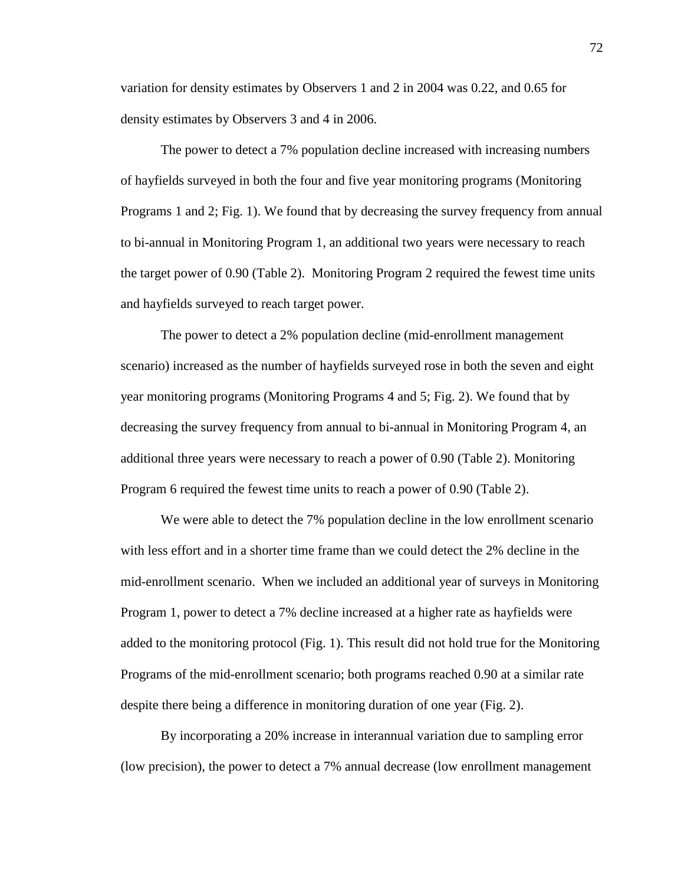variation for density estimates by Observers 1 and 2 in 2004 was 0.22, and 0.65 for density estimates by Observers 3 and 4 in 2006.

The power to detect a 7% population decline increased with increasing numbers of hayfields surveyed in both the four and five year monitoring programs (Monitoring Programs 1 and 2; Fig. 1). We found that by decreasing the survey frequency from annual to bi-annual in Monitoring Program 1, an additional two years were necessary to reach the target power of 0.90 (Table 2). Monitoring Program 2 required the fewest time units and hayfields surveyed to reach target power.

The power to detect a 2% population decline (mid-enrollment management scenario) increased as the number of hayfields surveyed rose in both the seven and eight year monitoring programs (Monitoring Programs 4 and 5; Fig. 2). We found that by decreasing the survey frequency from annual to bi-annual in Monitoring Program 4, an additional three years were necessary to reach a power of 0.90 (Table 2). Monitoring Program 6 required the fewest time units to reach a power of 0.90 (Table 2).

We were able to detect the 7% population decline in the low enrollment scenario with less effort and in a shorter time frame than we could detect the 2% decline in the mid-enrollment scenario. When we included an additional year of surveys in Monitoring Program 1, power to detect a 7% decline increased at a higher rate as hayfields were added to the monitoring protocol (Fig. 1). This result did not hold true for the Monitoring Programs of the mid-enrollment scenario; both programs reached 0.90 at a similar rate despite there being a difference in monitoring duration of one year (Fig. 2).

By incorporating a 20% increase in interannual variation due to sampling error (low precision), the power to detect a 7% annual decrease (low enrollment management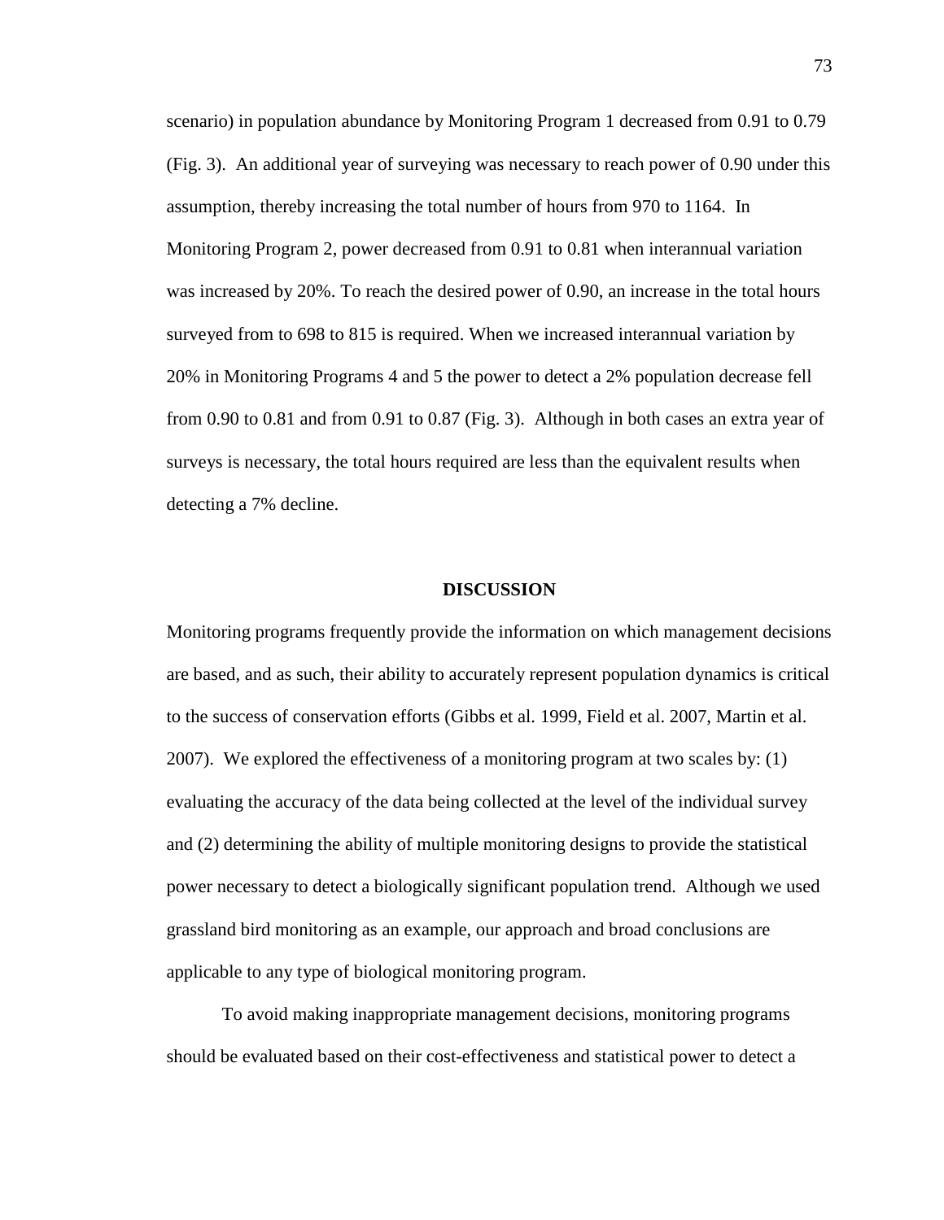scenario) in population abundance by Monitoring Program 1 decreased from 0.91 to 0.79 (Fig. 3). An additional year of surveying was necessary to reach power of 0.90 under this assumption, thereby increasing the total number of hours from 970 to 1164. In Monitoring Program 2, power decreased from 0.91 to 0.81 when interannual variation was increased by 20%. To reach the desired power of 0.90, an increase in the total hours surveyed from to 698 to 815 is required. When we increased interannual variation by 20% in Monitoring Programs 4 and 5 the power to detect a 2% population decrease fell from 0.90 to 0.81 and from 0.91 to 0.87 (Fig. 3). Although in both cases an extra year of surveys is necessary, the total hours required are less than the equivalent results when detecting a 7% decline.

## DISCUSSION

Monitoring programs frequently provide the information on which management decisions are based, and as such, their ability to accurately represent population dynamics is critical to the success of conservation efforts (Gibbs et al. 1999, Field et al. 2007, Martin et al. 2007). We explored the effectiveness of a monitoring program at two scales by: (1) evaluating the accuracy of the data being collected at the level of the individual survey and (2) determining the ability of multiple monitoring designs to provide the statistical power necessary to detect a biologically significant population trend. Although we used grassland bird monitoring as an example, our approach and broad conclusions are applicable to any type of biological monitoring program.

To avoid making inappropriate management decisions, monitoring programs should be evaluated based on their cost-effectiveness and statistical power to detect a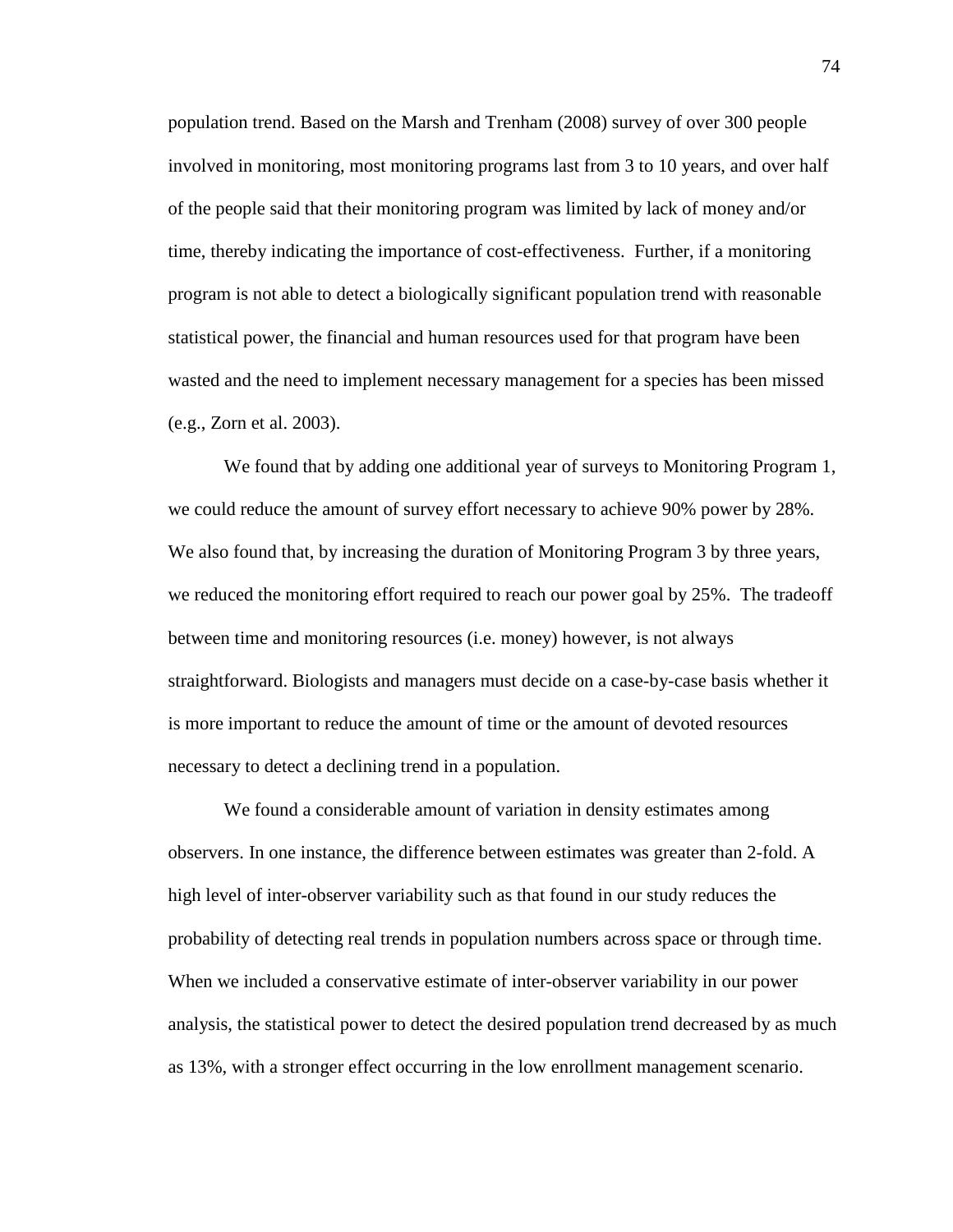population trend. Based on the Marsh and Trenham (2008) survey of over 300 people involved in monitoring, most monitoring programs last from 3 to 10 years, and over half of the people said that their monitoring program was limited by lack of money and/or time, thereby indicating the importance of cost-effectiveness. Further, if a monitoring program is not able to detect a biologically significant population trend with reasonable statistical power, the financial and human resources used for that program have been wasted and the need to implement necessary management for a species has been missed (e.g., Zorn et al. 2003).

We found that by adding one additional year of surveys to Monitoring Program 1, we could reduce the amount of survey effort necessary to achieve 90% power by 28%. We also found that, by increasing the duration of Monitoring Program 3 by three years, we reduced the monitoring effort required to reach our power goal by 25%. The tradeoff between time and monitoring resources (i.e. money) however, is not always straightforward. Biologists and managers must decide on a case-by-case basis whether it is more important to reduce the amount of time or the amount of devoted resources necessary to detect a declining trend in a population.

We found a considerable amount of variation in density estimates among observers. In one instance, the difference between estimates was greater than 2-fold. A high level of inter-observer variability such as that found in our study reduces the probability of detecting real trends in population numbers across space or through time. When we included a conservative estimate of inter-observer variability in our power analysis, the statistical power to detect the desired population trend decreased by as much as 13%, with a stronger effect occurring in the low enrollment management scenario.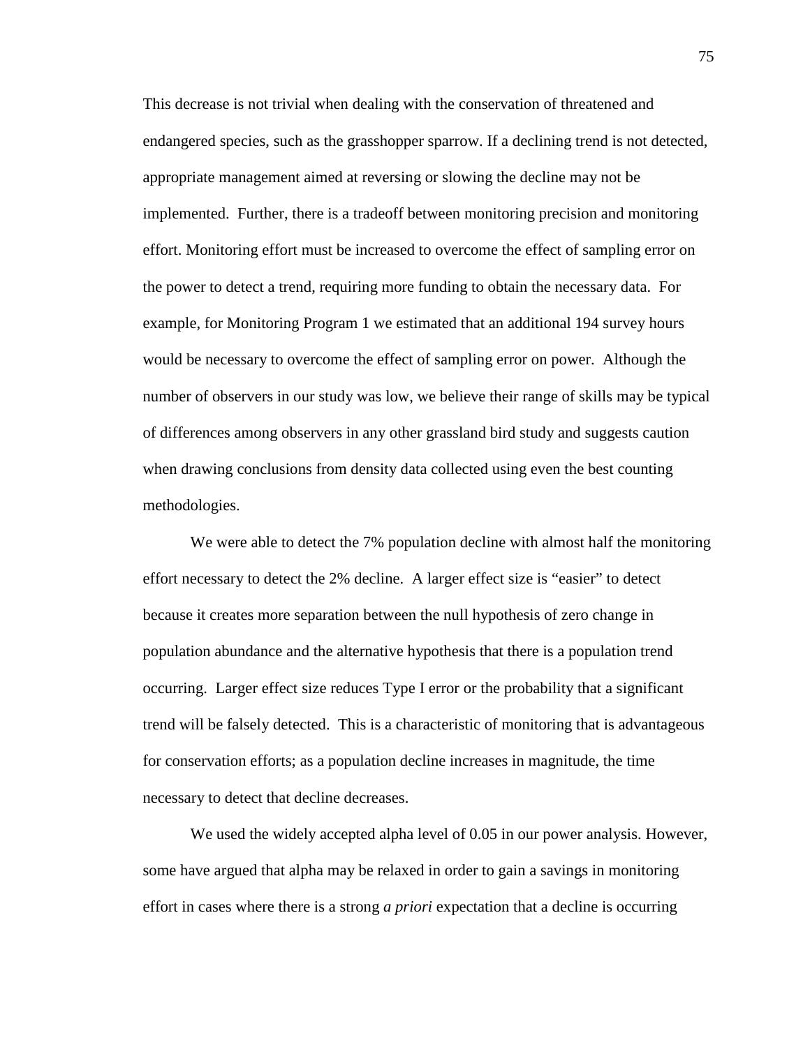This decrease is not trivial when dealing with the conservation of threatened and endangered species, such as the grasshopper sparrow. If a declining trend is not detected, appropriate management aimed at reversing or slowing the decline may not be implemented. Further, there is a tradeoff between monitoring precision and monitoring effort. Monitoring effort must be increased to overcome the effect of sampling error on the power to detect a trend, requiring more funding to obtain the necessary data. For example, for Monitoring Program 1 we estimated that an additional 194 survey hours would be necessary to overcome the effect of sampling error on power. Although the number of observers in our study was low, we believe their range of skills may be typical of differences among observers in any other grassland bird study and suggests caution when drawing conclusions from density data collected using even the best counting methodologies.

We were able to detect the 7% population decline with almost half the monitoring effort necessary to detect the 2% decline. A larger effect size is "easier" to detect because it creates more separation between the null hypothesis of zero change in population abundance and the alternative hypothesis that there is a population trend occurring. Larger effect size reduces Type I error or the probability that a significant trend will be falsely detected. This is a characteristic of monitoring that is advantageous for conservation efforts; as a population decline increases in magnitude, the time necessary to detect that decline decreases.

We used the widely accepted alpha level of 0.05 in our power analysis. However, some have argued that alpha may be relaxed in order to gain a savings in monitoring effort in cases where there is a strong *a priori* expectation that a decline is occurring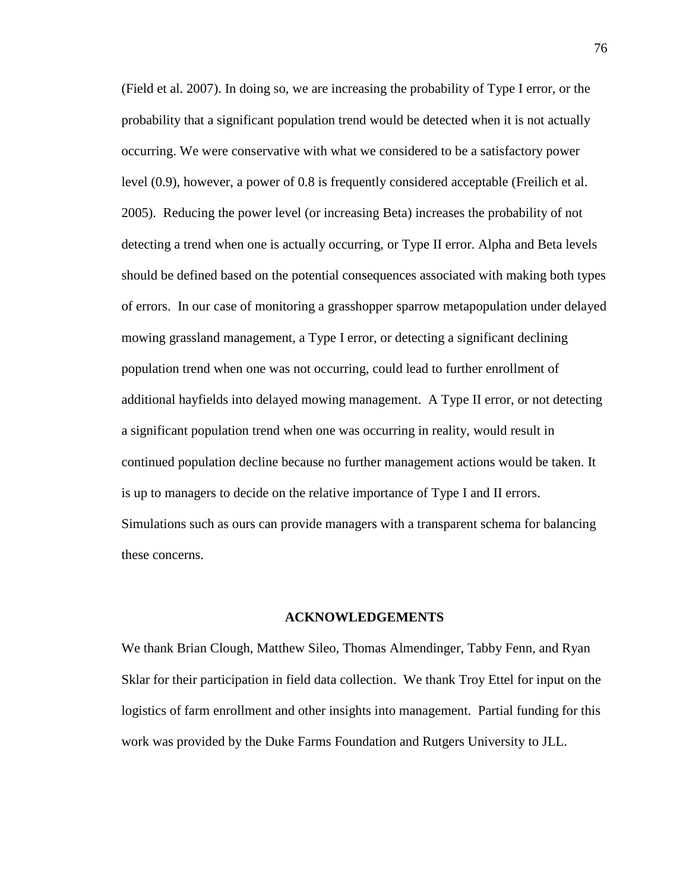(Field et al. 2007). In doing so, we are increasing the probability of Type I error, or the probability that a significant population trend would be detected when it is not actually occurring. We were conservative with what we considered to be a satisfactory power level (0.9), however, a power of 0.8 is frequently considered acceptable (Freilich et al. 2005). Reducing the power level (or increasing Beta) increases the probability of not detecting a trend when one is actually occurring, or Type II error. Alpha and Beta levels should be defined based on the potential consequences associated with making both types of errors. In our case of monitoring a grasshopper sparrow metapopulation under delayed mowing grassland management, a Type I error, or detecting a significant declining population trend when one was not occurring, could lead to further enrollment of additional hayfields into delayed mowing management. A Type II error, or not detecting a significant population trend when one was occurring in reality, would result in continued population decline because no further management actions would be taken. It is up to managers to decide on the relative importance of Type I and II errors. Simulations such as ours can provide managers with a transparent schema for balancing these concerns.

## ACKNOWLEDGEMENTS

We thank Brian Clough, Matthew Sileo, Thomas Almendinger, Tabby Fenn, and Ryan Sklar for their participation in field data collection. We thank Troy Ettel for input on the logistics of farm enrollment and other insights into management. Partial funding for this work was provided by the Duke Farms Foundation and Rutgers University to JLL.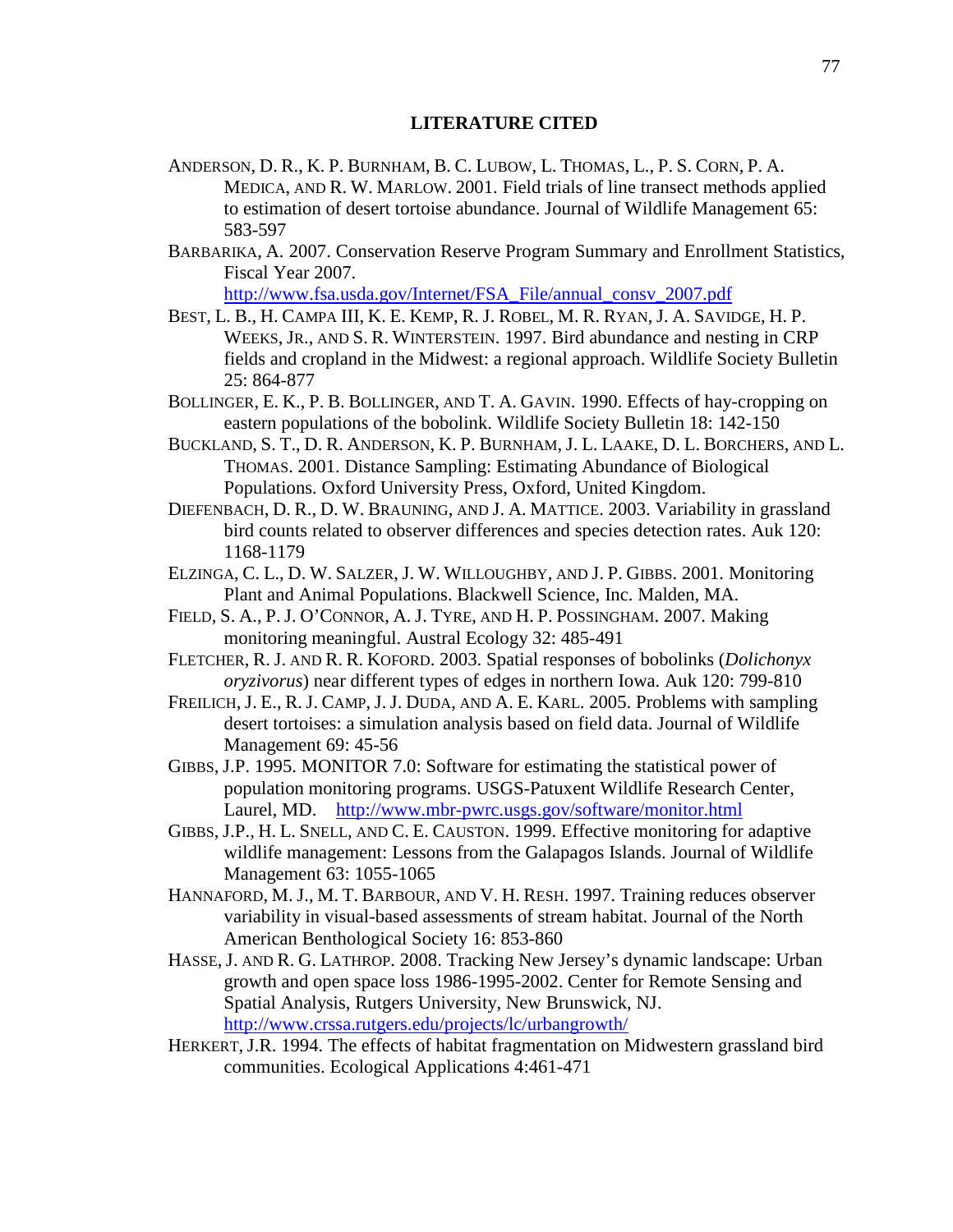## LITERATURE CITED

ANDERSON, D. R., K. P. BURNHAM, B. C. LUBOW, L. THOMAS, L., P. S. CORN, P. A. MEDICA, AND R. W. MARLOW. 2001. Field trials of line transect methods applied to estimation of desert tortoise abundance. Journal of Wildlife Management 65: 583-597

BARBARIKA, A. 2007. Conservation Reserve Program Summary and Enrollment Statistics, Fiscal Year 2007. http://www.fsa.usda.gov/Internet/FSA_File/annual_consv_2007.pdf

BEST, L. B., H. CAMPA III, K. E. KEMP, R. J. ROBEL, M. R. RYAN, J. A. SAVIDGE, H. P. WEEKS, JR., AND S. R. WINTERSTEIN. 1997. Bird abundance and nesting in CRP fields and cropland in the Midwest: a regional approach. Wildlife Society Bulletin 25: 864-877

BOLLINGER, E. K., P. B. BOLLINGER, AND T. A. GAVIN. 1990. Effects of hay-cropping on eastern populations of the bobolink. Wildlife Society Bulletin 18: 142-150

BUCKLAND, S. T., D. R. ANDERSON, K. P. BURNHAM, J. L. LAAKE, D. L. BORCHERS, AND L. THOMAS. 2001. Distance Sampling: Estimating Abundance of Biological Populations. Oxford University Press, Oxford, United Kingdom.

DIEFENBACH, D. R., D. W. BRAUNING, AND J. A. MATTICE. 2003. Variability in grassland bird counts related to observer differences and species detection rates. Auk 120: 1168-1179

ELZINGA, C. L., D. W. SALZER, J. W. WILLOUGHBY, AND J. P. GIBBS. 2001. Monitoring Plant and Animal Populations. Blackwell Science, Inc. Malden, MA.

FIELD, S. A., P. J. O'CONNOR, A. J. TYRE, AND H. P. POSSINGHAM. 2007. Making monitoring meaningful. Austral Ecology 32: 485-491

FLETCHER, R. J. AND R. R. KOFORD. 2003. Spatial responses of bobolinks (*Dolichonyx oryzivorus*) near different types of edges in northern Iowa. Auk 120: 799-810

FREILICH, J. E., R. J. CAMP, J. J. DUDA, AND A. E. KARL. 2005. Problems with sampling desert tortoises: a simulation analysis based on field data. Journal of Wildlife Management 69: 45-56

GIBBS, J.P. 1995. MONITOR 7.0: Software for estimating the statistical power of population monitoring programs. USGS-Patuxent Wildlife Research Center, Laurel, MD. http://www.mbr-pwrc.usgs.gov/software/monitor.html

GIBBS, J.P., H. L. SNELL, AND C. E. CAUSTON. 1999. Effective monitoring for adaptive wildlife management: Lessons from the Galapagos Islands. Journal of Wildlife Management 63: 1055-1065

HANNAFORD, M. J., M. T. BARBOUR, AND V. H. RESH. 1997. Training reduces observer variability in visual-based assessments of stream habitat. Journal of the North American Benthological Society 16: 853-860

HASSE, J. AND R. G. LATHROP. 2008. Tracking New Jersey's dynamic landscape: Urban growth and open space loss 1986-1995-2002. Center for Remote Sensing and Spatial Analysis, Rutgers University, New Brunswick, NJ. http://www.crssa.rutgers.edu/projects/lc/urbangrowth/

HERKERT, J.R. 1994. The effects of habitat fragmentation on Midwestern grassland bird communities. Ecological Applications 4:461-471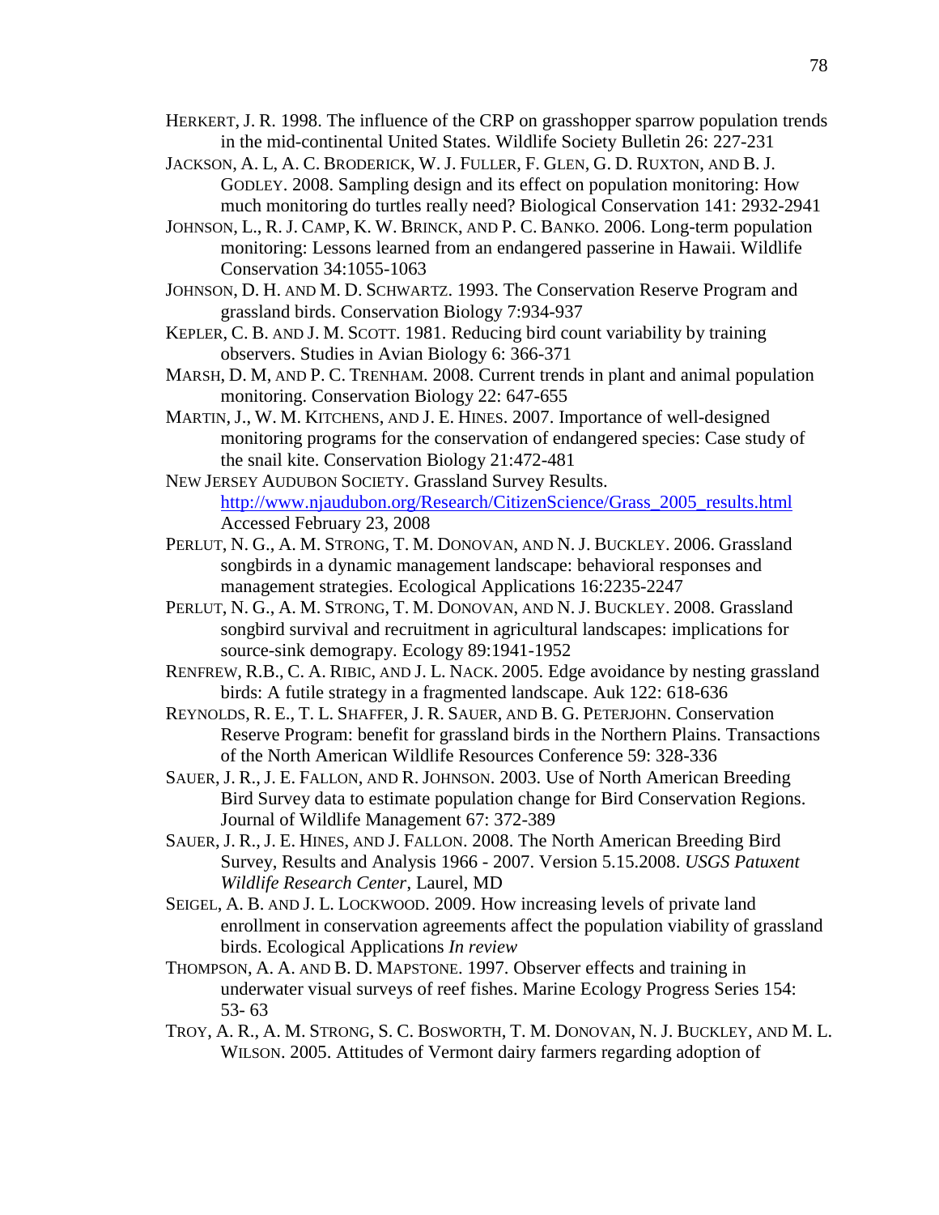HERKERT, J. R. 1998. The influence of the CRP on grasshopper sparrow population trends in the mid-continental United States. Wildlife Society Bulletin 26: 227-231

JACKSON, A. L, A. C. BRODERICK, W. J. FULLER, F. GLEN, G. D. RUXTON, AND B. J. GODLEY. 2008. Sampling design and its effect on population monitoring: How much monitoring do turtles really need? Biological Conservation 141: 2932-2941

JOHNSON, L., R. J. CAMP, K. W. BRINCK, AND P. C. BANKO. 2006. Long-term population monitoring: Lessons learned from an endangered passerine in Hawaii. Wildlife Conservation 34:1055-1063

JOHNSON, D. H. AND M. D. SCHWARTZ. 1993. The Conservation Reserve Program and grassland birds. Conservation Biology 7:934-937

KEPLER, C. B. AND J. M. SCOTT. 1981. Reducing bird count variability by training observers. Studies in Avian Biology 6: 366-371

MARSH, D. M, AND P. C. TRENHAM. 2008. Current trends in plant and animal population monitoring. Conservation Biology 22: 647-655

MARTIN, J., W. M. KITCHENS, AND J. E. HINES. 2007. Importance of well-designed monitoring programs for the conservation of endangered species: Case study of the snail kite. Conservation Biology 21:472-481

NEW JERSEY AUDUBON SOCIETY. Grassland Survey Results. http://www.njaudubon.org/Research/CitizenScience/Grass_2005_results.html Accessed February 23, 2008

PERLUT, N. G., A. M. STRONG, T. M. DONOVAN, AND N. J. BUCKLEY. 2006. Grassland songbirds in a dynamic management landscape: behavioral responses and management strategies. Ecological Applications 16:2235-2247

PERLUT, N. G., A. M. STRONG, T. M. DONOVAN, AND N. J. BUCKLEY. 2008. Grassland songbird survival and recruitment in agricultural landscapes: implications for source-sink demograpy. Ecology 89:1941-1952

RENFREW, R.B., C. A. RIBIC, AND J. L. NACK. 2005. Edge avoidance by nesting grassland birds: A futile strategy in a fragmented landscape. Auk 122: 618-636

REYNOLDS, R. E., T. L. SHAFFER, J. R. SAUER, AND B. G. PETERJOHN. Conservation Reserve Program: benefit for grassland birds in the Northern Plains. Transactions of the North American Wildlife Resources Conference 59: 328-336

SAUER, J. R., J. E. FALLON, AND R. JOHNSON. 2003. Use of North American Breeding Bird Survey data to estimate population change for Bird Conservation Regions. Journal of Wildlife Management 67: 372-389

SAUER, J. R., J. E. HINES, AND J. FALLON. 2008. The North American Breeding Bird Survey, Results and Analysis 1966 - 2007. Version 5.15.2008. *USGS Patuxent Wildlife Research Center*, Laurel, MD

SEIGEL, A. B. AND J. L. LOCKWOOD. 2009. How increasing levels of private land enrollment in conservation agreements affect the population viability of grassland birds. Ecological Applications *In review*

THOMPSON, A. A. AND B. D. MAPSTONE. 1997. Observer effects and training in underwater visual surveys of reef fishes. Marine Ecology Progress Series 154: 53- 63

TROY, A. R., A. M. STRONG, S. C. BOSWORTH, T. M. DONOVAN, N. J. BUCKLEY, AND M. L. WILSON. 2005. Attitudes of Vermont dairy farmers regarding adoption of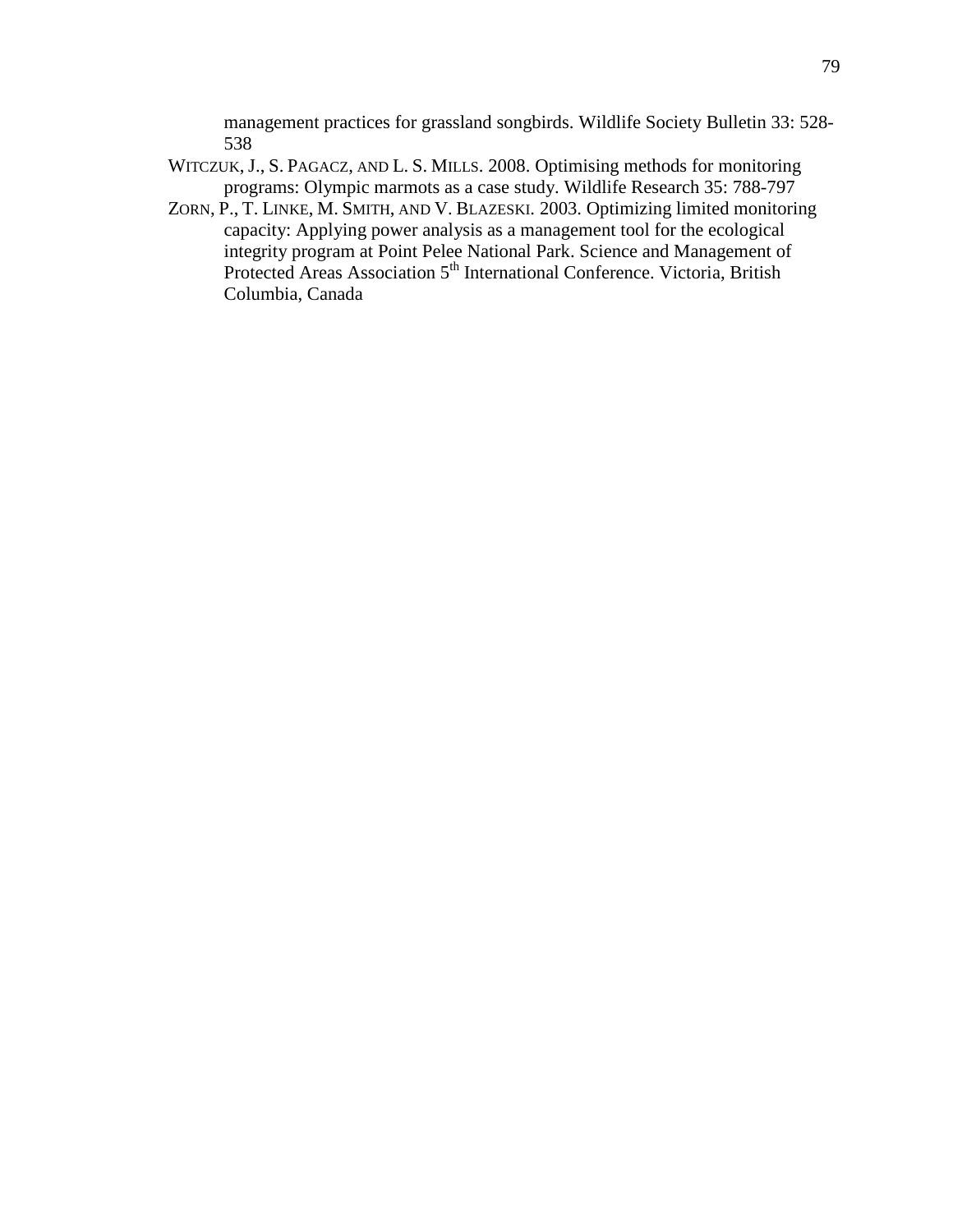management practices for grassland songbirds. Wildlife Society Bulletin 33: 528-538

WITCZUK, J., S. PAGACZ, AND L. S. MILLS. 2008. Optimising methods for monitoring programs: Olympic marmots as a case study. Wildlife Research 35: 788-797

ZORN, P., T. LINKE, M. SMITH, AND V. BLAZESKI. 2003. Optimizing limited monitoring capacity: Applying power analysis as a management tool for the ecological integrity program at Point Pelee National Park. Science and Management of Protected Areas Association 5th International Conference. Victoria, British Columbia, Canada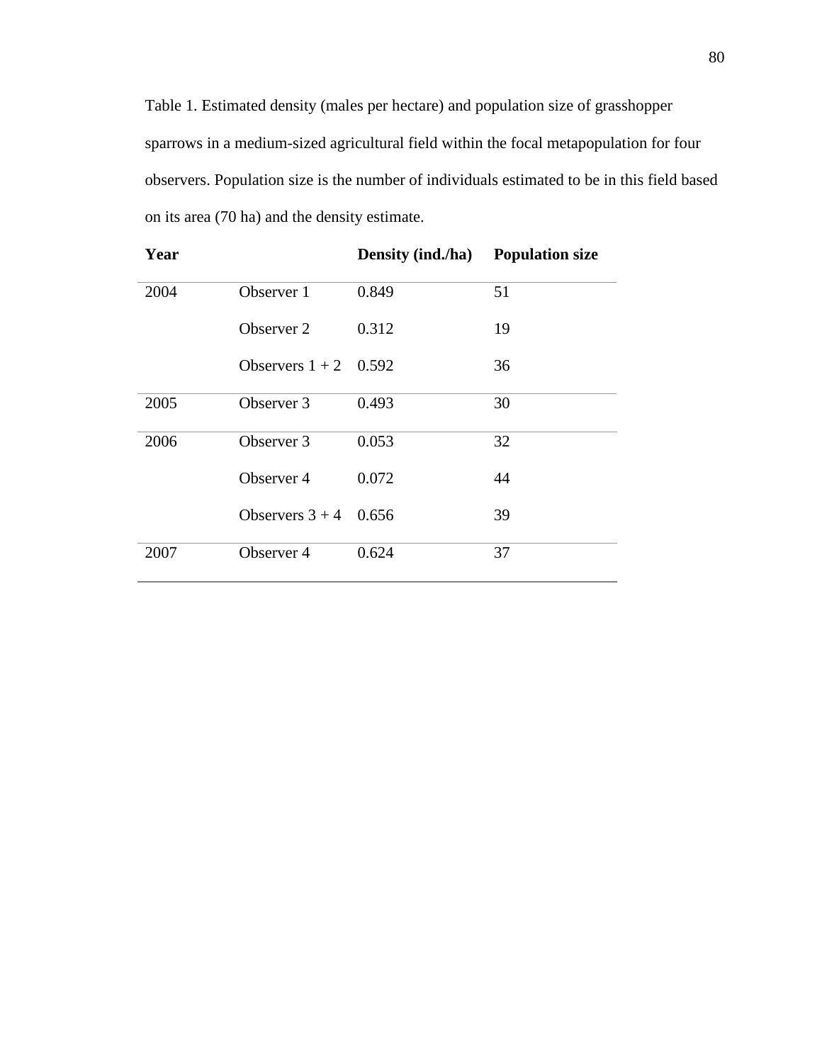Table 1. Estimated density (males per hectare) and population size of grasshopper sparrows in a medium-sized agricultural field within the focal metapopulation for four observers. Population size is the number of individuals estimated to be in this field based on its area (70 ha) and the density estimate.

| **Year** | | **Density (ind./ha)** | **Population size** |
|---|---|---|---|
| 2004 | Observer 1 | 0.849 | 51 |
| | Observer 2 | 0.312 | 19 |
| | Observers 1 + 2 | 0.592 | 36 |
| 2005 | Observer 3 | 0.493 | 30 |
| 2006 | Observer 3 | 0.053 | 32 |
| | Observer 4 | 0.072 | 44 |
| | Observers 3 + 4 | 0.656 | 39 |
| 2007 | Observer 4 | 0.624 | 37 |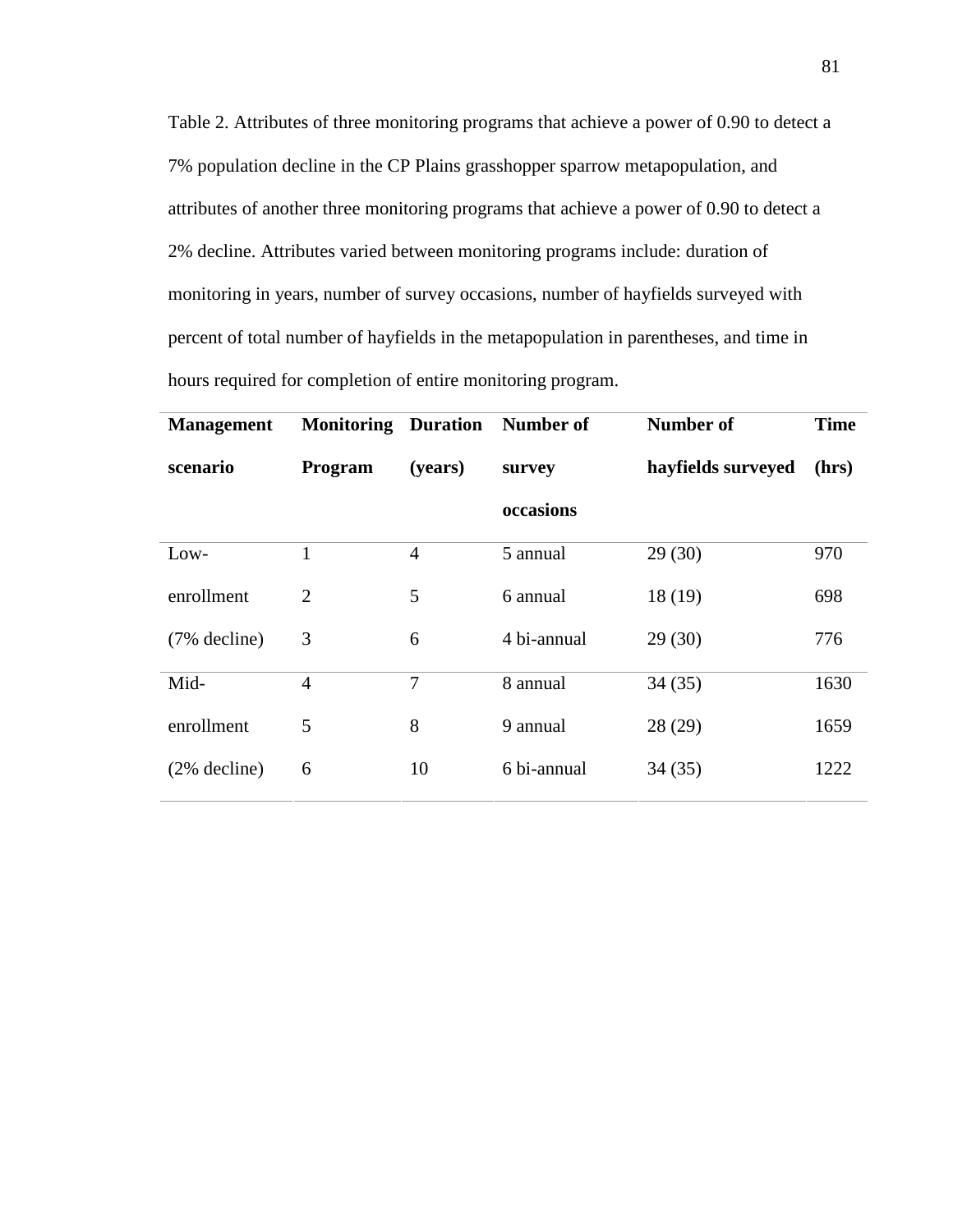Table 2. Attributes of three monitoring programs that achieve a power of 0.90 to detect a 7% population decline in the CP Plains grasshopper sparrow metapopulation, and attributes of another three monitoring programs that achieve a power of 0.90 to detect a 2% decline. Attributes varied between monitoring programs include: duration of monitoring in years, number of survey occasions, number of hayfields surveyed with percent of total number of hayfields in the metapopulation in parentheses, and time in hours required for completion of entire monitoring program.

| **Management scenario** | **Monitoring Program** | **Duration (years)** | **Number of survey occasions** | **Number of hayfields surveyed** | **Time (hrs)** |
|---|---|---|---|---|---|
| Low-enrollment (7% decline) | 1 | 4 | 5 annual | 29 (30) | 970 |
| | 2 | 5 | 6 annual | 18 (19) | 698 |
| | 3 | 6 | 4 bi-annual | 29 (30) | 776 |
| Mid-enrollment (2% decline) | 4 | 7 | 8 annual | 34 (35) | 1630 |
| | 5 | 8 | 9 annual | 28 (29) | 1659 |
| | 6 | 10 | 6 bi-annual | 34 (35) | 1222 |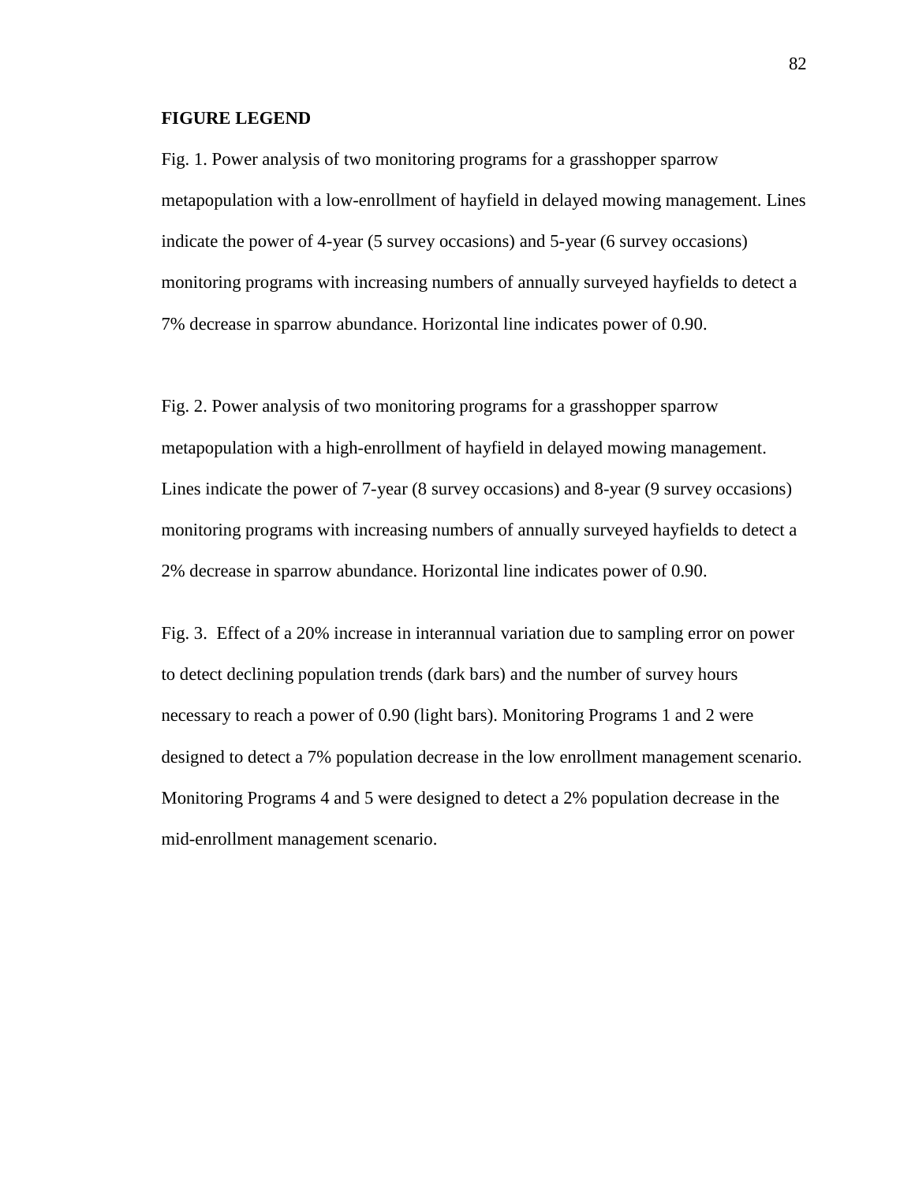**FIGURE LEGEND**

Fig. 1. Power analysis of two monitoring programs for a grasshopper sparrow metapopulation with a low-enrollment of hayfield in delayed mowing management. Lines indicate the power of 4-year (5 survey occasions) and 5-year (6 survey occasions) monitoring programs with increasing numbers of annually surveyed hayfields to detect a 7% decrease in sparrow abundance. Horizontal line indicates power of 0.90.

Fig. 2. Power analysis of two monitoring programs for a grasshopper sparrow metapopulation with a high-enrollment of hayfield in delayed mowing management. Lines indicate the power of 7-year (8 survey occasions) and 8-year (9 survey occasions) monitoring programs with increasing numbers of annually surveyed hayfields to detect a 2% decrease in sparrow abundance. Horizontal line indicates power of 0.90.

Fig. 3. Effect of a 20% increase in interannual variation due to sampling error on power to detect declining population trends (dark bars) and the number of survey hours necessary to reach a power of 0.90 (light bars). Monitoring Programs 1 and 2 were designed to detect a 7% population decrease in the low enrollment management scenario. Monitoring Programs 4 and 5 were designed to detect a 2% population decrease in the mid-enrollment management scenario.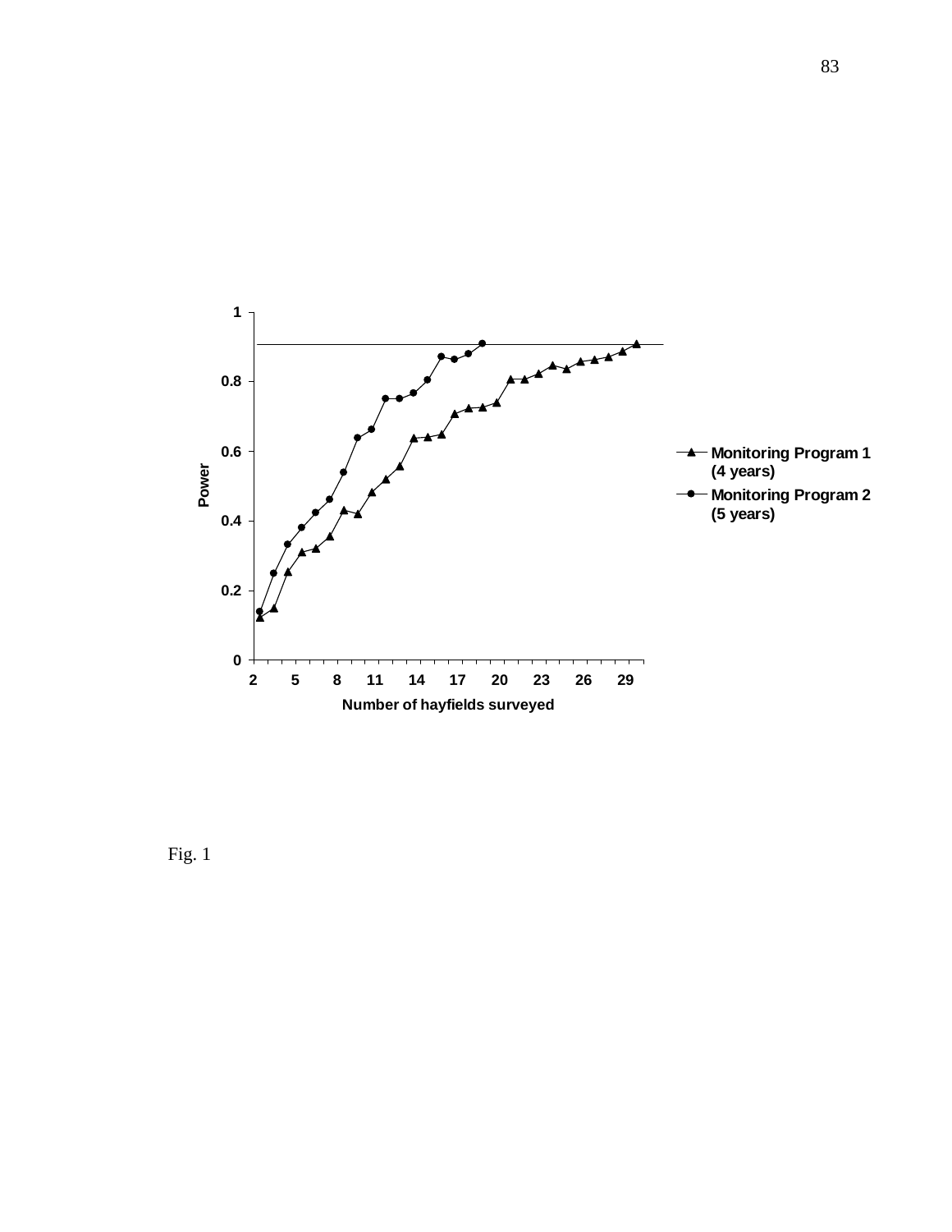Fig. 1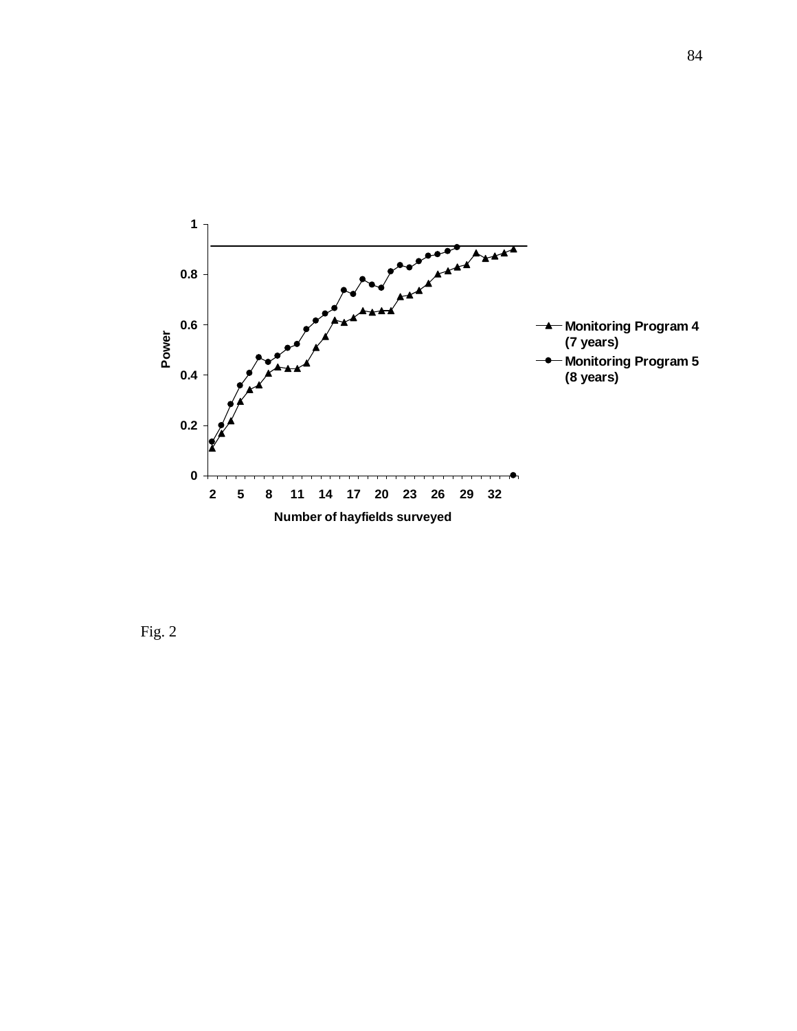Fig. 2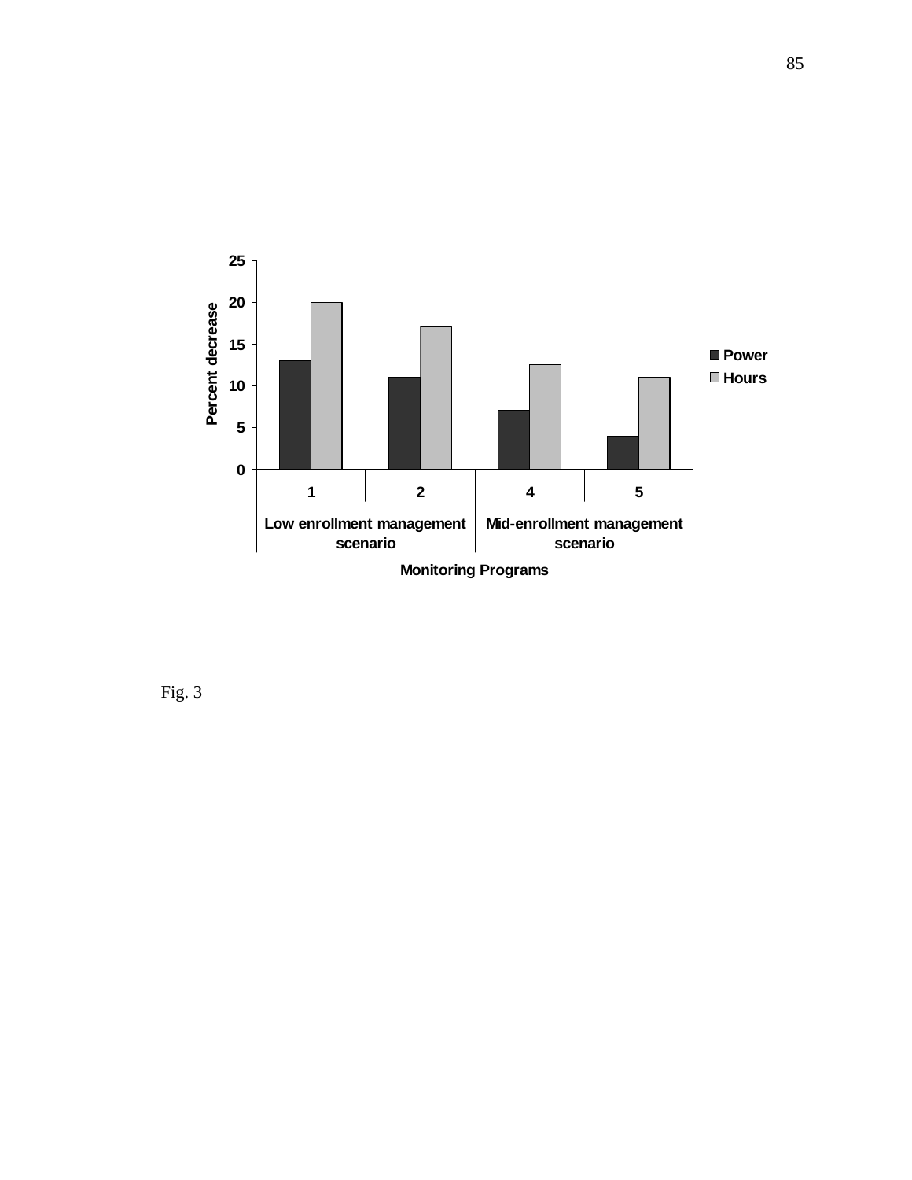| Monitoring Programs | | Power | Hours |
|---|---|---|---|
| Low enrollment management scenario | 1 | 13 | 20 |
| | 2 | 11 | 17 |
| Mid-enrollment management scenario | 4 | 7 | 12.5 |
| | 5 | 4 | 11 |

Percent decrease

Fig. 3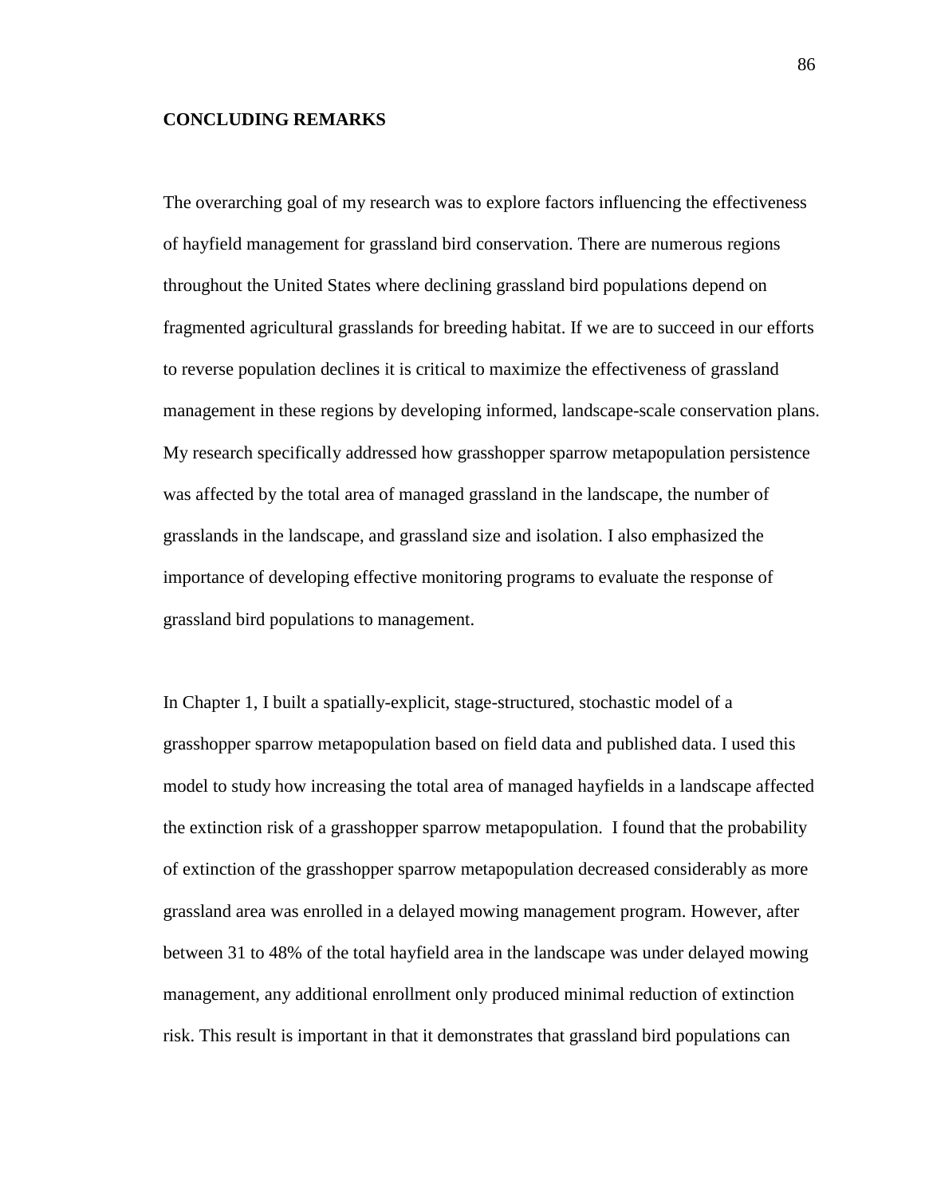## CONCLUDING REMARKS

The overarching goal of my research was to explore factors influencing the effectiveness of hayfield management for grassland bird conservation. There are numerous regions throughout the United States where declining grassland bird populations depend on fragmented agricultural grasslands for breeding habitat. If we are to succeed in our efforts to reverse population declines it is critical to maximize the effectiveness of grassland management in these regions by developing informed, landscape-scale conservation plans. My research specifically addressed how grasshopper sparrow metapopulation persistence was affected by the total area of managed grassland in the landscape, the number of grasslands in the landscape, and grassland size and isolation. I also emphasized the importance of developing effective monitoring programs to evaluate the response of grassland bird populations to management.

In Chapter 1, I built a spatially-explicit, stage-structured, stochastic model of a grasshopper sparrow metapopulation based on field data and published data. I used this model to study how increasing the total area of managed hayfields in a landscape affected the extinction risk of a grasshopper sparrow metapopulation. I found that the probability of extinction of the grasshopper sparrow metapopulation decreased considerably as more grassland area was enrolled in a delayed mowing management program. However, after between 31 to 48% of the total hayfield area in the landscape was under delayed mowing management, any additional enrollment only produced minimal reduction of extinction risk. This result is important in that it demonstrates that grassland bird populations can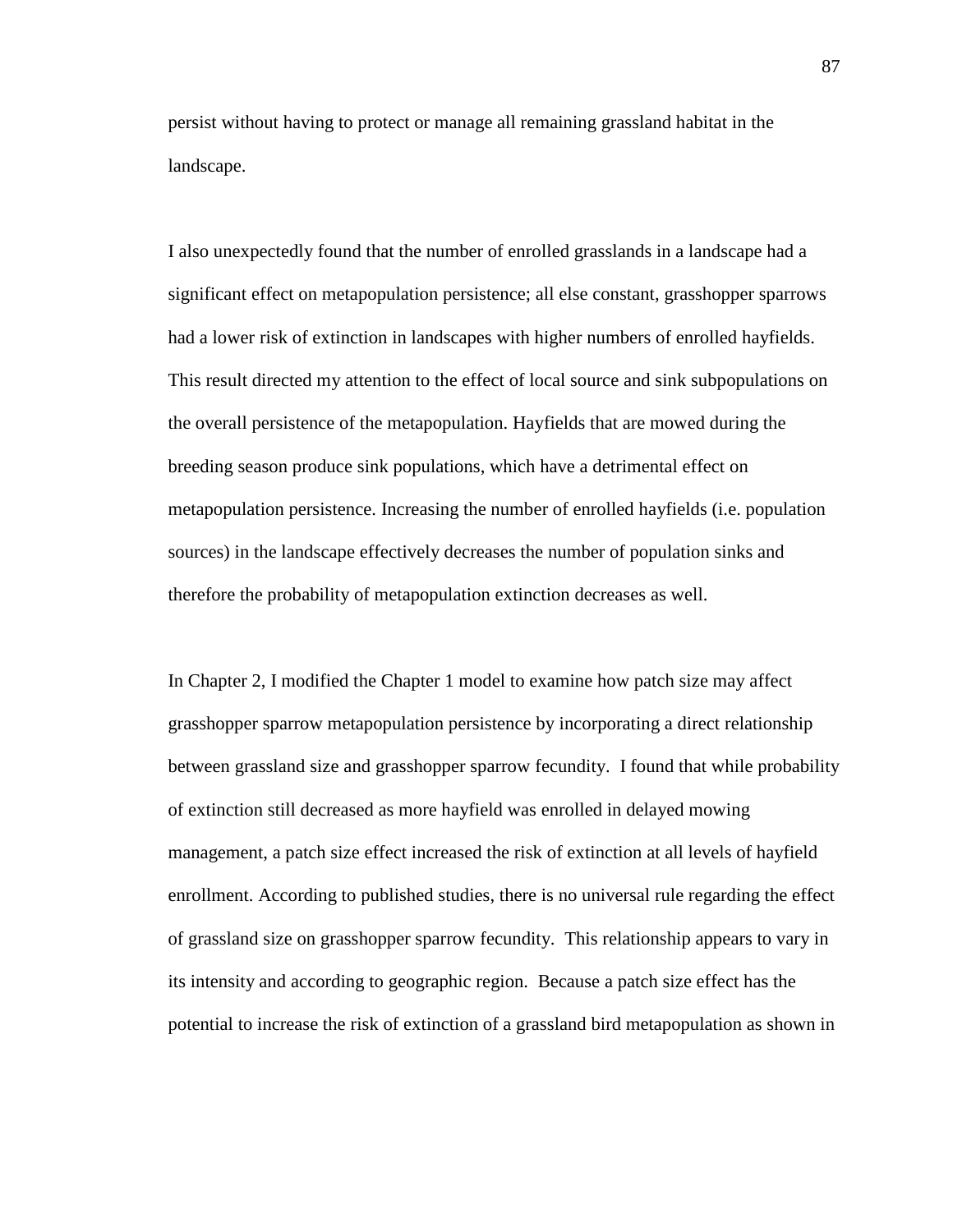persist without having to protect or manage all remaining grassland habitat in the landscape.

I also unexpectedly found that the number of enrolled grasslands in a landscape had a significant effect on metapopulation persistence; all else constant, grasshopper sparrows had a lower risk of extinction in landscapes with higher numbers of enrolled hayfields. This result directed my attention to the effect of local source and sink subpopulations on the overall persistence of the metapopulation. Hayfields that are mowed during the breeding season produce sink populations, which have a detrimental effect on metapopulation persistence. Increasing the number of enrolled hayfields (i.e. population sources) in the landscape effectively decreases the number of population sinks and therefore the probability of metapopulation extinction decreases as well.

In Chapter 2, I modified the Chapter 1 model to examine how patch size may affect grasshopper sparrow metapopulation persistence by incorporating a direct relationship between grassland size and grasshopper sparrow fecundity. I found that while probability of extinction still decreased as more hayfield was enrolled in delayed mowing management, a patch size effect increased the risk of extinction at all levels of hayfield enrollment. According to published studies, there is no universal rule regarding the effect of grassland size on grasshopper sparrow fecundity. This relationship appears to vary in its intensity and according to geographic region. Because a patch size effect has the potential to increase the risk of extinction of a grassland bird metapopulation as shown in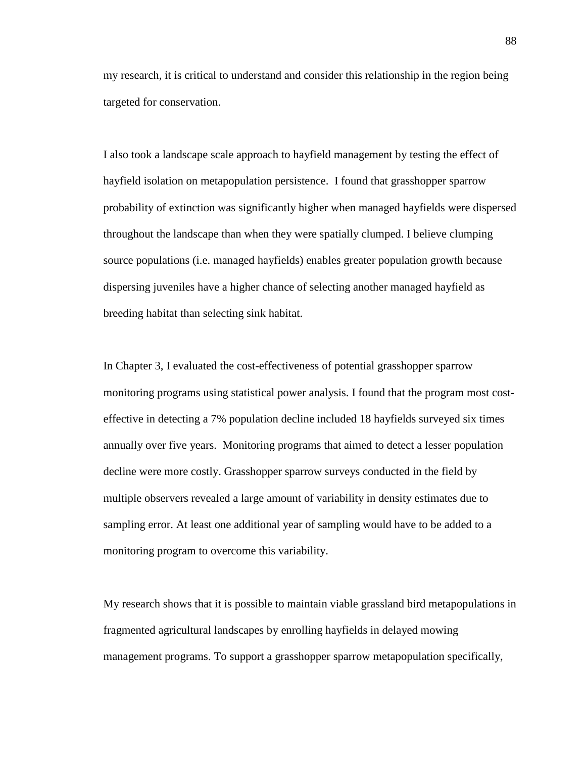my research, it is critical to understand and consider this relationship in the region being targeted for conservation.

I also took a landscape scale approach to hayfield management by testing the effect of hayfield isolation on metapopulation persistence. I found that grasshopper sparrow probability of extinction was significantly higher when managed hayfields were dispersed throughout the landscape than when they were spatially clumped. I believe clumping source populations (i.e. managed hayfields) enables greater population growth because dispersing juveniles have a higher chance of selecting another managed hayfield as breeding habitat than selecting sink habitat.

In Chapter 3, I evaluated the cost-effectiveness of potential grasshopper sparrow monitoring programs using statistical power analysis. I found that the program most cost-effective in detecting a 7% population decline included 18 hayfields surveyed six times annually over five years. Monitoring programs that aimed to detect a lesser population decline were more costly. Grasshopper sparrow surveys conducted in the field by multiple observers revealed a large amount of variability in density estimates due to sampling error. At least one additional year of sampling would have to be added to a monitoring program to overcome this variability.

My research shows that it is possible to maintain viable grassland bird metapopulations in fragmented agricultural landscapes by enrolling hayfields in delayed mowing management programs. To support a grasshopper sparrow metapopulation specifically,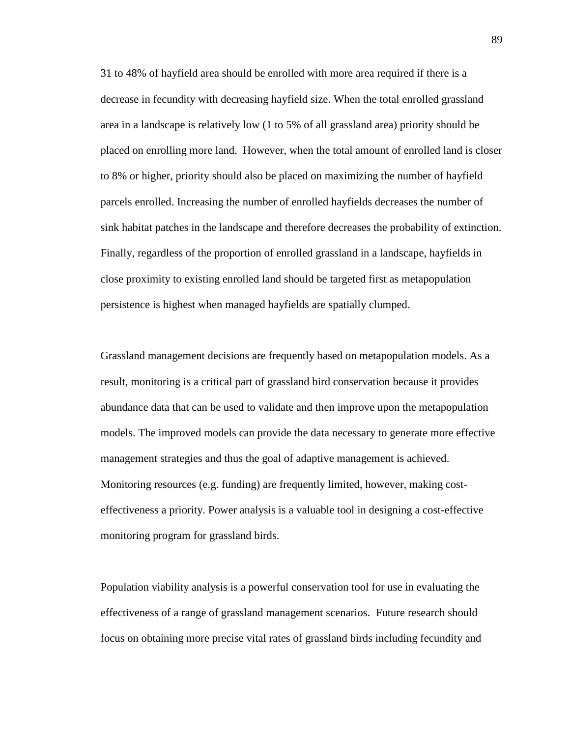31 to 48% of hayfield area should be enrolled with more area required if there is a decrease in fecundity with decreasing hayfield size. When the total enrolled grassland area in a landscape is relatively low (1 to 5% of all grassland area) priority should be placed on enrolling more land. However, when the total amount of enrolled land is closer to 8% or higher, priority should also be placed on maximizing the number of hayfield parcels enrolled. Increasing the number of enrolled hayfields decreases the number of sink habitat patches in the landscape and therefore decreases the probability of extinction. Finally, regardless of the proportion of enrolled grassland in a landscape, hayfields in close proximity to existing enrolled land should be targeted first as metapopulation persistence is highest when managed hayfields are spatially clumped.

Grassland management decisions are frequently based on metapopulation models. As a result, monitoring is a critical part of grassland bird conservation because it provides abundance data that can be used to validate and then improve upon the metapopulation models. The improved models can provide the data necessary to generate more effective management strategies and thus the goal of adaptive management is achieved. Monitoring resources (e.g. funding) are frequently limited, however, making cost-effectiveness a priority. Power analysis is a valuable tool in designing a cost-effective monitoring program for grassland birds.

Population viability analysis is a powerful conservation tool for use in evaluating the effectiveness of a range of grassland management scenarios. Future research should focus on obtaining more precise vital rates of grassland birds including fecundity and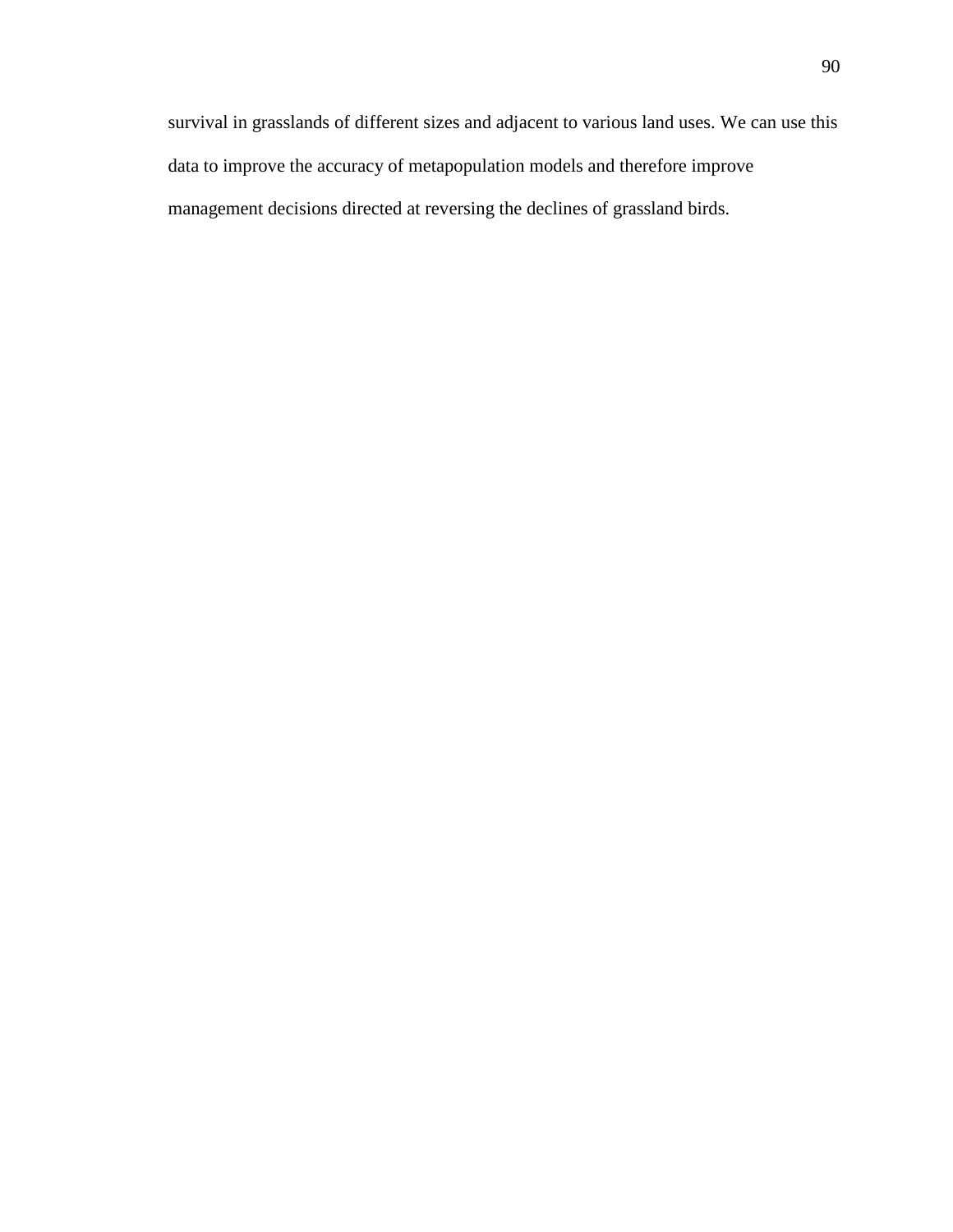survival in grasslands of different sizes and adjacent to various land uses. We can use this data to improve the accuracy of metapopulation models and therefore improve management decisions directed at reversing the declines of grassland birds.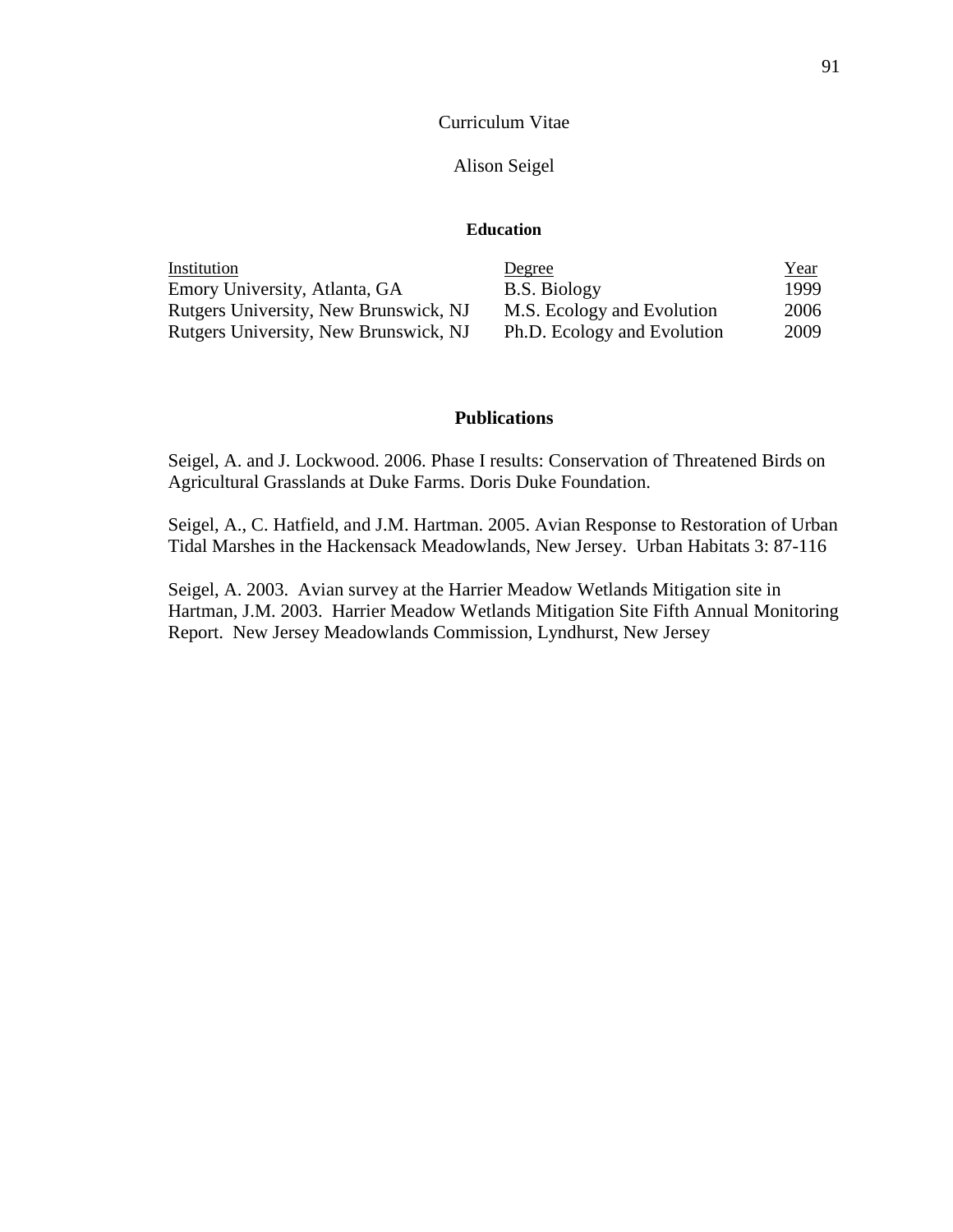# Curriculum Vitae

## Alison Seigel

### Education

| Institution | Degree | Year |
|---|---|---|
| Emory University, Atlanta, GA | B.S. Biology | 1999 |
| Rutgers University, New Brunswick, NJ | M.S. Ecology and Evolution | 2006 |
| Rutgers University, New Brunswick, NJ | Ph.D. Ecology and Evolution | 2009 |

### Publications

Seigel, A. and J. Lockwood. 2006. Phase I results: Conservation of Threatened Birds on Agricultural Grasslands at Duke Farms. Doris Duke Foundation.

Seigel, A., C. Hatfield, and J.M. Hartman. 2005. Avian Response to Restoration of Urban Tidal Marshes in the Hackensack Meadowlands, New Jersey. Urban Habitats 3: 87-116

Seigel, A. 2003. Avian survey at the Harrier Meadow Wetlands Mitigation site in Hartman, J.M. 2003. Harrier Meadow Wetlands Mitigation Site Fifth Annual Monitoring Report. New Jersey Meadowlands Commission, Lyndhurst, New Jersey